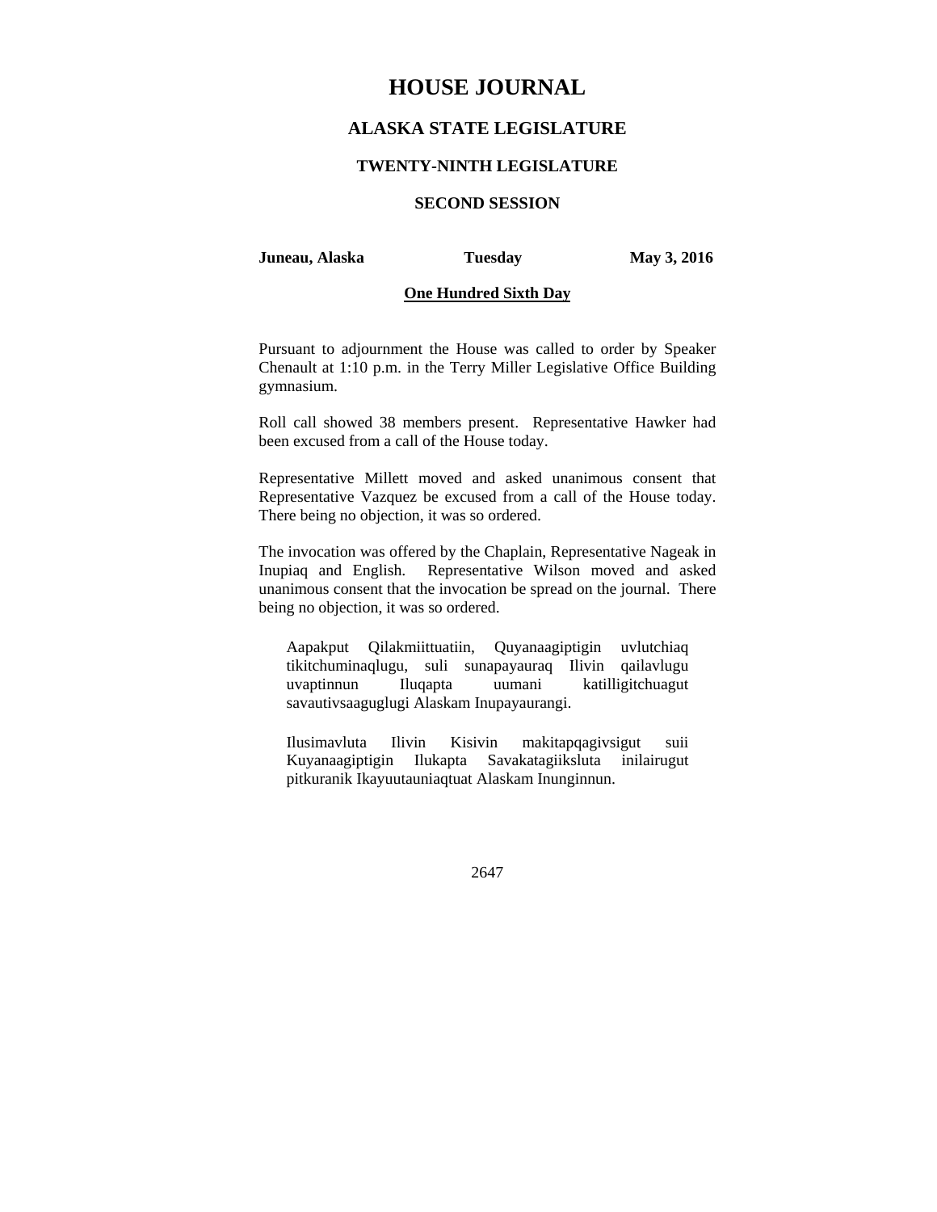# HOUSE JOURNAL

## ALASKA STATE LEGISLATURE

### TWENTY-NINTH LEGISLATURE

### SECOND SESSION

**Juneau, Alaska** **Tuesday** **May 3, 2016**

**One Hundred Sixth Day**

Pursuant to adjournment the House was called to order by Speaker Chenault at 1:10 p.m. in the Terry Miller Legislative Office Building gymnasium.

Roll call showed 38 members present. Representative Hawker had been excused from a call of the House today.

Representative Millett moved and asked unanimous consent that Representative Vazquez be excused from a call of the House today. There being no objection, it was so ordered.

The invocation was offered by the Chaplain, Representative Nageak in Inupiaq and English. Representative Wilson moved and asked unanimous consent that the invocation be spread on the journal. There being no objection, it was so ordered.

> Aapakput Qilakmiittuatiin, Quyanaagiptigin uvlutchiaq tikitchuminaqlugu, suli sunapayauraq Ilivin qailavlugu uvaptinnun Iluqapta uumani katilligitchuagut savautivsaaguglugi Alaskam Inupayaurangi.
>
> Ilusimavluta Ilivin Kisivin makitapqagivsigut suii Kuyanaagiptigin Ilukapta Savakatagiiksluta inilairugut pitkuranik Ikayuutauniaqtuat Alaskam Inunginnun.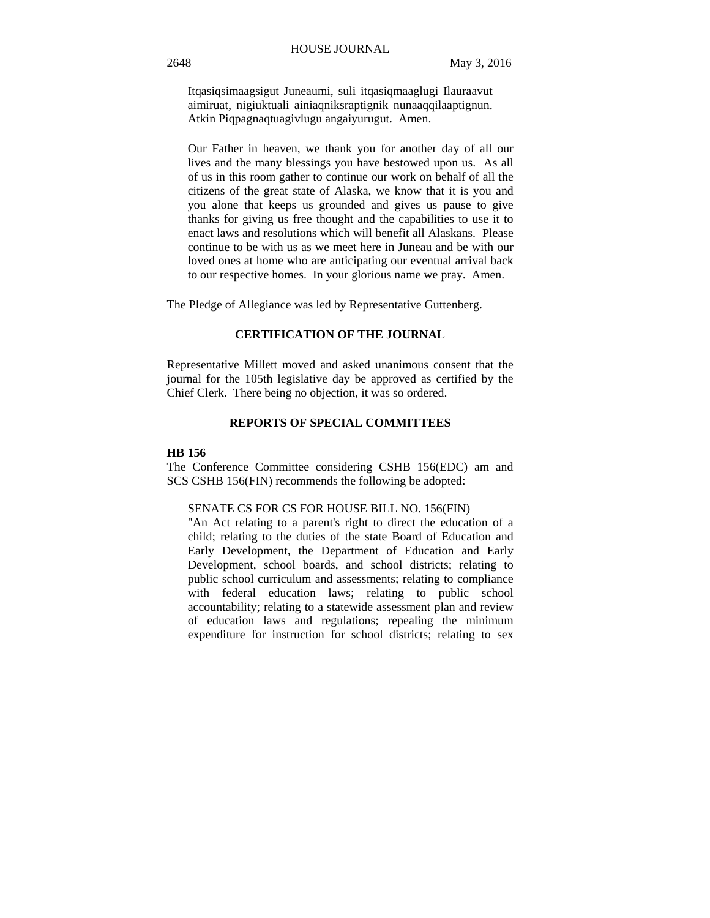Itqasiqsimaagsigut Juneaumi, suli itqasiqmaaglugi Ilauraavut aimiruat, nigiuktuali ainiaqniksraptignik nunaaqqilaaptignun. Atkin Piqpagnaqtuagivlugu angaiyurugut. Amen.

Our Father in heaven, we thank you for another day of all our lives and the many blessings you have bestowed upon us. As all of us in this room gather to continue our work on behalf of all the citizens of the great state of Alaska, we know that it is you and you alone that keeps us grounded and gives us pause to give thanks for giving us free thought and the capabilities to use it to enact laws and resolutions which will benefit all Alaskans. Please continue to be with us as we meet here in Juneau and be with our loved ones at home who are anticipating our eventual arrival back to our respective homes. In your glorious name we pray. Amen.

The Pledge of Allegiance was led by Representative Guttenberg.

## CERTIFICATION OF THE JOURNAL

Representative Millett moved and asked unanimous consent that the journal for the 105th legislative day be approved as certified by the Chief Clerk. There being no objection, it was so ordered.

## REPORTS OF SPECIAL COMMITTEES

**HB 156**

The Conference Committee considering CSHB 156(EDC) am and SCS CSHB 156(FIN) recommends the following be adopted:

SENATE CS FOR CS FOR HOUSE BILL NO. 156(FIN)

"An Act relating to a parent's right to direct the education of a child; relating to the duties of the state Board of Education and Early Development, the Department of Education and Early Development, school boards, and school districts; relating to public school curriculum and assessments; relating to compliance with federal education laws; relating to public school accountability; relating to a statewide assessment plan and review of education laws and regulations; repealing the minimum expenditure for instruction for school districts; relating to sex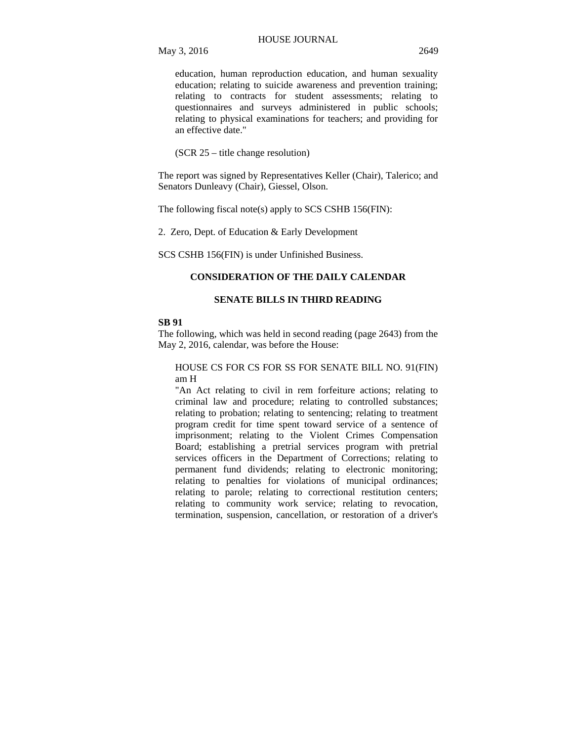education, human reproduction education, and human sexuality education; relating to suicide awareness and prevention training; relating to contracts for student assessments; relating to questionnaires and surveys administered in public schools; relating to physical examinations for teachers; and providing for an effective date."

(SCR 25 – title change resolution)

The report was signed by Representatives Keller (Chair), Talerico; and Senators Dunleavy (Chair), Giessel, Olson.

The following fiscal note(s) apply to SCS CSHB 156(FIN):

2. Zero, Dept. of Education & Early Development

SCS CSHB 156(FIN) is under Unfinished Business.

## CONSIDERATION OF THE DAILY CALENDAR

### SENATE BILLS IN THIRD READING

**SB 91**

The following, which was held in second reading (page 2643) from the May 2, 2016, calendar, was before the House:

HOUSE CS FOR CS FOR SS FOR SENATE BILL NO. 91(FIN) am H

"An Act relating to civil in rem forfeiture actions; relating to criminal law and procedure; relating to controlled substances; relating to probation; relating to sentencing; relating to treatment program credit for time spent toward service of a sentence of imprisonment; relating to the Violent Crimes Compensation Board; establishing a pretrial services program with pretrial services officers in the Department of Corrections; relating to permanent fund dividends; relating to electronic monitoring; relating to penalties for violations of municipal ordinances; relating to parole; relating to correctional restitution centers; relating to community work service; relating to revocation, termination, suspension, cancellation, or restoration of a driver's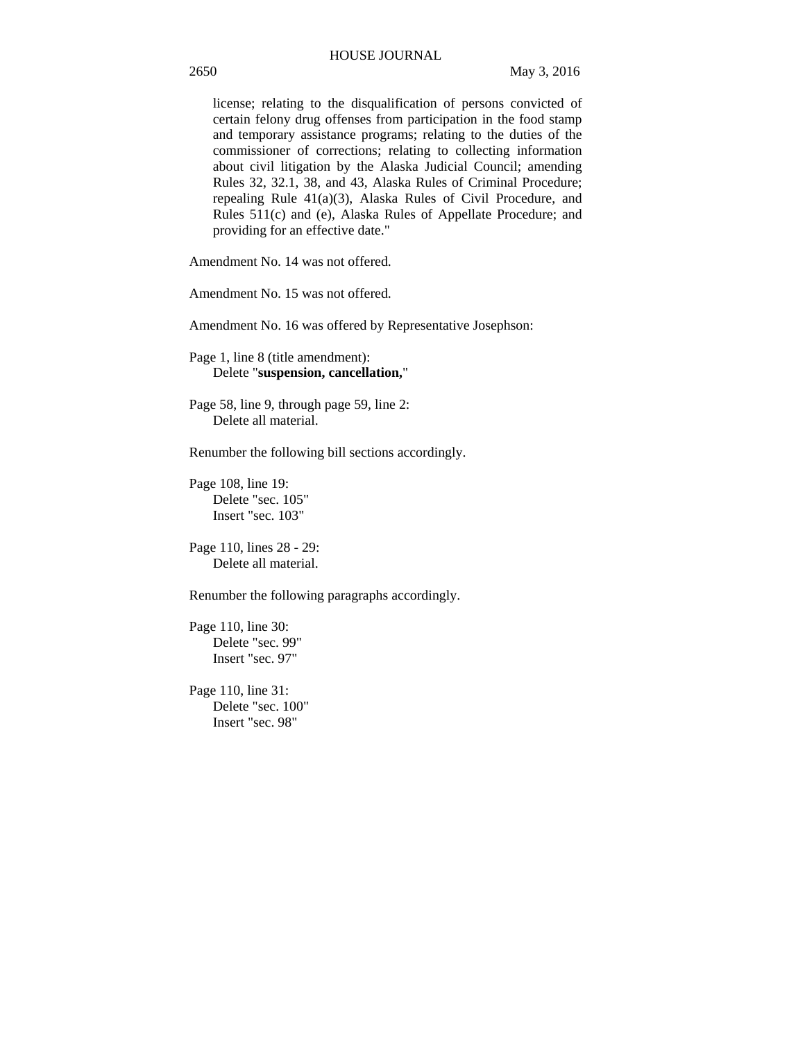license; relating to the disqualification of persons convicted of certain felony drug offenses from participation in the food stamp and temporary assistance programs; relating to the duties of the commissioner of corrections; relating to collecting information about civil litigation by the Alaska Judicial Council; amending Rules 32, 32.1, 38, and 43, Alaska Rules of Criminal Procedure; repealing Rule 41(a)(3), Alaska Rules of Civil Procedure, and Rules 511(c) and (e), Alaska Rules of Appellate Procedure; and providing for an effective date."

Amendment No. 14 was not offered.

Amendment No. 15 was not offered.

Amendment No. 16 was offered by Representative Josephson:

Page 1, line 8 (title amendment):
Delete "**suspension, cancellation,**"

Page 58, line 9, through page 59, line 2:
Delete all material.

Renumber the following bill sections accordingly.

Page 108, line 19:
Delete "sec. 105"
Insert "sec. 103"

Page 110, lines 28 - 29:
Delete all material.

Renumber the following paragraphs accordingly.

Page 110, line 30:
Delete "sec. 99"
Insert "sec. 97"

Page 110, line 31:
Delete "sec. 100"
Insert "sec. 98"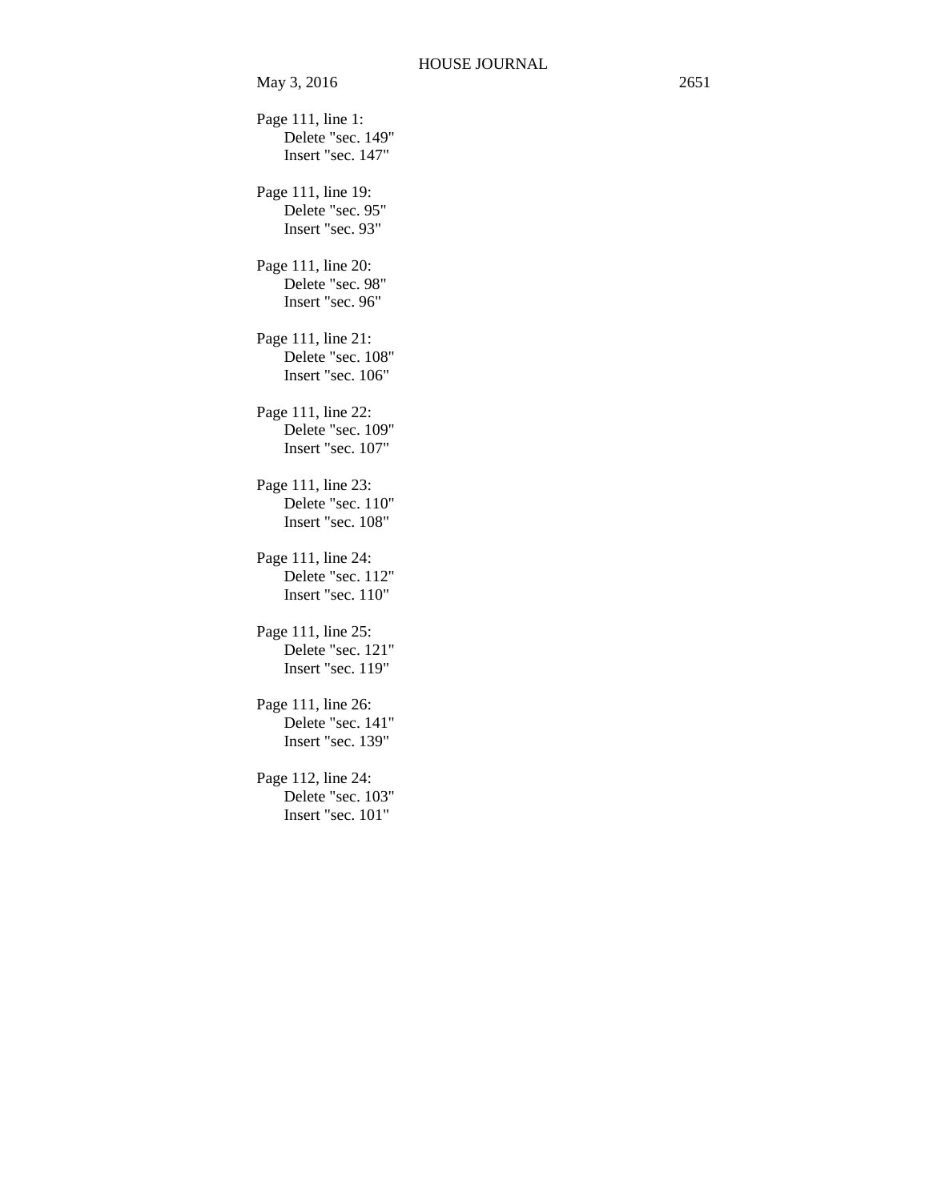Page 111, line 1:
Delete "sec. 149"
Insert "sec. 147"

Page 111, line 19:
Delete "sec. 95"
Insert "sec. 93"

Page 111, line 20:
Delete "sec. 98"
Insert "sec. 96"

Page 111, line 21:
Delete "sec. 108"
Insert "sec. 106"

Page 111, line 22:
Delete "sec. 109"
Insert "sec. 107"

Page 111, line 23:
Delete "sec. 110"
Insert "sec. 108"

Page 111, line 24:
Delete "sec. 112"
Insert "sec. 110"

Page 111, line 25:
Delete "sec. 121"
Insert "sec. 119"

Page 111, line 26:
Delete "sec. 141"
Insert "sec. 139"

Page 112, line 24:
Delete "sec. 103"
Insert "sec. 101"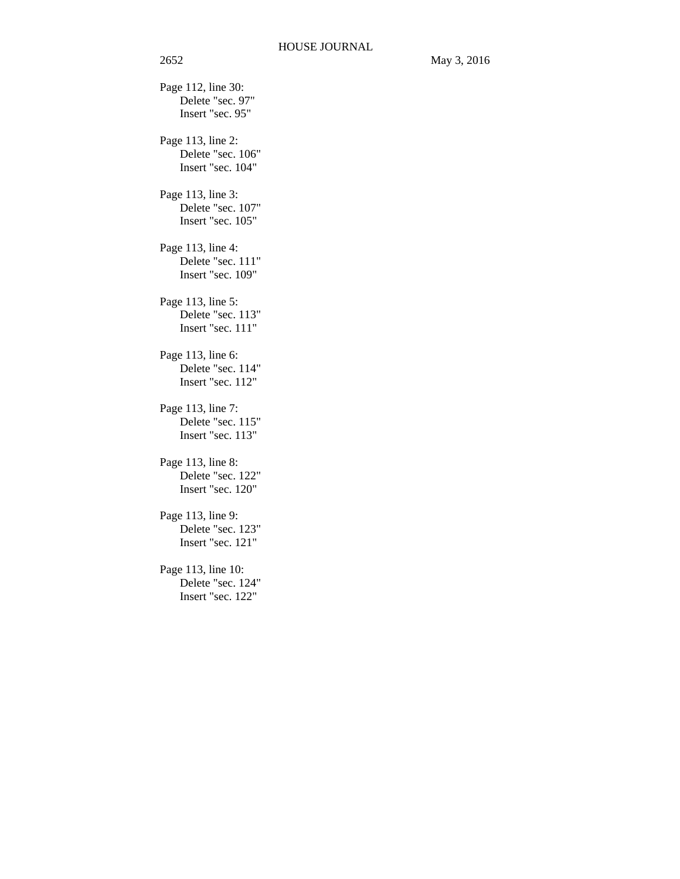Page 112, line 30:
Delete "sec. 97"
Insert "sec. 95"

Page 113, line 2:
Delete "sec. 106"
Insert "sec. 104"

Page 113, line 3:
Delete "sec. 107"
Insert "sec. 105"

Page 113, line 4:
Delete "sec. 111"
Insert "sec. 109"

Page 113, line 5:
Delete "sec. 113"
Insert "sec. 111"

Page 113, line 6:
Delete "sec. 114"
Insert "sec. 112"

Page 113, line 7:
Delete "sec. 115"
Insert "sec. 113"

Page 113, line 8:
Delete "sec. 122"
Insert "sec. 120"

Page 113, line 9:
Delete "sec. 123"
Insert "sec. 121"

Page 113, line 10:
Delete "sec. 124"
Insert "sec. 122"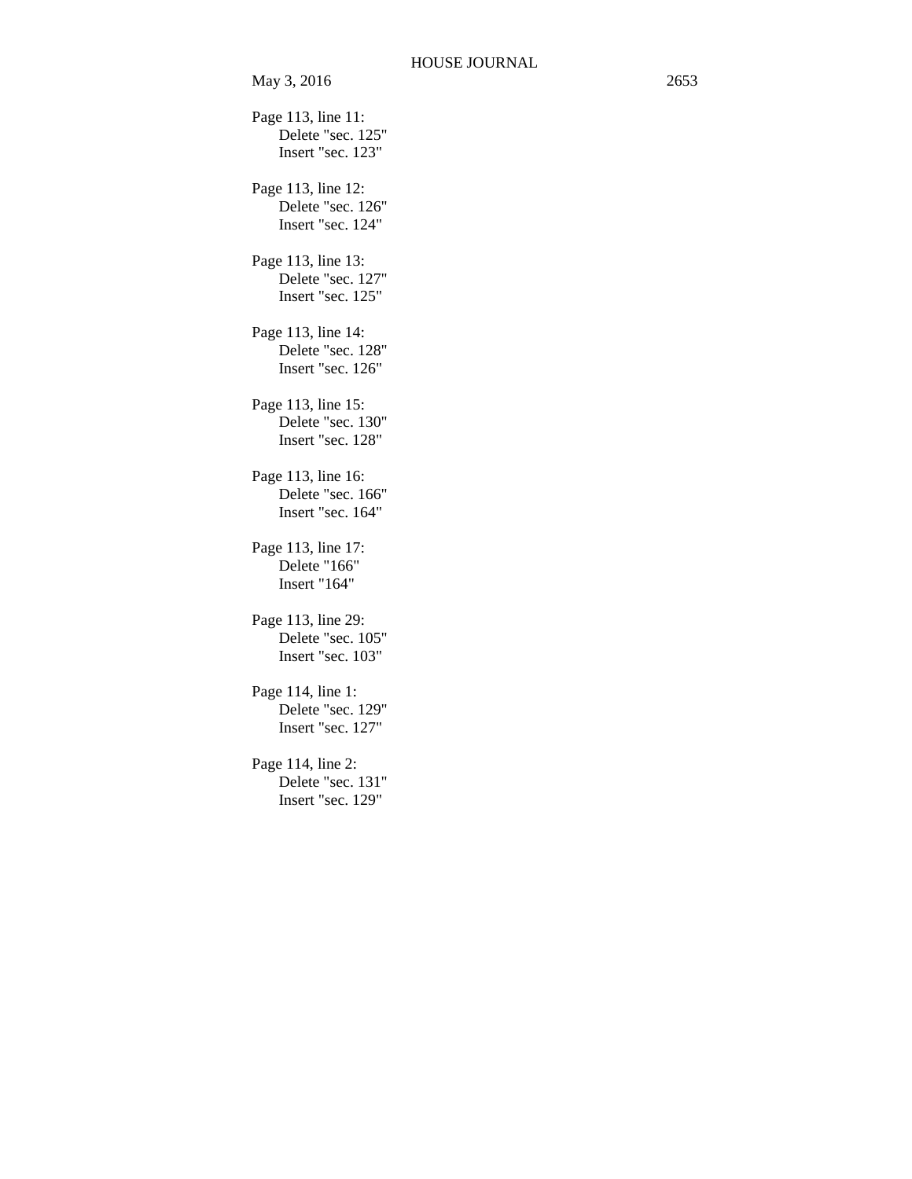Page 113, line 11:
Delete "sec. 125"
Insert "sec. 123"

Page 113, line 12:
Delete "sec. 126"
Insert "sec. 124"

Page 113, line 13:
Delete "sec. 127"
Insert "sec. 125"

Page 113, line 14:
Delete "sec. 128"
Insert "sec. 126"

Page 113, line 15:
Delete "sec. 130"
Insert "sec. 128"

Page 113, line 16:
Delete "sec. 166"
Insert "sec. 164"

Page 113, line 17:
Delete "166"
Insert "164"

Page 113, line 29:
Delete "sec. 105"
Insert "sec. 103"

Page 114, line 1:
Delete "sec. 129"
Insert "sec. 127"

Page 114, line 2:
Delete "sec. 131"
Insert "sec. 129"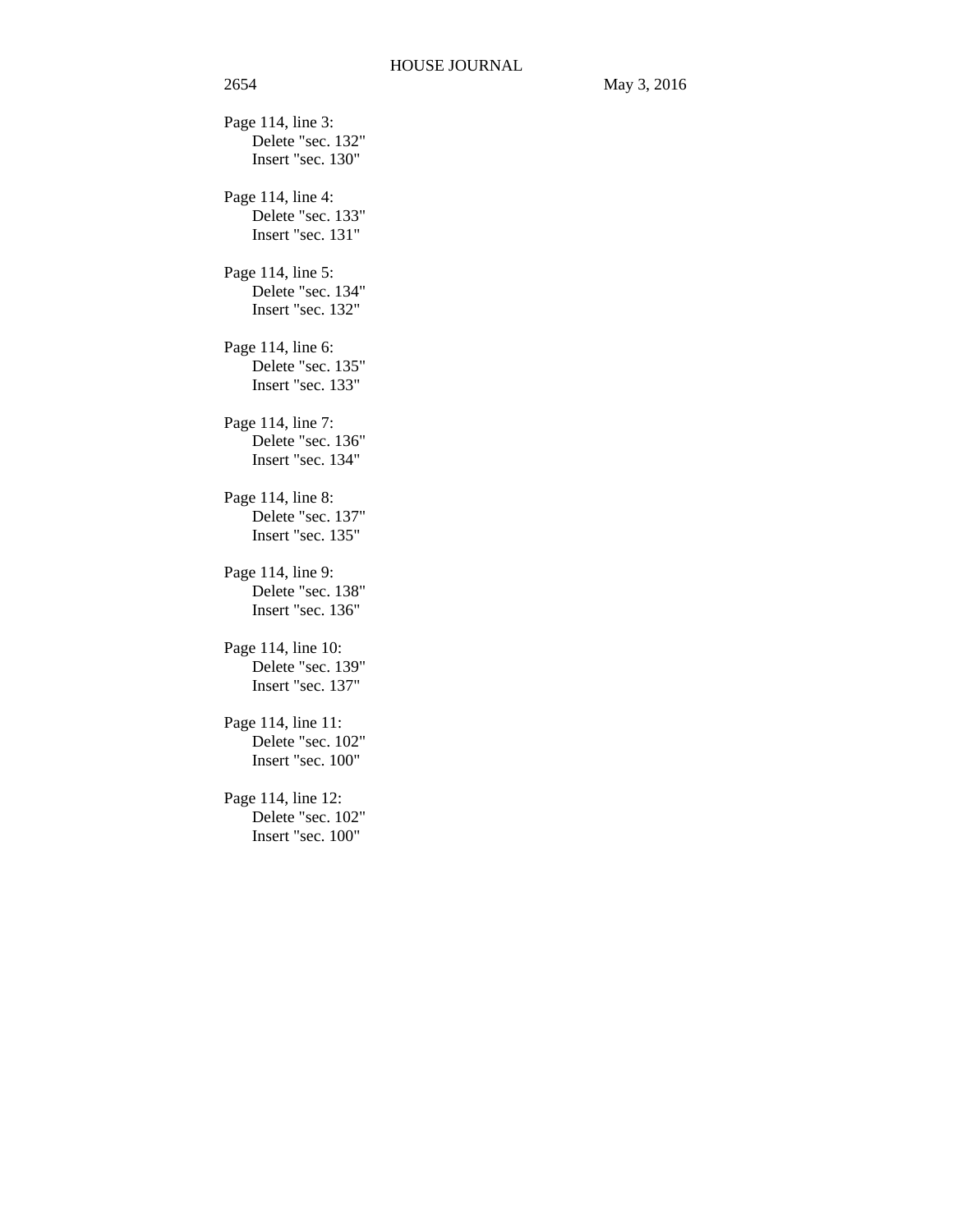Page 114, line 3:
    Delete "sec. 132"
    Insert "sec. 130"

Page 114, line 4:
    Delete "sec. 133"
    Insert "sec. 131"

Page 114, line 5:
    Delete "sec. 134"
    Insert "sec. 132"

Page 114, line 6:
    Delete "sec. 135"
    Insert "sec. 133"

Page 114, line 7:
    Delete "sec. 136"
    Insert "sec. 134"

Page 114, line 8:
    Delete "sec. 137"
    Insert "sec. 135"

Page 114, line 9:
    Delete "sec. 138"
    Insert "sec. 136"

Page 114, line 10:
    Delete "sec. 139"
    Insert "sec. 137"

Page 114, line 11:
    Delete "sec. 102"
    Insert "sec. 100"

Page 114, line 12:
    Delete "sec. 102"
    Insert "sec. 100"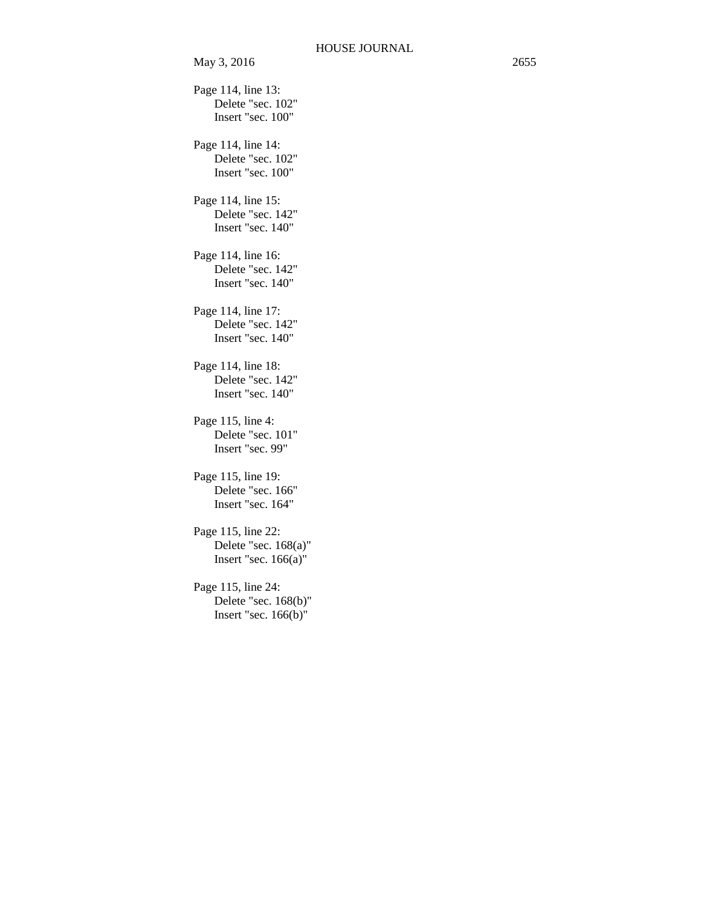Page 114, line 13:
Delete "sec. 102"
Insert "sec. 100"

Page 114, line 14:
Delete "sec. 102"
Insert "sec. 100"

Page 114, line 15:
Delete "sec. 142"
Insert "sec. 140"

Page 114, line 16:
Delete "sec. 142"
Insert "sec. 140"

Page 114, line 17:
Delete "sec. 142"
Insert "sec. 140"

Page 114, line 18:
Delete "sec. 142"
Insert "sec. 140"

Page 115, line 4:
Delete "sec. 101"
Insert "sec. 99"

Page 115, line 19:
Delete "sec. 166"
Insert "sec. 164"

Page 115, line 22:
Delete "sec. 168(a)"
Insert "sec. 166(a)"

Page 115, line 24:
Delete "sec. 168(b)"
Insert "sec. 166(b)"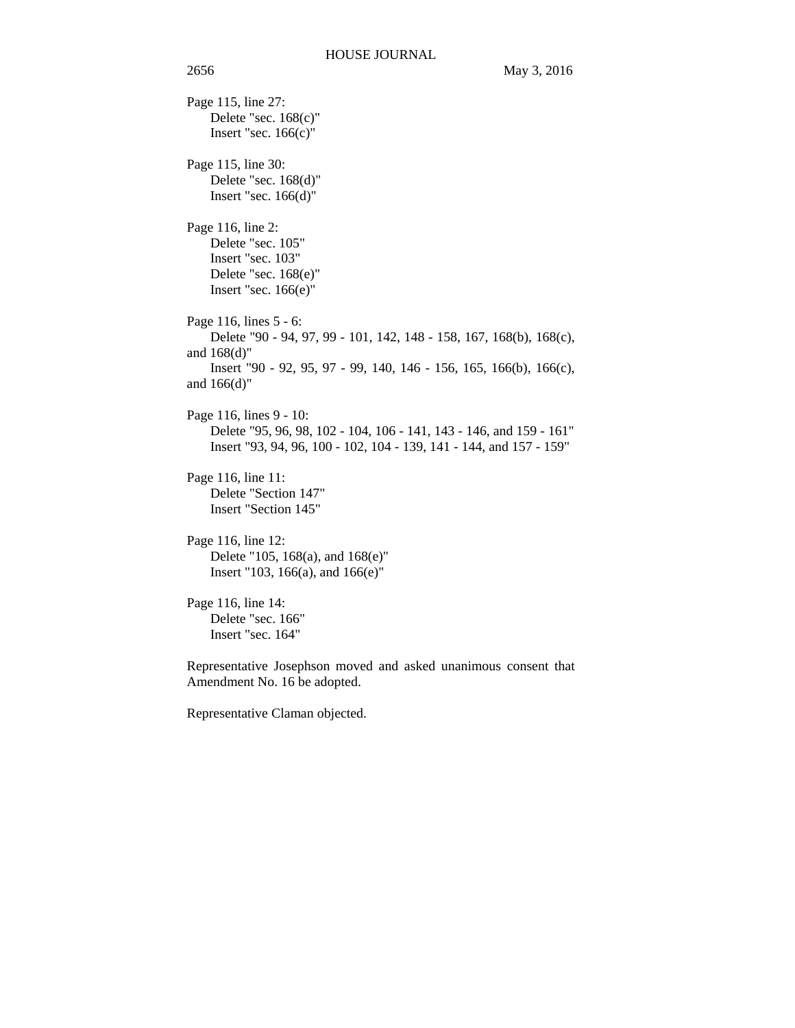Page 115, line 27:
Delete "sec. 168(c)"
Insert "sec. 166(c)"

Page 115, line 30:
Delete "sec. 168(d)"
Insert "sec. 166(d)"

Page 116, line 2:
Delete "sec. 105"
Insert "sec. 103"
Delete "sec. 168(e)"
Insert "sec. 166(e)"

Page 116, lines 5 - 6:
Delete "90 - 94, 97, 99 - 101, 142, 148 - 158, 167, 168(b), 168(c), and 168(d)"
Insert "90 - 92, 95, 97 - 99, 140, 146 - 156, 165, 166(b), 166(c), and 166(d)"

Page 116, lines 9 - 10:
Delete "95, 96, 98, 102 - 104, 106 - 141, 143 - 146, and 159 - 161"
Insert "93, 94, 96, 100 - 102, 104 - 139, 141 - 144, and 157 - 159"

Page 116, line 11:
Delete "Section 147"
Insert "Section 145"

Page 116, line 12:
Delete "105, 168(a), and 168(e)"
Insert "103, 166(a), and 166(e)"

Page 116, line 14:
Delete "sec. 166"
Insert "sec. 164"

Representative Josephson moved and asked unanimous consent that Amendment No. 16 be adopted.

Representative Claman objected.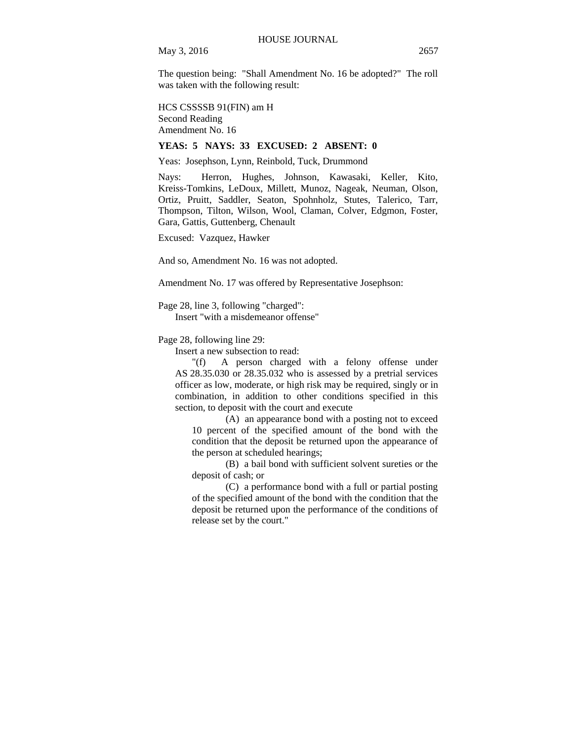The question being: "Shall Amendment No. 16 be adopted?" The roll was taken with the following result:

HCS CSSSSB 91(FIN) am H
Second Reading
Amendment No. 16

**YEAS: 5 NAYS: 33 EXCUSED: 2 ABSENT: 0**

Yeas: Josephson, Lynn, Reinbold, Tuck, Drummond

Nays: Herron, Hughes, Johnson, Kawasaki, Keller, Kito, Kreiss-Tomkins, LeDoux, Millett, Munoz, Nageak, Neuman, Olson, Ortiz, Pruitt, Saddler, Seaton, Spohnholz, Stutes, Talerico, Tarr, Thompson, Tilton, Wilson, Wool, Claman, Colver, Edgmon, Foster, Gara, Gattis, Guttenberg, Chenault

Excused: Vazquez, Hawker

And so, Amendment No. 16 was not adopted.

Amendment No. 17 was offered by Representative Josephson:

Page 28, line 3, following "charged":
Insert "with a misdemeanor offense"

Page 28, following line 29:
Insert a new subsection to read:
"(f) A person charged with a felony offense under AS 28.35.030 or 28.35.032 who is assessed by a pretrial services officer as low, moderate, or high risk may be required, singly or in combination, in addition to other conditions specified in this section, to deposit with the court and execute

(A) an appearance bond with a posting not to exceed 10 percent of the specified amount of the bond with the condition that the deposit be returned upon the appearance of the person at scheduled hearings;

(B) a bail bond with sufficient solvent sureties or the deposit of cash; or

(C) a performance bond with a full or partial posting of the specified amount of the bond with the condition that the deposit be returned upon the performance of the conditions of release set by the court."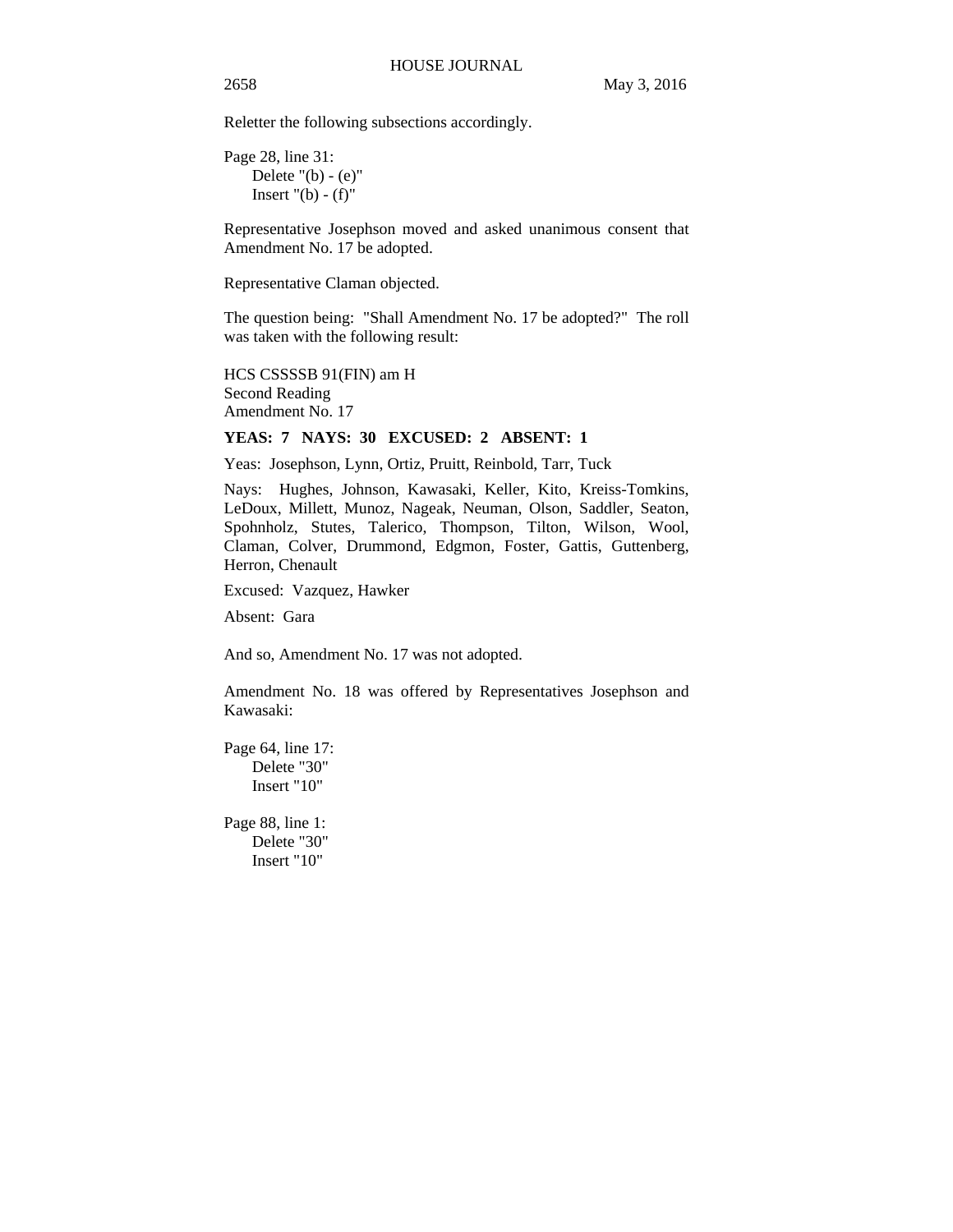Reletter the following subsections accordingly.

Page 28, line 31:
Delete "(b) - (e)"
Insert "(b) - (f)"

Representative Josephson moved and asked unanimous consent that Amendment No. 17 be adopted.

Representative Claman objected.

The question being: "Shall Amendment No. 17 be adopted?" The roll was taken with the following result:

HCS CSSSSB 91(FIN) am H
Second Reading
Amendment No. 17

**YEAS: 7 NAYS: 30 EXCUSED: 2 ABSENT: 1**

Yeas: Josephson, Lynn, Ortiz, Pruitt, Reinbold, Tarr, Tuck

Nays: Hughes, Johnson, Kawasaki, Keller, Kito, Kreiss-Tomkins, LeDoux, Millett, Munoz, Nageak, Neuman, Olson, Saddler, Seaton, Spohnholz, Stutes, Talerico, Thompson, Tilton, Wilson, Wool, Claman, Colver, Drummond, Edgmon, Foster, Gattis, Guttenberg, Herron, Chenault

Excused: Vazquez, Hawker

Absent: Gara

And so, Amendment No. 17 was not adopted.

Amendment No. 18 was offered by Representatives Josephson and Kawasaki:

Page 64, line 17:
Delete "30"
Insert "10"

Page 88, line 1:
Delete "30"
Insert "10"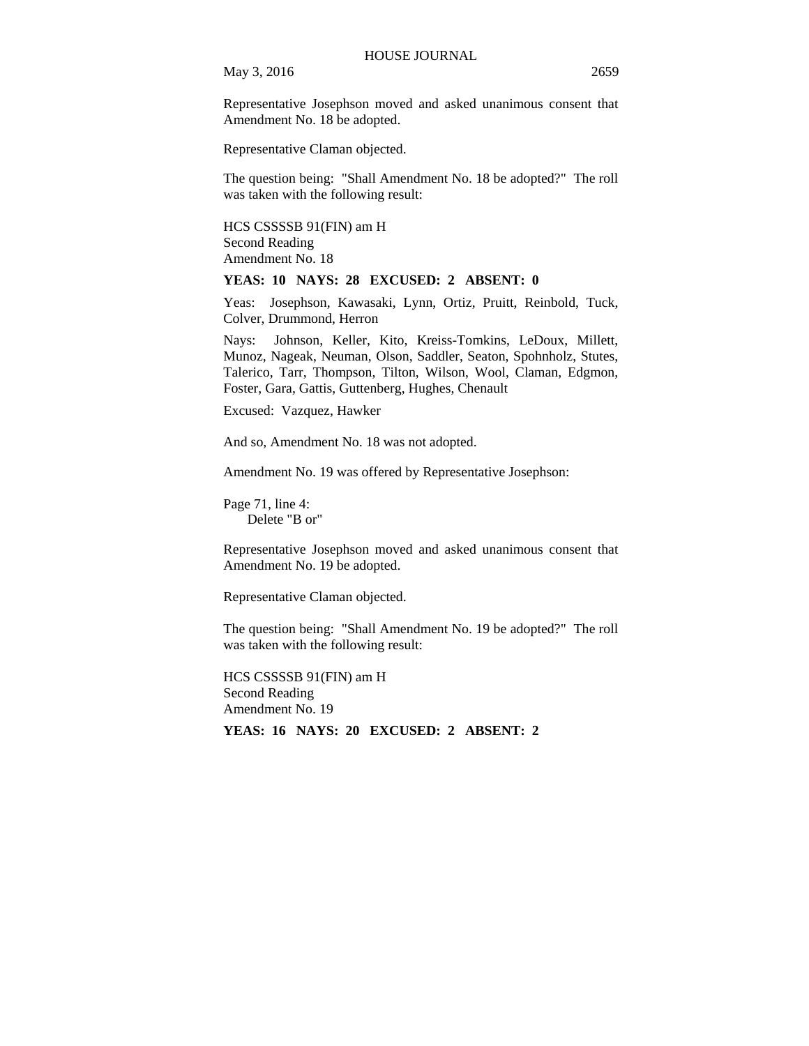Representative Josephson moved and asked unanimous consent that Amendment No. 18 be adopted.

Representative Claman objected.

The question being: "Shall Amendment No. 18 be adopted?" The roll was taken with the following result:

HCS CSSSSB 91(FIN) am H
Second Reading
Amendment No. 18

**YEAS: 10 NAYS: 28 EXCUSED: 2 ABSENT: 0**

Yeas: Josephson, Kawasaki, Lynn, Ortiz, Pruitt, Reinbold, Tuck, Colver, Drummond, Herron

Nays: Johnson, Keller, Kito, Kreiss-Tomkins, LeDoux, Millett, Munoz, Nageak, Neuman, Olson, Saddler, Seaton, Spohnholz, Stutes, Talerico, Tarr, Thompson, Tilton, Wilson, Wool, Claman, Edgmon, Foster, Gara, Gattis, Guttenberg, Hughes, Chenault

Excused: Vazquez, Hawker

And so, Amendment No. 18 was not adopted.

Amendment No. 19 was offered by Representative Josephson:

Page 71, line 4:
Delete "B or"

Representative Josephson moved and asked unanimous consent that Amendment No. 19 be adopted.

Representative Claman objected.

The question being: "Shall Amendment No. 19 be adopted?" The roll was taken with the following result:

HCS CSSSSB 91(FIN) am H
Second Reading
Amendment No. 19

**YEAS: 16 NAYS: 20 EXCUSED: 2 ABSENT: 2**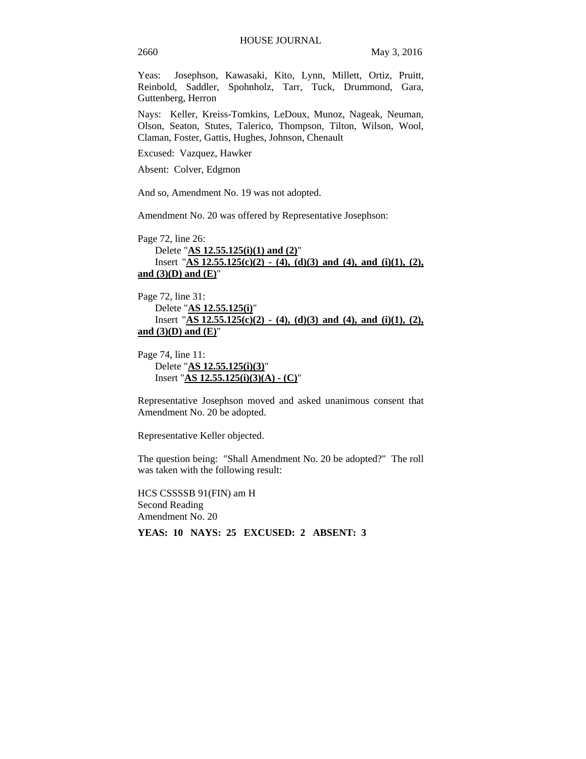Yeas: Josephson, Kawasaki, Kito, Lynn, Millett, Ortiz, Pruitt, Reinbold, Saddler, Spohnholz, Tarr, Tuck, Drummond, Gara, Guttenberg, Herron

Nays: Keller, Kreiss-Tomkins, LeDoux, Munoz, Nageak, Neuman, Olson, Seaton, Stutes, Talerico, Thompson, Tilton, Wilson, Wool, Claman, Foster, Gattis, Hughes, Johnson, Chenault

Excused: Vazquez, Hawker

Absent: Colver, Edgmon

And so, Amendment No. 19 was not adopted.

Amendment No. 20 was offered by Representative Josephson:

Page 72, line 26:
Delete "**AS 12.55.125(i)(1) and (2)**"
Insert "**AS 12.55.125(c)(2) - (4), (d)(3) and (4), and (i)(1), (2), and (3)(D) and (E)**"

Page 72, line 31:
Delete "**AS 12.55.125(i)**"
Insert "**AS 12.55.125(c)(2) - (4), (d)(3) and (4), and (i)(1), (2), and (3)(D) and (E)**"

Page 74, line 11:
Delete "**AS 12.55.125(i)(3)**"
Insert "**AS 12.55.125(i)(3)(A) - (C)**"

Representative Josephson moved and asked unanimous consent that Amendment No. 20 be adopted.

Representative Keller objected.

The question being: "Shall Amendment No. 20 be adopted?" The roll was taken with the following result:

HCS CSSSSB 91(FIN) am H
Second Reading
Amendment No. 20

**YEAS: 10 NAYS: 25 EXCUSED: 2 ABSENT: 3**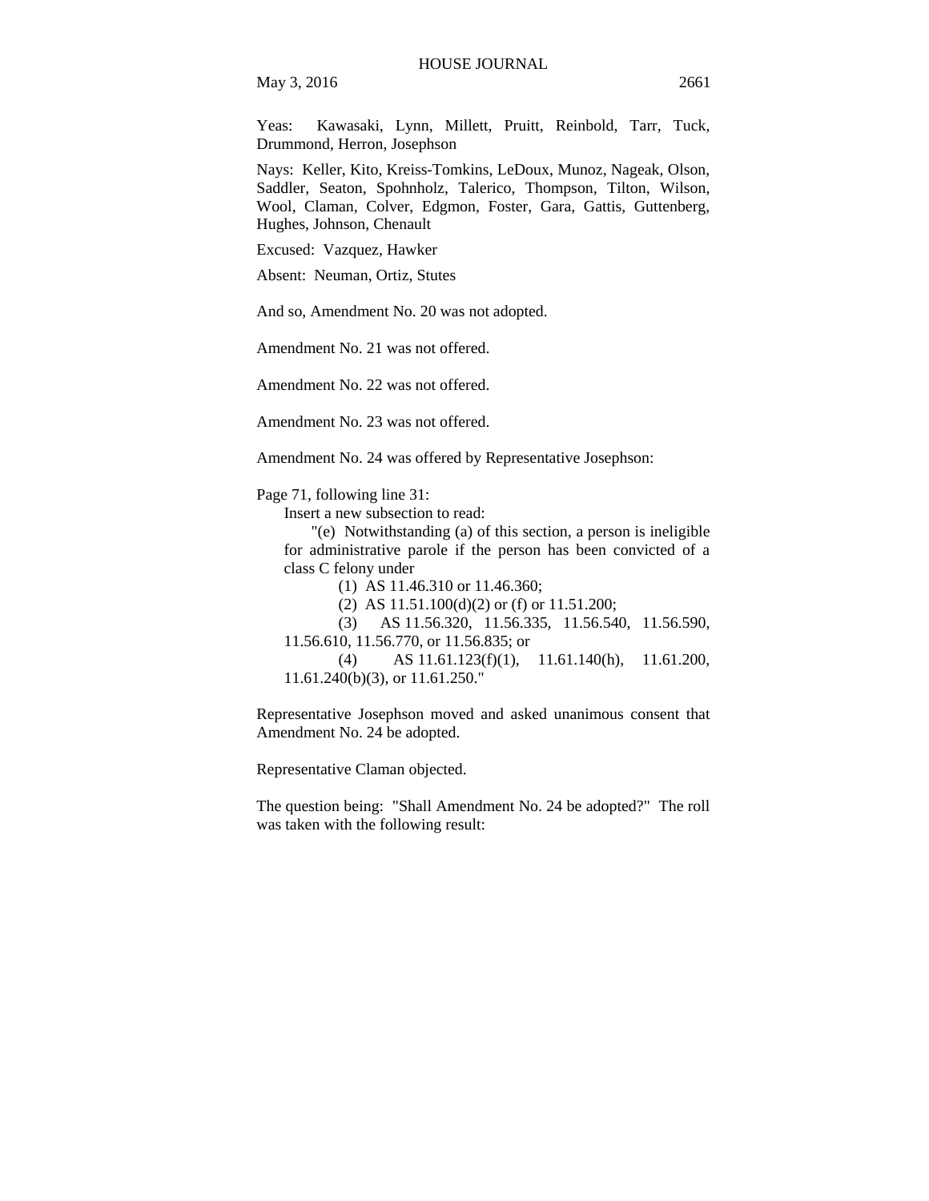Yeas: Kawasaki, Lynn, Millett, Pruitt, Reinbold, Tarr, Tuck, Drummond, Herron, Josephson

Nays: Keller, Kito, Kreiss-Tomkins, LeDoux, Munoz, Nageak, Olson, Saddler, Seaton, Spohnholz, Talerico, Thompson, Tilton, Wilson, Wool, Claman, Colver, Edgmon, Foster, Gara, Gattis, Guttenberg, Hughes, Johnson, Chenault

Excused: Vazquez, Hawker

Absent: Neuman, Ortiz, Stutes

And so, Amendment No. 20 was not adopted.

Amendment No. 21 was not offered.

Amendment No. 22 was not offered.

Amendment No. 23 was not offered.

Amendment No. 24 was offered by Representative Josephson:

Page 71, following line 31:

Insert a new subsection to read:

"(e) Notwithstanding (a) of this section, a person is ineligible for administrative parole if the person has been convicted of a class C felony under

(1) AS 11.46.310 or 11.46.360;

(2) AS 11.51.100(d)(2) or (f) or 11.51.200;

(3) AS 11.56.320, 11.56.335, 11.56.540, 11.56.590, 11.56.610, 11.56.770, or 11.56.835; or

(4) AS 11.61.123(f)(1), 11.61.140(h), 11.61.200, 11.61.240(b)(3), or 11.61.250."

Representative Josephson moved and asked unanimous consent that Amendment No. 24 be adopted.

Representative Claman objected.

The question being: "Shall Amendment No. 24 be adopted?" The roll was taken with the following result: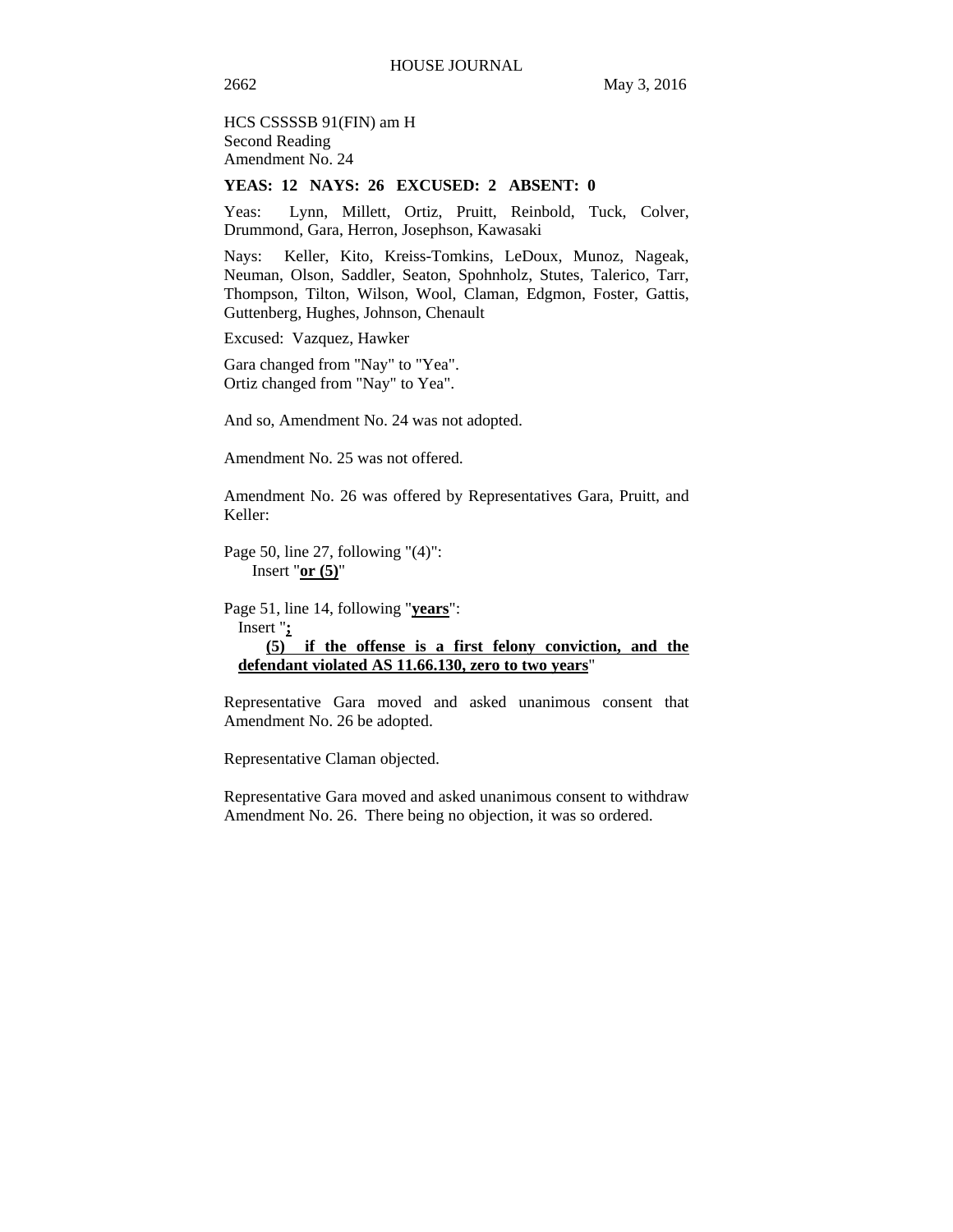HCS CSSSSB 91(FIN) am H
Second Reading
Amendment No. 24

**YEAS: 12 NAYS: 26 EXCUSED: 2 ABSENT: 0**

Yeas: Lynn, Millett, Ortiz, Pruitt, Reinbold, Tuck, Colver, Drummond, Gara, Herron, Josephson, Kawasaki

Nays: Keller, Kito, Kreiss-Tomkins, LeDoux, Munoz, Nageak, Neuman, Olson, Saddler, Seaton, Spohnholz, Stutes, Talerico, Tarr, Thompson, Tilton, Wilson, Wool, Claman, Edgmon, Foster, Gattis, Guttenberg, Hughes, Johnson, Chenault

Excused: Vazquez, Hawker

Gara changed from "Nay" to "Yea".
Ortiz changed from "Nay" to Yea".

And so, Amendment No. 24 was not adopted.

Amendment No. 25 was not offered.

Amendment No. 26 was offered by Representatives Gara, Pruitt, and Keller:

Page 50, line 27, following "(4)":
Insert "**or (5)**"

Page 51, line 14, following "**years**":
Insert "**;**
**(5) if the offense is a first felony conviction, and the defendant violated AS 11.66.130, zero to two years**"

Representative Gara moved and asked unanimous consent that Amendment No. 26 be adopted.

Representative Claman objected.

Representative Gara moved and asked unanimous consent to withdraw Amendment No. 26. There being no objection, it was so ordered.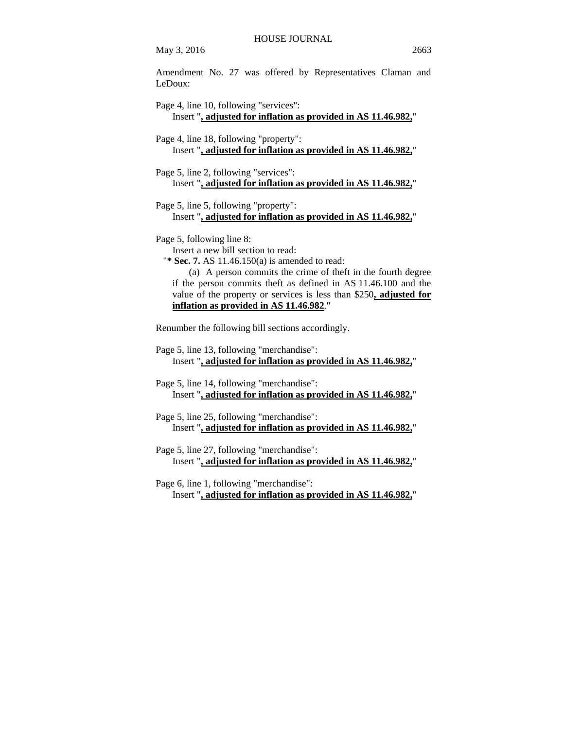Amendment No. 27 was offered by Representatives Claman and LeDoux:

Page 4, line 10, following "services":
Insert "**, adjusted for inflation as provided in AS 11.46.982,**"

Page 4, line 18, following "property":
Insert "**, adjusted for inflation as provided in AS 11.46.982,**"

Page 5, line 2, following "services":
Insert "**, adjusted for inflation as provided in AS 11.46.982,**"

Page 5, line 5, following "property":
Insert "**, adjusted for inflation as provided in AS 11.46.982,**"

Page 5, following line 8:
Insert a new bill section to read:
"**\* Sec. 7.** AS 11.46.150(a) is amended to read:
(a) A person commits the crime of theft in the fourth degree if the person commits theft as defined in AS 11.46.100 and the value of the property or services is less than $250**, adjusted for inflation as provided in AS 11.46.982**."

Renumber the following bill sections accordingly.

Page 5, line 13, following "merchandise":
Insert "**, adjusted for inflation as provided in AS 11.46.982,**"

Page 5, line 14, following "merchandise":
Insert "**, adjusted for inflation as provided in AS 11.46.982,**"

Page 5, line 25, following "merchandise":
Insert "**, adjusted for inflation as provided in AS 11.46.982,**"

Page 5, line 27, following "merchandise":
Insert "**, adjusted for inflation as provided in AS 11.46.982,**"

Page 6, line 1, following "merchandise":
Insert "**, adjusted for inflation as provided in AS 11.46.982,**"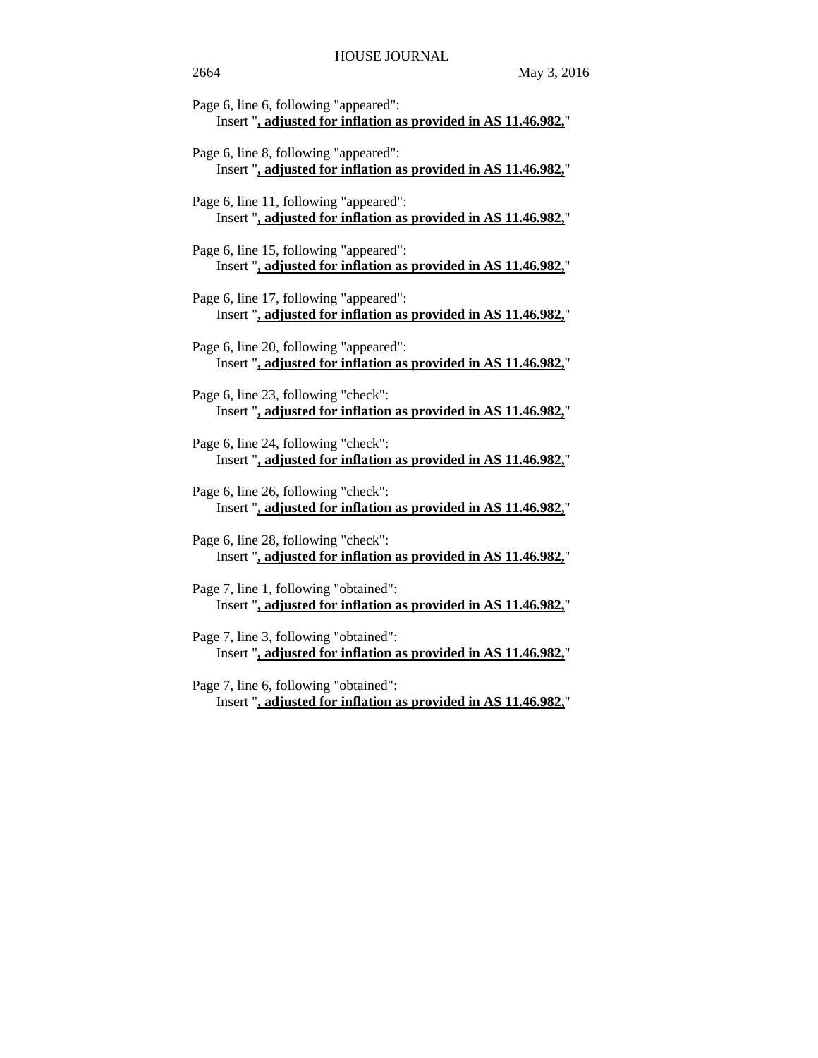Page 6, line 6, following "appeared":
Insert "**<u>, adjusted for inflation as provided in AS 11.46.982,</u>**"

Page 6, line 8, following "appeared":
Insert "**<u>, adjusted for inflation as provided in AS 11.46.982,</u>**"

Page 6, line 11, following "appeared":
Insert "**<u>, adjusted for inflation as provided in AS 11.46.982,</u>**"

Page 6, line 15, following "appeared":
Insert "**<u>, adjusted for inflation as provided in AS 11.46.982,</u>**"

Page 6, line 17, following "appeared":
Insert "**<u>, adjusted for inflation as provided in AS 11.46.982,</u>**"

Page 6, line 20, following "appeared":
Insert "**<u>, adjusted for inflation as provided in AS 11.46.982,</u>**"

Page 6, line 23, following "check":
Insert "**<u>, adjusted for inflation as provided in AS 11.46.982,</u>**"

Page 6, line 24, following "check":
Insert "**<u>, adjusted for inflation as provided in AS 11.46.982,</u>**"

Page 6, line 26, following "check":
Insert "**<u>, adjusted for inflation as provided in AS 11.46.982,</u>**"

Page 6, line 28, following "check":
Insert "**<u>, adjusted for inflation as provided in AS 11.46.982,</u>**"

Page 7, line 1, following "obtained":
Insert "**<u>, adjusted for inflation as provided in AS 11.46.982,</u>**"

Page 7, line 3, following "obtained":
Insert "**<u>, adjusted for inflation as provided in AS 11.46.982,</u>**"

Page 7, line 6, following "obtained":
Insert "**<u>, adjusted for inflation as provided in AS 11.46.982,</u>**"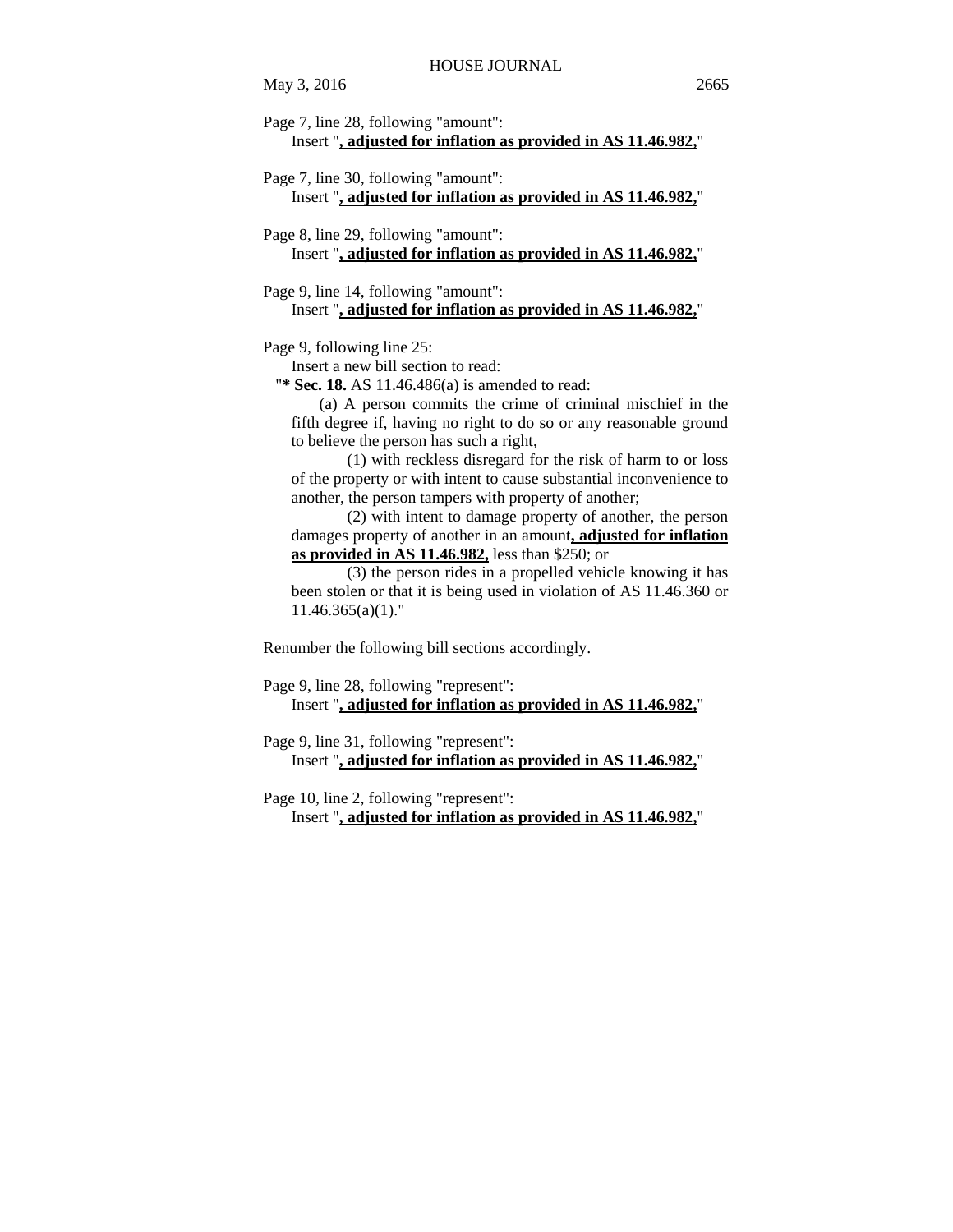Page 7, line 28, following "amount":

Insert "**<u>, adjusted for inflation as provided in AS 11.46.982,</u>**"

Page 7, line 30, following "amount":

Insert "**<u>, adjusted for inflation as provided in AS 11.46.982,</u>**"

Page 8, line 29, following "amount":

Insert "**<u>, adjusted for inflation as provided in AS 11.46.982,</u>**"

Page 9, line 14, following "amount":

Insert "**<u>, adjusted for inflation as provided in AS 11.46.982,</u>**"

Page 9, following line 25:

Insert a new bill section to read:

"**\* Sec. 18.** AS 11.46.486(a) is amended to read:

(a) A person commits the crime of criminal mischief in the fifth degree if, having no right to do so or any reasonable ground to believe the person has such a right,

(1) with reckless disregard for the risk of harm to or loss of the property or with intent to cause substantial inconvenience to another, the person tampers with property of another;

(2) with intent to damage property of another, the person damages property of another in an amount**<u>, adjusted for inflation as provided in AS 11.46.982,</u>** less than $250; or

(3) the person rides in a propelled vehicle knowing it has been stolen or that it is being used in violation of AS 11.46.360 or 11.46.365(a)(1)."

Renumber the following bill sections accordingly.

Page 9, line 28, following "represent":

Insert "**<u>, adjusted for inflation as provided in AS 11.46.982,</u>**"

Page 9, line 31, following "represent":

Insert "**<u>, adjusted for inflation as provided in AS 11.46.982,</u>**"

Page 10, line 2, following "represent":

Insert "**<u>, adjusted for inflation as provided in AS 11.46.982,</u>**"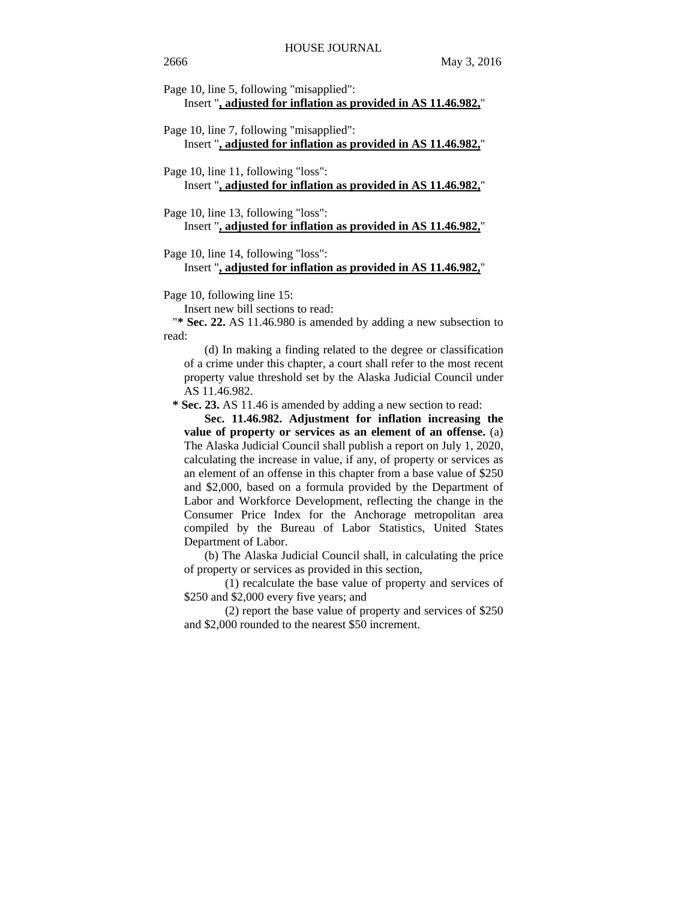Page 10, line 5, following "misapplied":
Insert "**, adjusted for inflation as provided in AS 11.46.982,**"

Page 10, line 7, following "misapplied":
Insert "**, adjusted for inflation as provided in AS 11.46.982,**"

Page 10, line 11, following "loss":
Insert "**, adjusted for inflation as provided in AS 11.46.982,**"

Page 10, line 13, following "loss":
Insert "**, adjusted for inflation as provided in AS 11.46.982,**"

Page 10, line 14, following "loss":
Insert "**, adjusted for inflation as provided in AS 11.46.982,**"

Page 10, following line 15:
Insert new bill sections to read:

"**\* Sec. 22.** AS 11.46.980 is amended by adding a new subsection to read:

(d) In making a finding related to the degree or classification of a crime under this chapter, a court shall refer to the most recent property value threshold set by the Alaska Judicial Council under AS 11.46.982.

**\* Sec. 23.** AS 11.46 is amended by adding a new section to read:

**Sec. 11.46.982. Adjustment for inflation increasing the value of property or services as an element of an offense.** (a) The Alaska Judicial Council shall publish a report on July 1, 2020, calculating the increase in value, if any, of property or services as an element of an offense in this chapter from a base value of $250 and $2,000, based on a formula provided by the Department of Labor and Workforce Development, reflecting the change in the Consumer Price Index for the Anchorage metropolitan area compiled by the Bureau of Labor Statistics, United States Department of Labor.

(b) The Alaska Judicial Council shall, in calculating the price of property or services as provided in this section,

(1) recalculate the base value of property and services of $250 and $2,000 every five years; and

(2) report the base value of property and services of $250 and $2,000 rounded to the nearest $50 increment.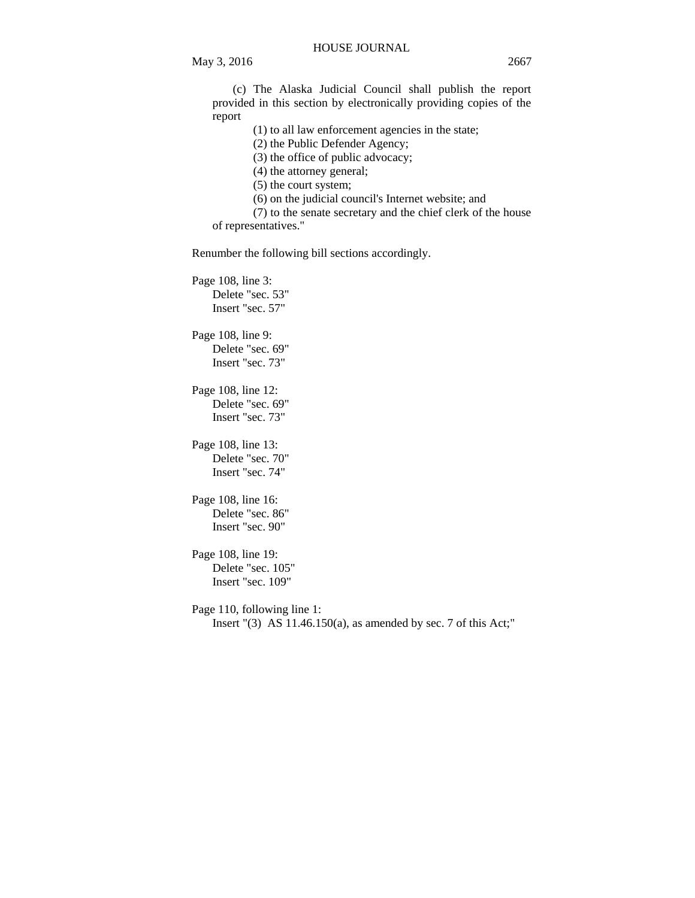(c) The Alaska Judicial Council shall publish the report provided in this section by electronically providing copies of the report

(1) to all law enforcement agencies in the state;

(2) the Public Defender Agency;

(3) the office of public advocacy;

(4) the attorney general;

(5) the court system;

(6) on the judicial council's Internet website; and

(7) to the senate secretary and the chief clerk of the house of representatives."

Renumber the following bill sections accordingly.

Page 108, line 3:
Delete "sec. 53"
Insert "sec. 57"

Page 108, line 9:
Delete "sec. 69"
Insert "sec. 73"

Page 108, line 12:
Delete "sec. 69"
Insert "sec. 73"

Page 108, line 13:
Delete "sec. 70"
Insert "sec. 74"

Page 108, line 16:
Delete "sec. 86"
Insert "sec. 90"

Page 108, line 19:
Delete "sec. 105"
Insert "sec. 109"

Page 110, following line 1:
Insert "(3) AS 11.46.150(a), as amended by sec. 7 of this Act;"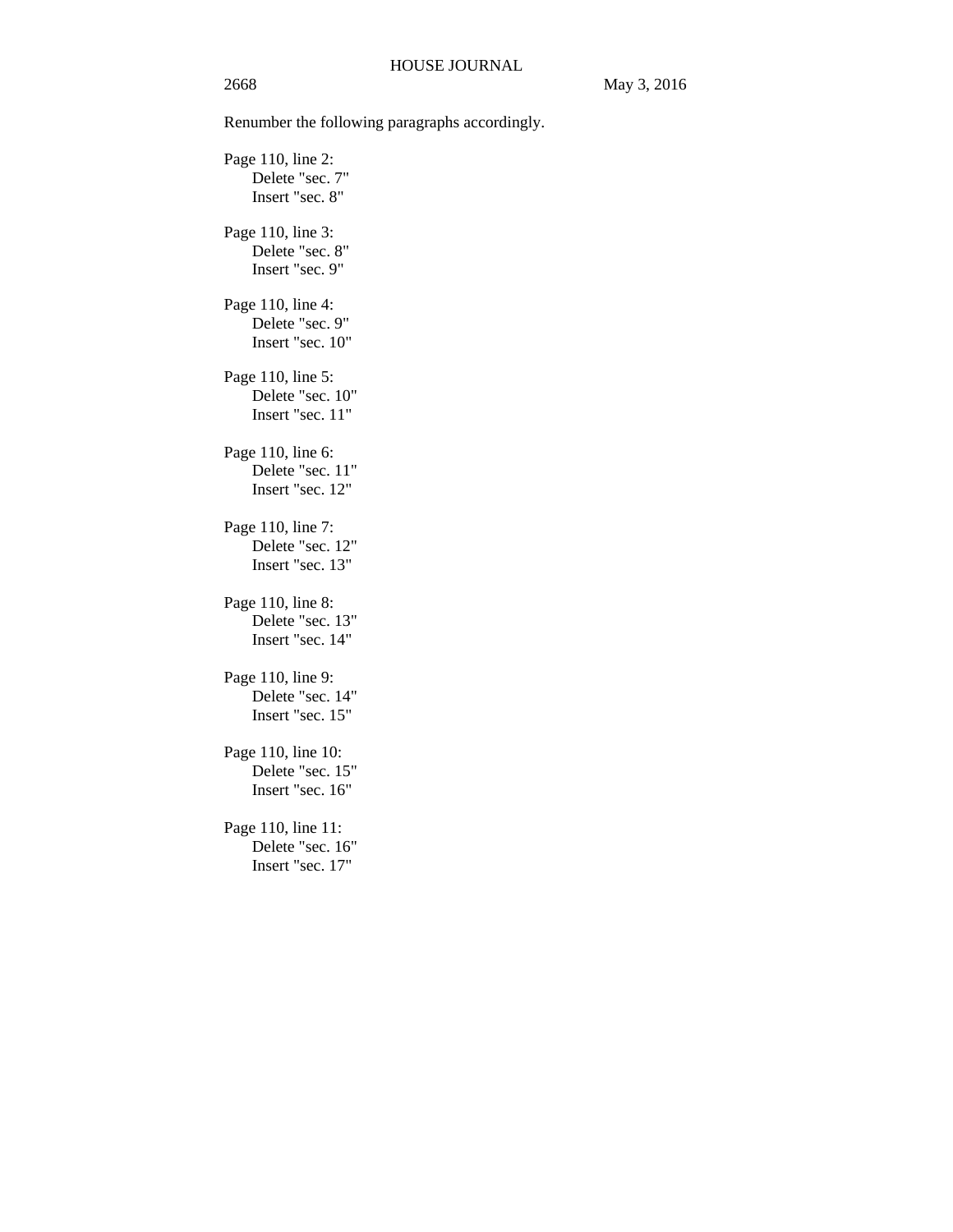Renumber the following paragraphs accordingly.

Page 110, line 2:
  Delete "sec. 7"
  Insert "sec. 8"

Page 110, line 3:
  Delete "sec. 8"
  Insert "sec. 9"

Page 110, line 4:
  Delete "sec. 9"
  Insert "sec. 10"

Page 110, line 5:
  Delete "sec. 10"
  Insert "sec. 11"

Page 110, line 6:
  Delete "sec. 11"
  Insert "sec. 12"

Page 110, line 7:
  Delete "sec. 12"
  Insert "sec. 13"

Page 110, line 8:
  Delete "sec. 13"
  Insert "sec. 14"

Page 110, line 9:
  Delete "sec. 14"
  Insert "sec. 15"

Page 110, line 10:
  Delete "sec. 15"
  Insert "sec. 16"

Page 110, line 11:
  Delete "sec. 16"
  Insert "sec. 17"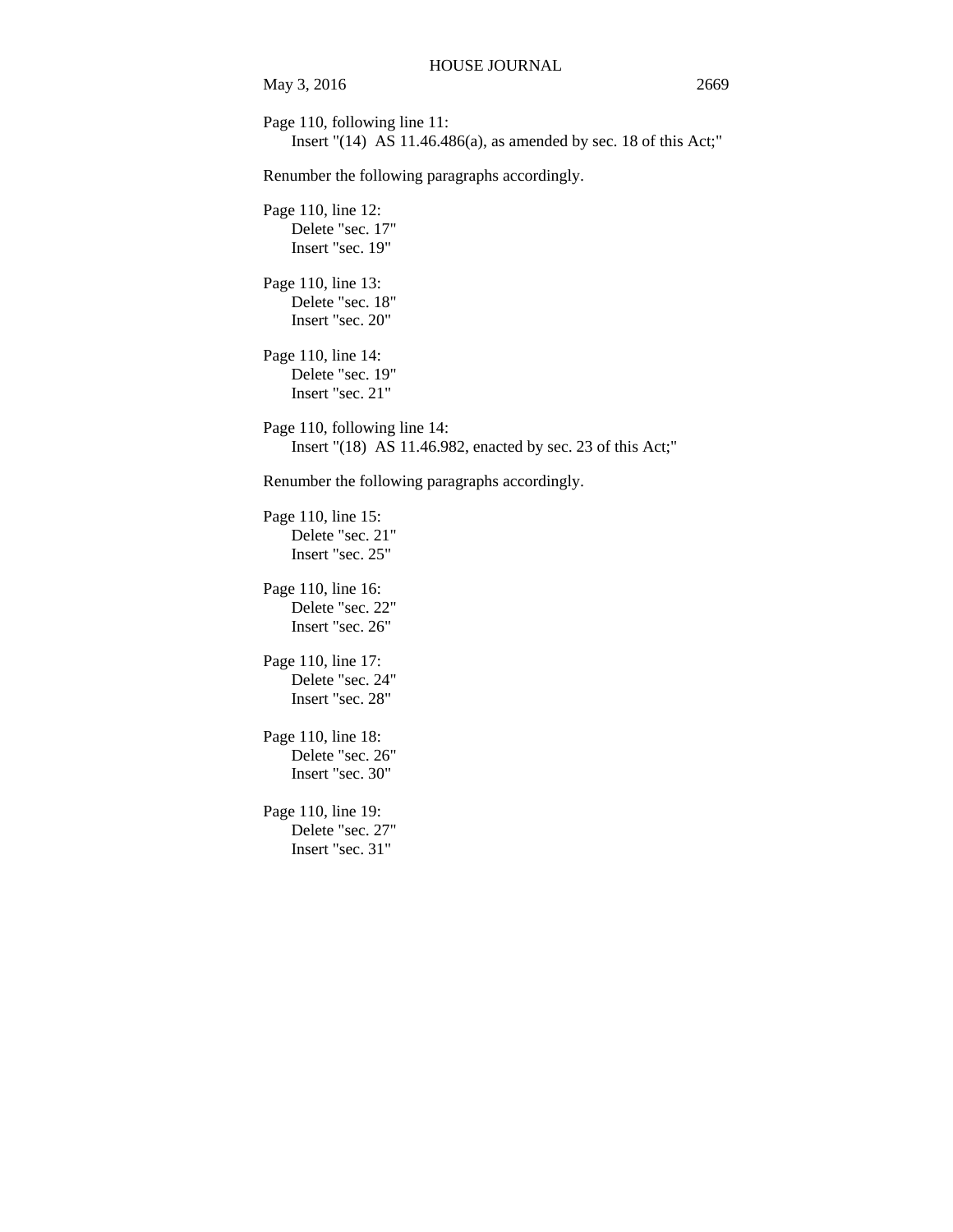Page 110, following line 11:

Insert "(14) AS 11.46.486(a), as amended by sec. 18 of this Act;"

Renumber the following paragraphs accordingly.

Page 110, line 12:

Delete "sec. 17"

Insert "sec. 19"

Page 110, line 13:

Delete "sec. 18"

Insert "sec. 20"

Page 110, line 14:

Delete "sec. 19"

Insert "sec. 21"

Page 110, following line 14:

Insert "(18) AS 11.46.982, enacted by sec. 23 of this Act;"

Renumber the following paragraphs accordingly.

Page 110, line 15:

Delete "sec. 21"

Insert "sec. 25"

Page 110, line 16:

Delete "sec. 22"

Insert "sec. 26"

Page 110, line 17:

Delete "sec. 24"

Insert "sec. 28"

Page 110, line 18:

Delete "sec. 26"

Insert "sec. 30"

Page 110, line 19:

Delete "sec. 27"

Insert "sec. 31"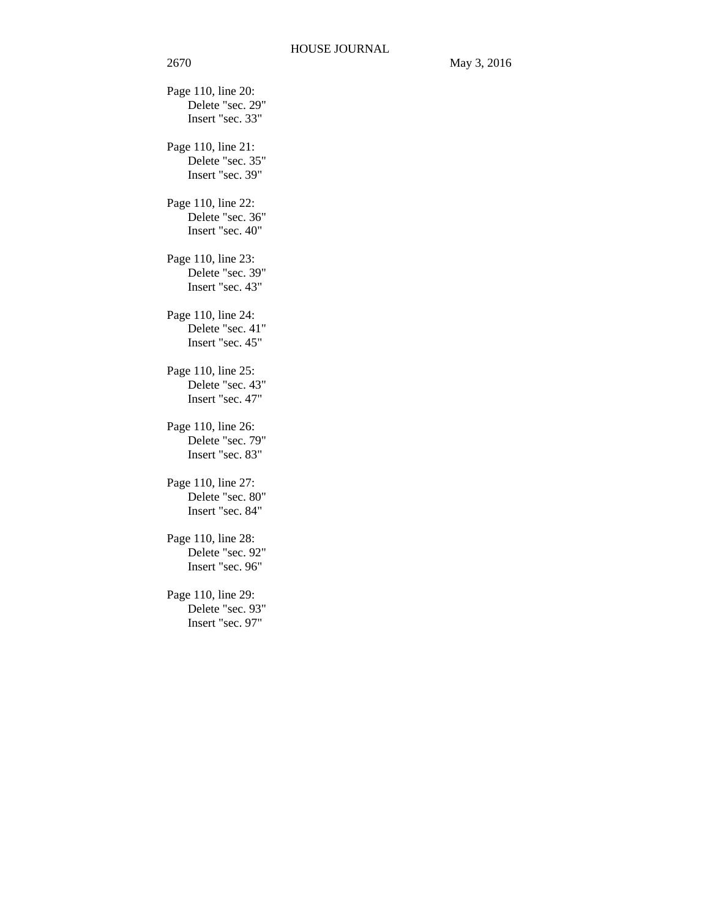Page 110, line 20:
    Delete "sec. 29"
    Insert "sec. 33"

Page 110, line 21:
    Delete "sec. 35"
    Insert "sec. 39"

Page 110, line 22:
    Delete "sec. 36"
    Insert "sec. 40"

Page 110, line 23:
    Delete "sec. 39"
    Insert "sec. 43"

Page 110, line 24:
    Delete "sec. 41"
    Insert "sec. 45"

Page 110, line 25:
    Delete "sec. 43"
    Insert "sec. 47"

Page 110, line 26:
    Delete "sec. 79"
    Insert "sec. 83"

Page 110, line 27:
    Delete "sec. 80"
    Insert "sec. 84"

Page 110, line 28:
    Delete "sec. 92"
    Insert "sec. 96"

Page 110, line 29:
    Delete "sec. 93"
    Insert "sec. 97"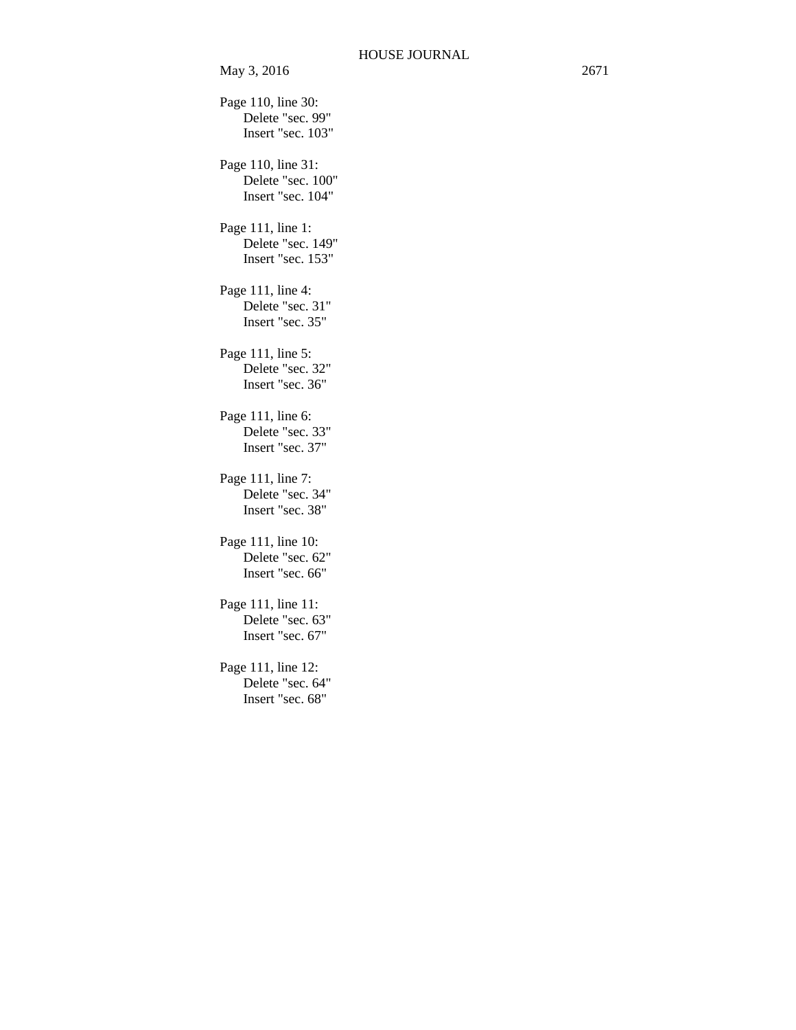Page 110, line 30:
Delete "sec. 99"
Insert "sec. 103"

Page 110, line 31:
Delete "sec. 100"
Insert "sec. 104"

Page 111, line 1:
Delete "sec. 149"
Insert "sec. 153"

Page 111, line 4:
Delete "sec. 31"
Insert "sec. 35"

Page 111, line 5:
Delete "sec. 32"
Insert "sec. 36"

Page 111, line 6:
Delete "sec. 33"
Insert "sec. 37"

Page 111, line 7:
Delete "sec. 34"
Insert "sec. 38"

Page 111, line 10:
Delete "sec. 62"
Insert "sec. 66"

Page 111, line 11:
Delete "sec. 63"
Insert "sec. 67"

Page 111, line 12:
Delete "sec. 64"
Insert "sec. 68"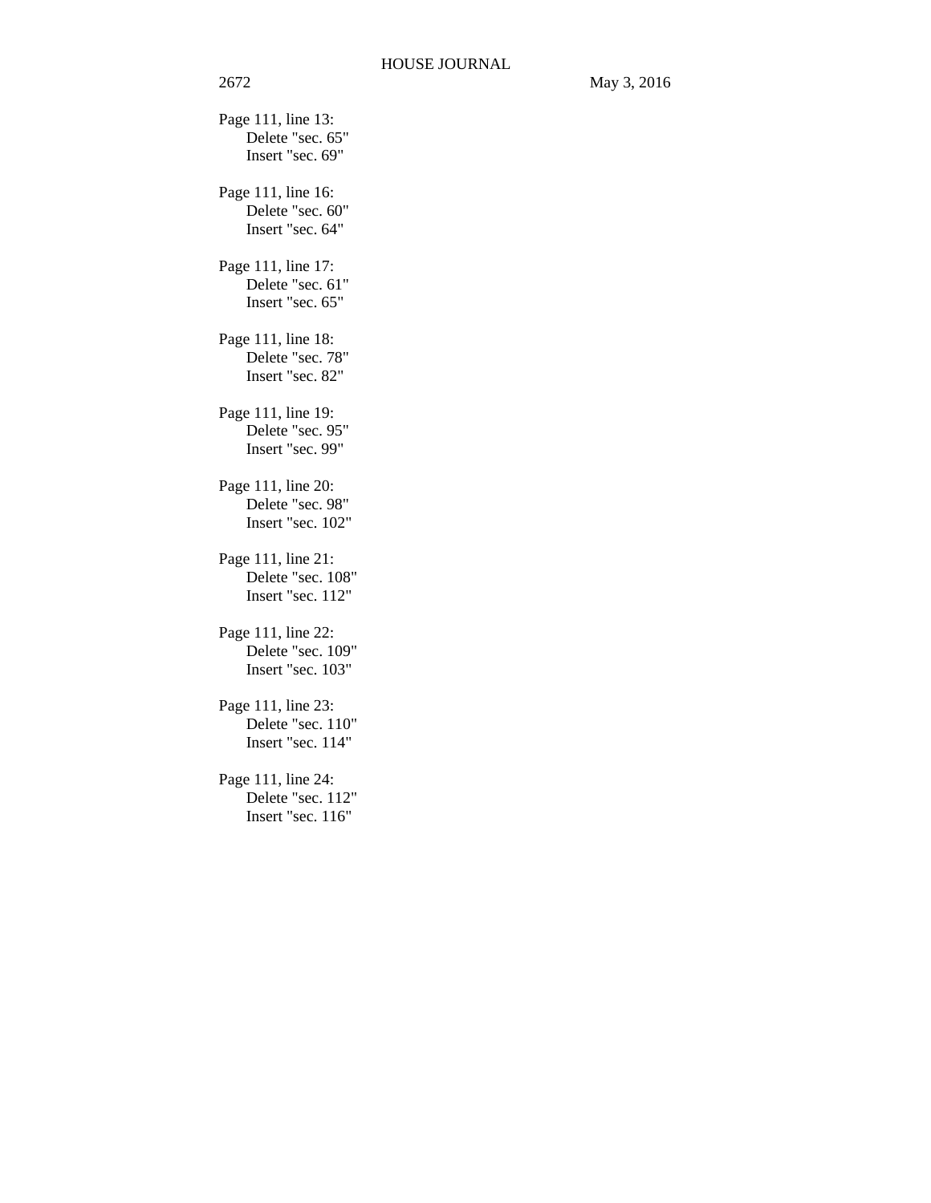Page 111, line 13:
Delete "sec. 65"
Insert "sec. 69"

Page 111, line 16:
Delete "sec. 60"
Insert "sec. 64"

Page 111, line 17:
Delete "sec. 61"
Insert "sec. 65"

Page 111, line 18:
Delete "sec. 78"
Insert "sec. 82"

Page 111, line 19:
Delete "sec. 95"
Insert "sec. 99"

Page 111, line 20:
Delete "sec. 98"
Insert "sec. 102"

Page 111, line 21:
Delete "sec. 108"
Insert "sec. 112"

Page 111, line 22:
Delete "sec. 109"
Insert "sec. 103"

Page 111, line 23:
Delete "sec. 110"
Insert "sec. 114"

Page 111, line 24:
Delete "sec. 112"
Insert "sec. 116"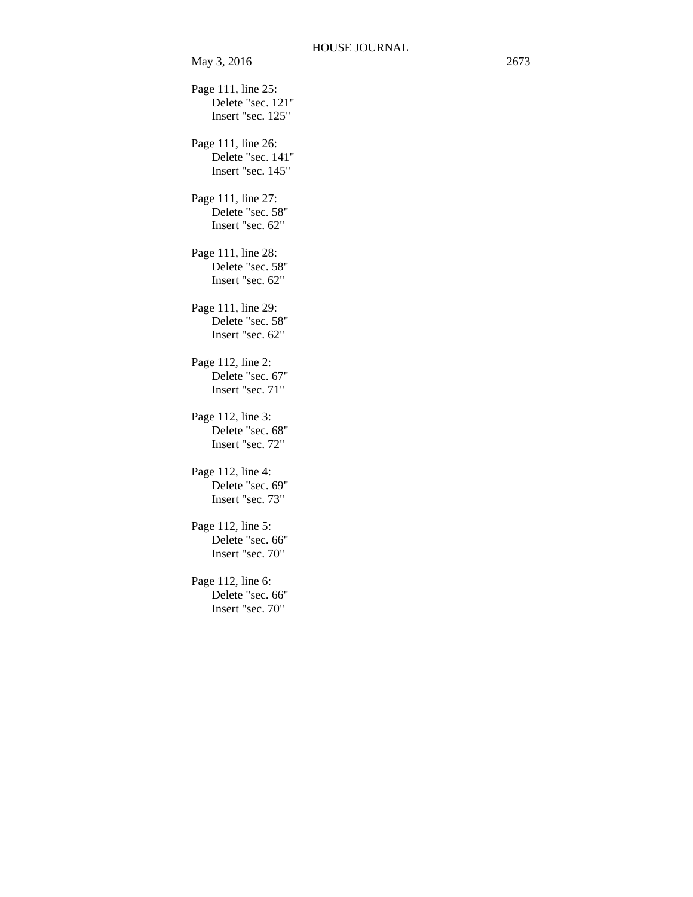Page 111, line 25:
Delete "sec. 121"
Insert "sec. 125"

Page 111, line 26:
Delete "sec. 141"
Insert "sec. 145"

Page 111, line 27:
Delete "sec. 58"
Insert "sec. 62"

Page 111, line 28:
Delete "sec. 58"
Insert "sec. 62"

Page 111, line 29:
Delete "sec. 58"
Insert "sec. 62"

Page 112, line 2:
Delete "sec. 67"
Insert "sec. 71"

Page 112, line 3:
Delete "sec. 68"
Insert "sec. 72"

Page 112, line 4:
Delete "sec. 69"
Insert "sec. 73"

Page 112, line 5:
Delete "sec. 66"
Insert "sec. 70"

Page 112, line 6:
Delete "sec. 66"
Insert "sec. 70"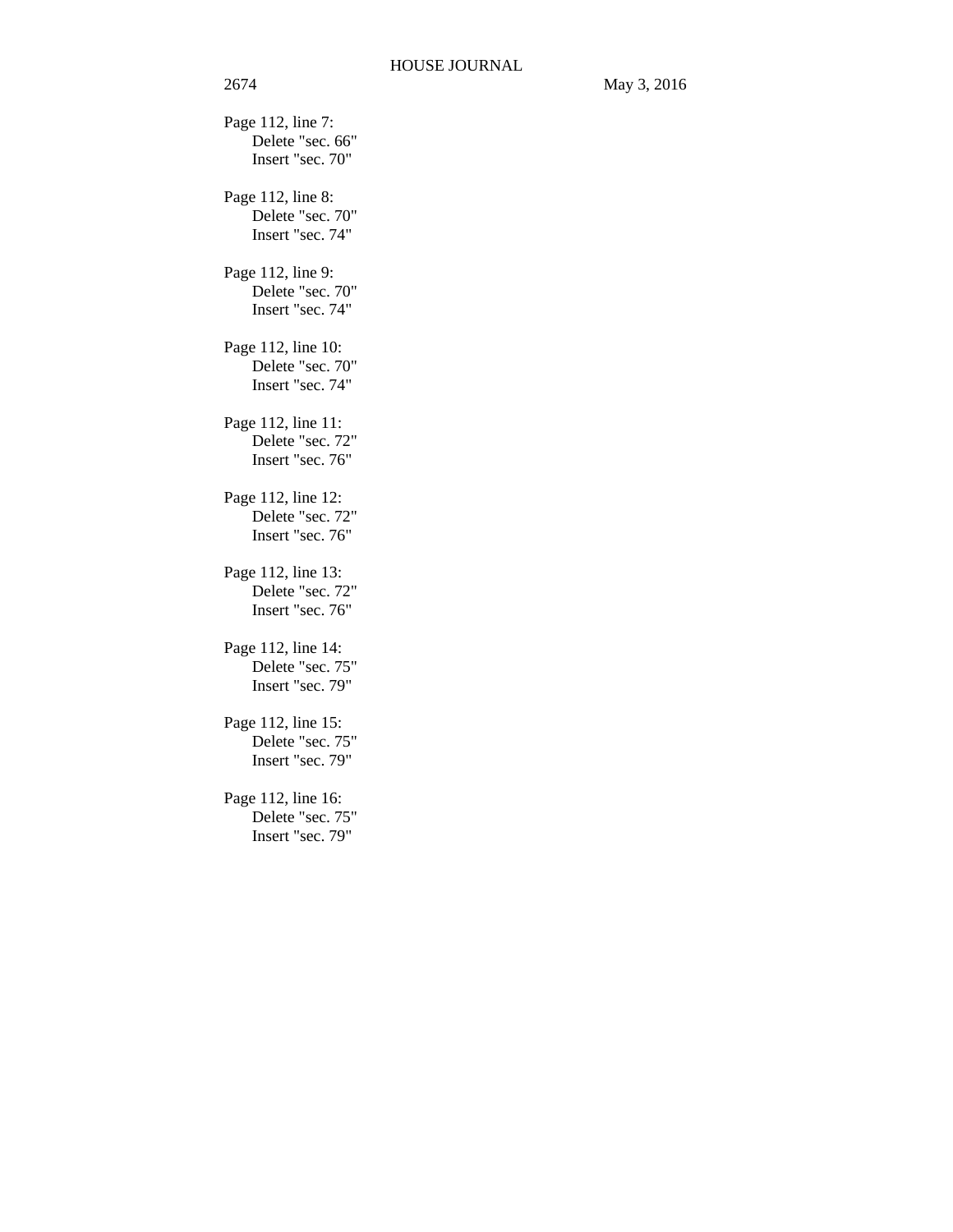Page 112, line 7:
Delete "sec. 66"
Insert "sec. 70"

Page 112, line 8:
Delete "sec. 70"
Insert "sec. 74"

Page 112, line 9:
Delete "sec. 70"
Insert "sec. 74"

Page 112, line 10:
Delete "sec. 70"
Insert "sec. 74"

Page 112, line 11:
Delete "sec. 72"
Insert "sec. 76"

Page 112, line 12:
Delete "sec. 72"
Insert "sec. 76"

Page 112, line 13:
Delete "sec. 72"
Insert "sec. 76"

Page 112, line 14:
Delete "sec. 75"
Insert "sec. 79"

Page 112, line 15:
Delete "sec. 75"
Insert "sec. 79"

Page 112, line 16:
Delete "sec. 75"
Insert "sec. 79"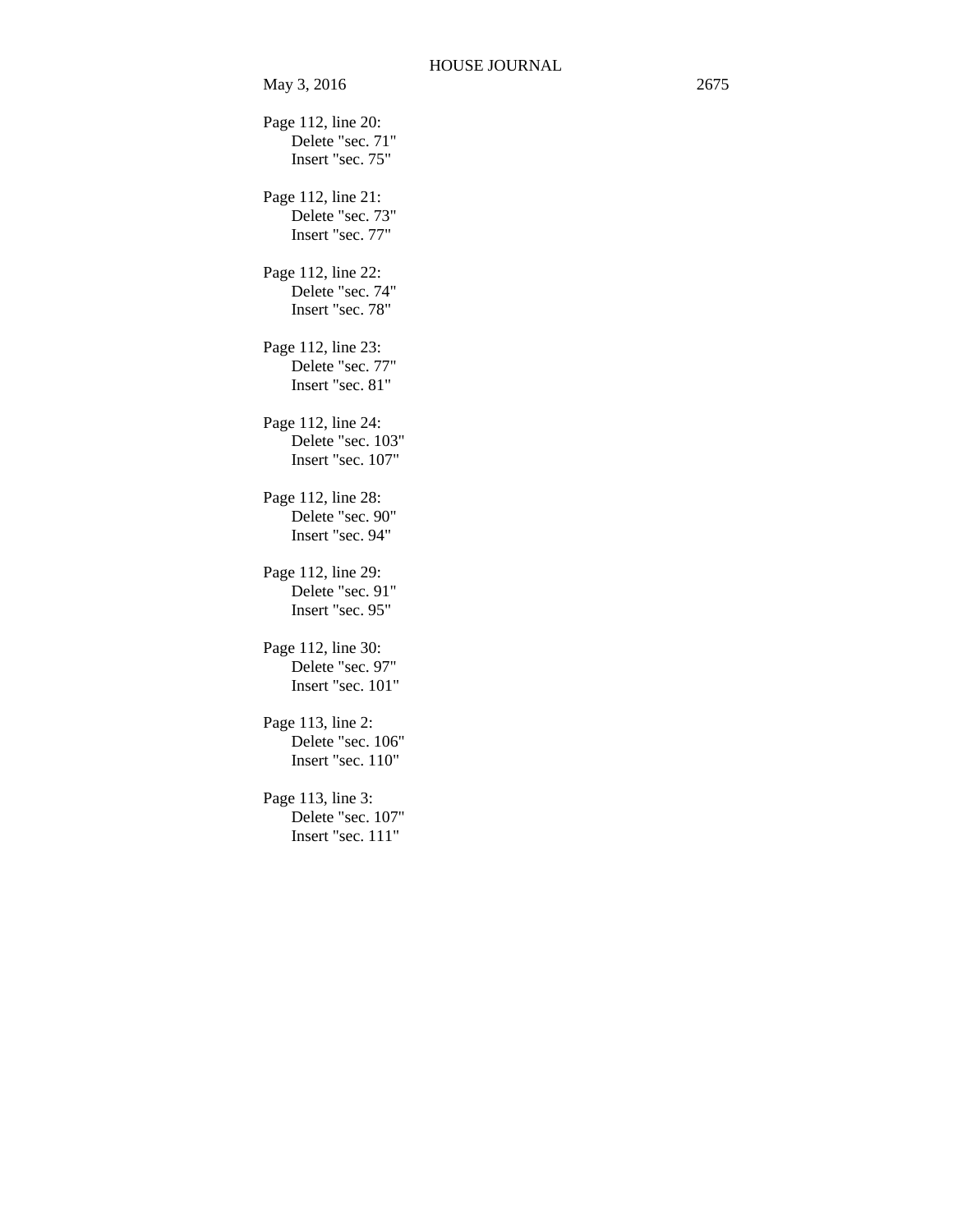Page 112, line 20:
    Delete "sec. 71"
    Insert "sec. 75"

Page 112, line 21:
    Delete "sec. 73"
    Insert "sec. 77"

Page 112, line 22:
    Delete "sec. 74"
    Insert "sec. 78"

Page 112, line 23:
    Delete "sec. 77"
    Insert "sec. 81"

Page 112, line 24:
    Delete "sec. 103"
    Insert "sec. 107"

Page 112, line 28:
    Delete "sec. 90"
    Insert "sec. 94"

Page 112, line 29:
    Delete "sec. 91"
    Insert "sec. 95"

Page 112, line 30:
    Delete "sec. 97"
    Insert "sec. 101"

Page 113, line 2:
    Delete "sec. 106"
    Insert "sec. 110"

Page 113, line 3:
    Delete "sec. 107"
    Insert "sec. 111"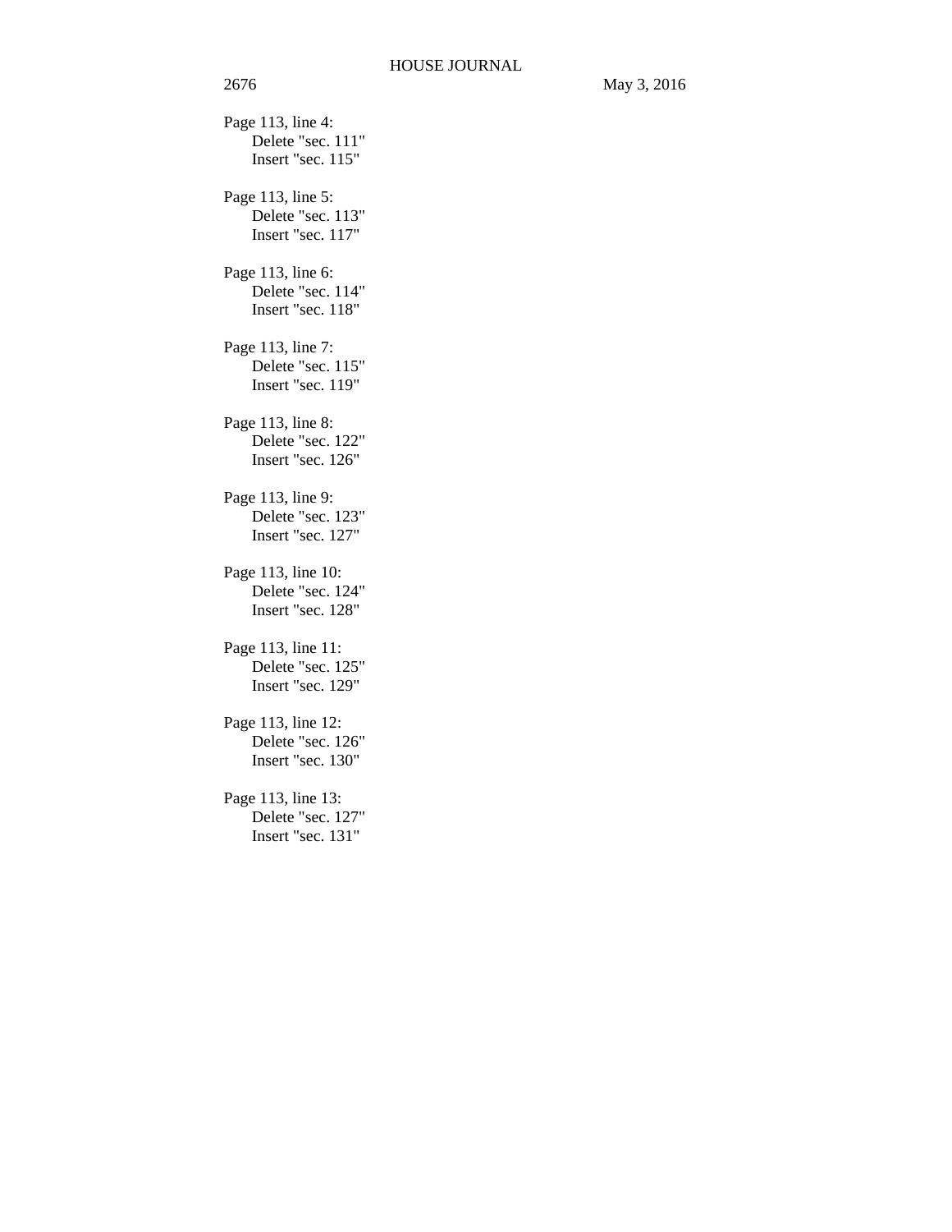Page 113, line 4:
Delete "sec. 111"
Insert "sec. 115"

Page 113, line 5:
Delete "sec. 113"
Insert "sec. 117"

Page 113, line 6:
Delete "sec. 114"
Insert "sec. 118"

Page 113, line 7:
Delete "sec. 115"
Insert "sec. 119"

Page 113, line 8:
Delete "sec. 122"
Insert "sec. 126"

Page 113, line 9:
Delete "sec. 123"
Insert "sec. 127"

Page 113, line 10:
Delete "sec. 124"
Insert "sec. 128"

Page 113, line 11:
Delete "sec. 125"
Insert "sec. 129"

Page 113, line 12:
Delete "sec. 126"
Insert "sec. 130"

Page 113, line 13:
Delete "sec. 127"
Insert "sec. 131"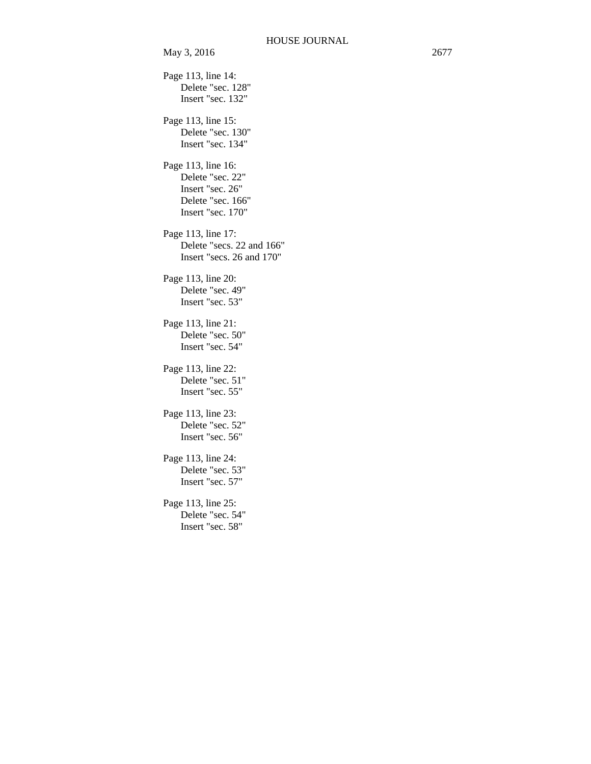Page 113, line 14:
Delete "sec. 128"
Insert "sec. 132"

Page 113, line 15:
Delete "sec. 130"
Insert "sec. 134"

Page 113, line 16:
Delete "sec. 22"
Insert "sec. 26"
Delete "sec. 166"
Insert "sec. 170"

Page 113, line 17:
Delete "secs. 22 and 166"
Insert "secs. 26 and 170"

Page 113, line 20:
Delete "sec. 49"
Insert "sec. 53"

Page 113, line 21:
Delete "sec. 50"
Insert "sec. 54"

Page 113, line 22:
Delete "sec. 51"
Insert "sec. 55"

Page 113, line 23:
Delete "sec. 52"
Insert "sec. 56"

Page 113, line 24:
Delete "sec. 53"
Insert "sec. 57"

Page 113, line 25:
Delete "sec. 54"
Insert "sec. 58"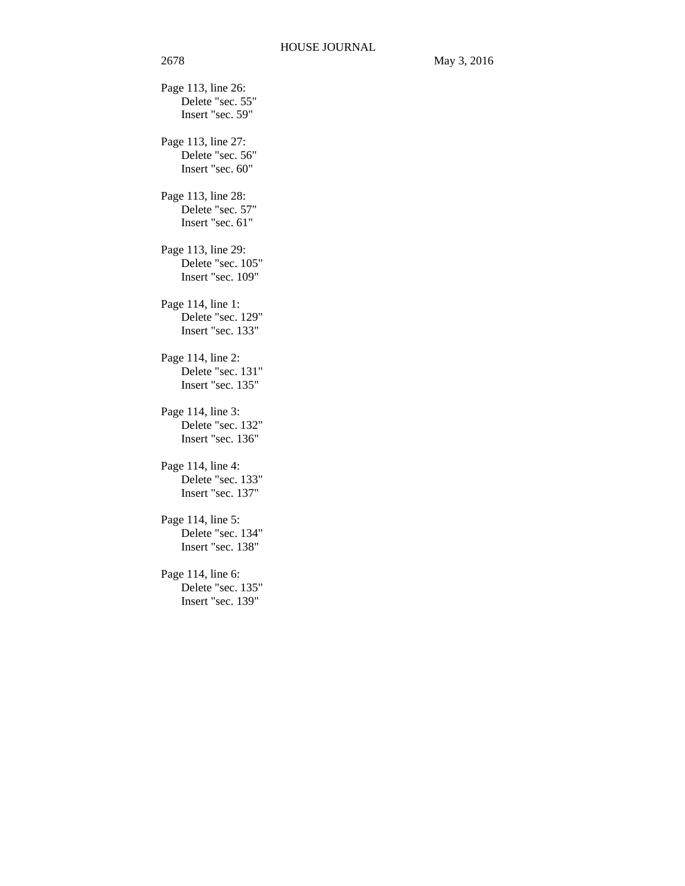Page 113, line 26:
    Delete "sec. 55"
    Insert "sec. 59"

Page 113, line 27:
    Delete "sec. 56"
    Insert "sec. 60"

Page 113, line 28:
    Delete "sec. 57"
    Insert "sec. 61"

Page 113, line 29:
    Delete "sec. 105"
    Insert "sec. 109"

Page 114, line 1:
    Delete "sec. 129"
    Insert "sec. 133"

Page 114, line 2:
    Delete "sec. 131"
    Insert "sec. 135"

Page 114, line 3:
    Delete "sec. 132"
    Insert "sec. 136"

Page 114, line 4:
    Delete "sec. 133"
    Insert "sec. 137"

Page 114, line 5:
    Delete "sec. 134"
    Insert "sec. 138"

Page 114, line 6:
    Delete "sec. 135"
    Insert "sec. 139"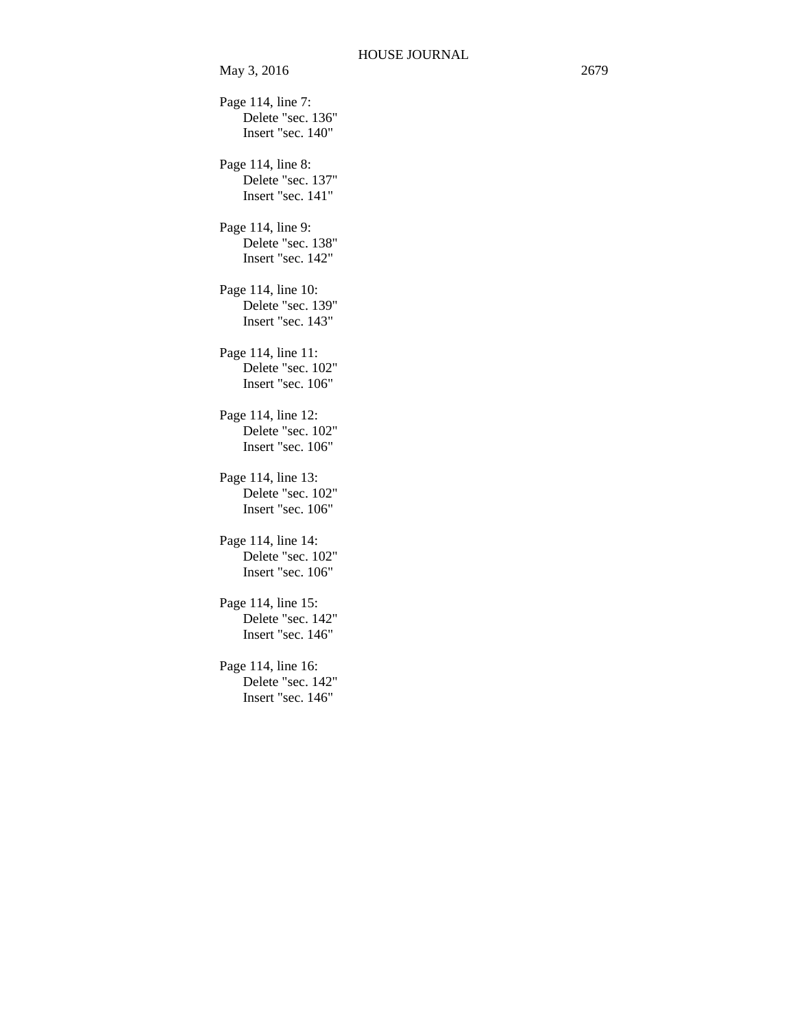Page 114, line 7:
Delete "sec. 136"
Insert "sec. 140"

Page 114, line 8:
Delete "sec. 137"
Insert "sec. 141"

Page 114, line 9:
Delete "sec. 138"
Insert "sec. 142"

Page 114, line 10:
Delete "sec. 139"
Insert "sec. 143"

Page 114, line 11:
Delete "sec. 102"
Insert "sec. 106"

Page 114, line 12:
Delete "sec. 102"
Insert "sec. 106"

Page 114, line 13:
Delete "sec. 102"
Insert "sec. 106"

Page 114, line 14:
Delete "sec. 102"
Insert "sec. 106"

Page 114, line 15:
Delete "sec. 142"
Insert "sec. 146"

Page 114, line 16:
Delete "sec. 142"
Insert "sec. 146"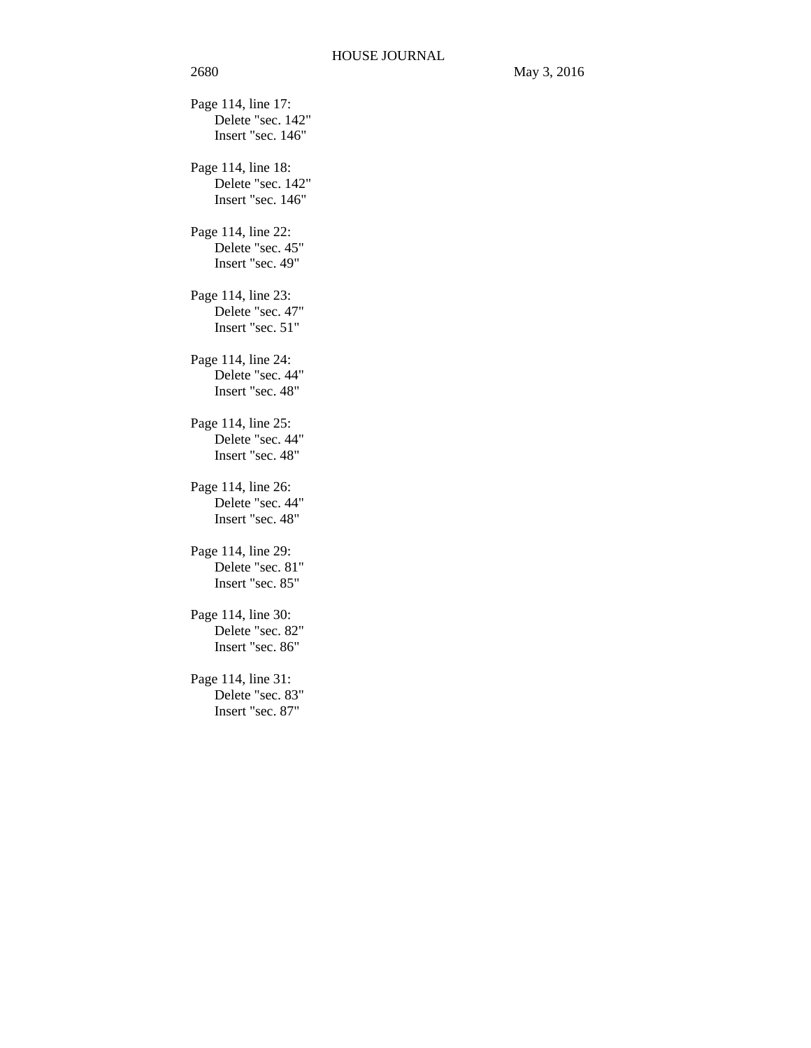Page 114, line 17:
    Delete "sec. 142"
    Insert "sec. 146"

Page 114, line 18:
    Delete "sec. 142"
    Insert "sec. 146"

Page 114, line 22:
    Delete "sec. 45"
    Insert "sec. 49"

Page 114, line 23:
    Delete "sec. 47"
    Insert "sec. 51"

Page 114, line 24:
    Delete "sec. 44"
    Insert "sec. 48"

Page 114, line 25:
    Delete "sec. 44"
    Insert "sec. 48"

Page 114, line 26:
    Delete "sec. 44"
    Insert "sec. 48"

Page 114, line 29:
    Delete "sec. 81"
    Insert "sec. 85"

Page 114, line 30:
    Delete "sec. 82"
    Insert "sec. 86"

Page 114, line 31:
    Delete "sec. 83"
    Insert "sec. 87"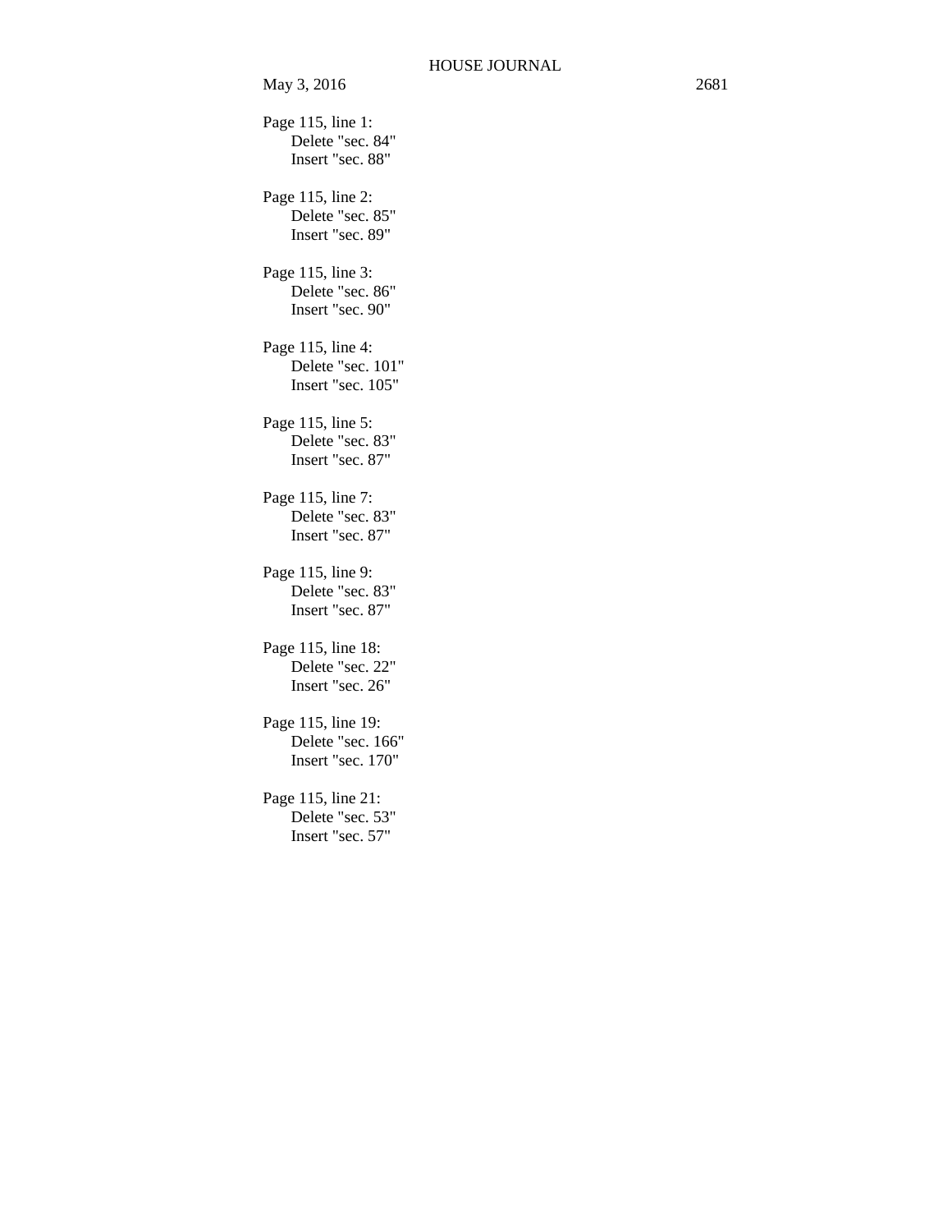Page 115, line 1:
Delete "sec. 84"
Insert "sec. 88"

Page 115, line 2:
Delete "sec. 85"
Insert "sec. 89"

Page 115, line 3:
Delete "sec. 86"
Insert "sec. 90"

Page 115, line 4:
Delete "sec. 101"
Insert "sec. 105"

Page 115, line 5:
Delete "sec. 83"
Insert "sec. 87"

Page 115, line 7:
Delete "sec. 83"
Insert "sec. 87"

Page 115, line 9:
Delete "sec. 83"
Insert "sec. 87"

Page 115, line 18:
Delete "sec. 22"
Insert "sec. 26"

Page 115, line 19:
Delete "sec. 166"
Insert "sec. 170"

Page 115, line 21:
Delete "sec. 53"
Insert "sec. 57"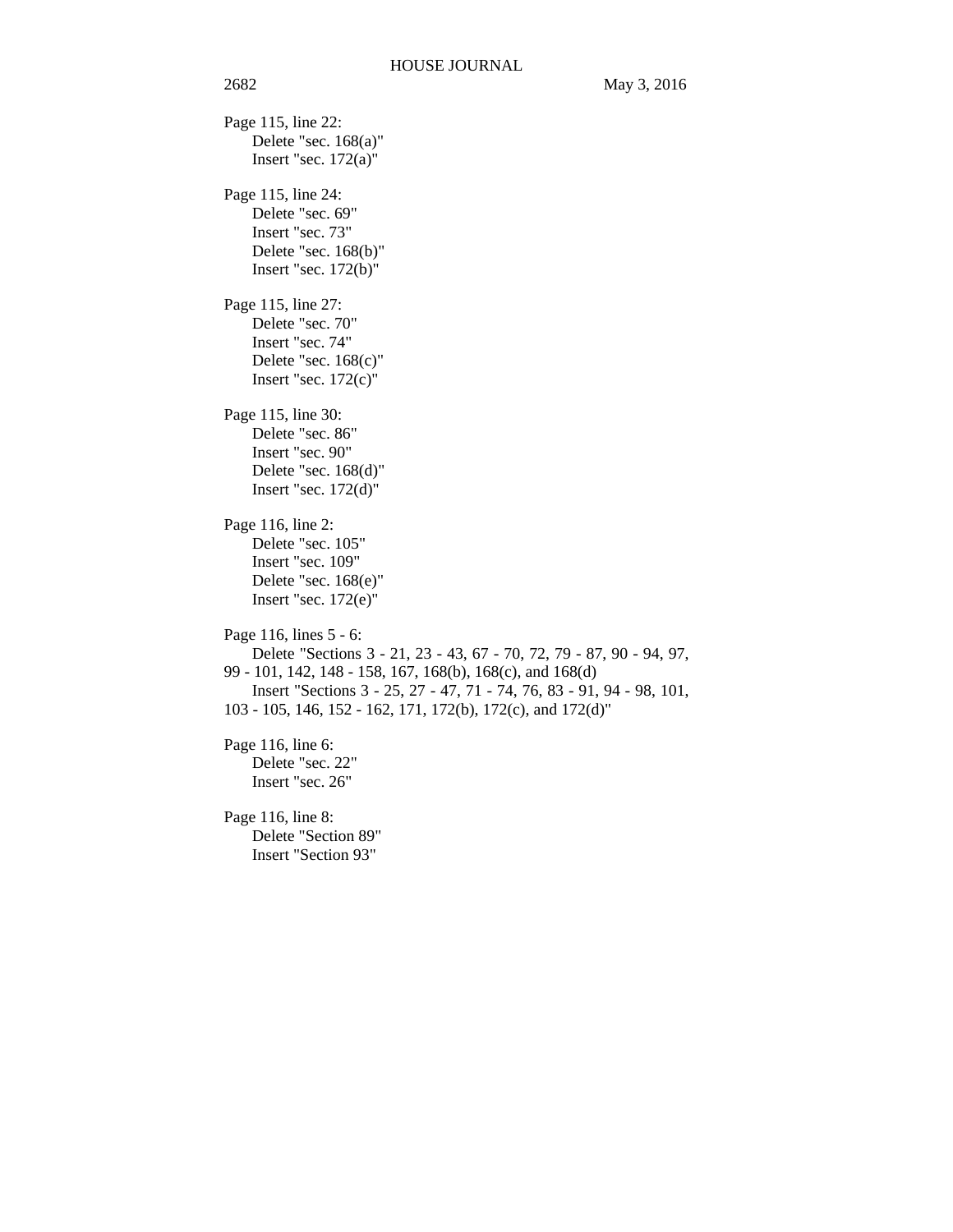Page 115, line 22:
    Delete "sec. 168(a)"
    Insert "sec. 172(a)"

Page 115, line 24:
    Delete "sec. 69"
    Insert "sec. 73"
    Delete "sec. 168(b)"
    Insert "sec. 172(b)"

Page 115, line 27:
    Delete "sec. 70"
    Insert "sec. 74"
    Delete "sec. 168(c)"
    Insert "sec. 172(c)"

Page 115, line 30:
    Delete "sec. 86"
    Insert "sec. 90"
    Delete "sec. 168(d)"
    Insert "sec. 172(d)"

Page 116, line 2:
    Delete "sec. 105"
    Insert "sec. 109"
    Delete "sec. 168(e)"
    Insert "sec. 172(e)"

Page 116, lines 5 - 6:
    Delete "Sections 3 - 21, 23 - 43, 67 - 70, 72, 79 - 87, 90 - 94, 97, 99 - 101, 142, 148 - 158, 167, 168(b), 168(c), and 168(d)
    Insert "Sections 3 - 25, 27 - 47, 71 - 74, 76, 83 - 91, 94 - 98, 101, 103 - 105, 146, 152 - 162, 171, 172(b), 172(c), and 172(d)"

Page 116, line 6:
    Delete "sec. 22"
    Insert "sec. 26"

Page 116, line 8:
    Delete "Section 89"
    Insert "Section 93"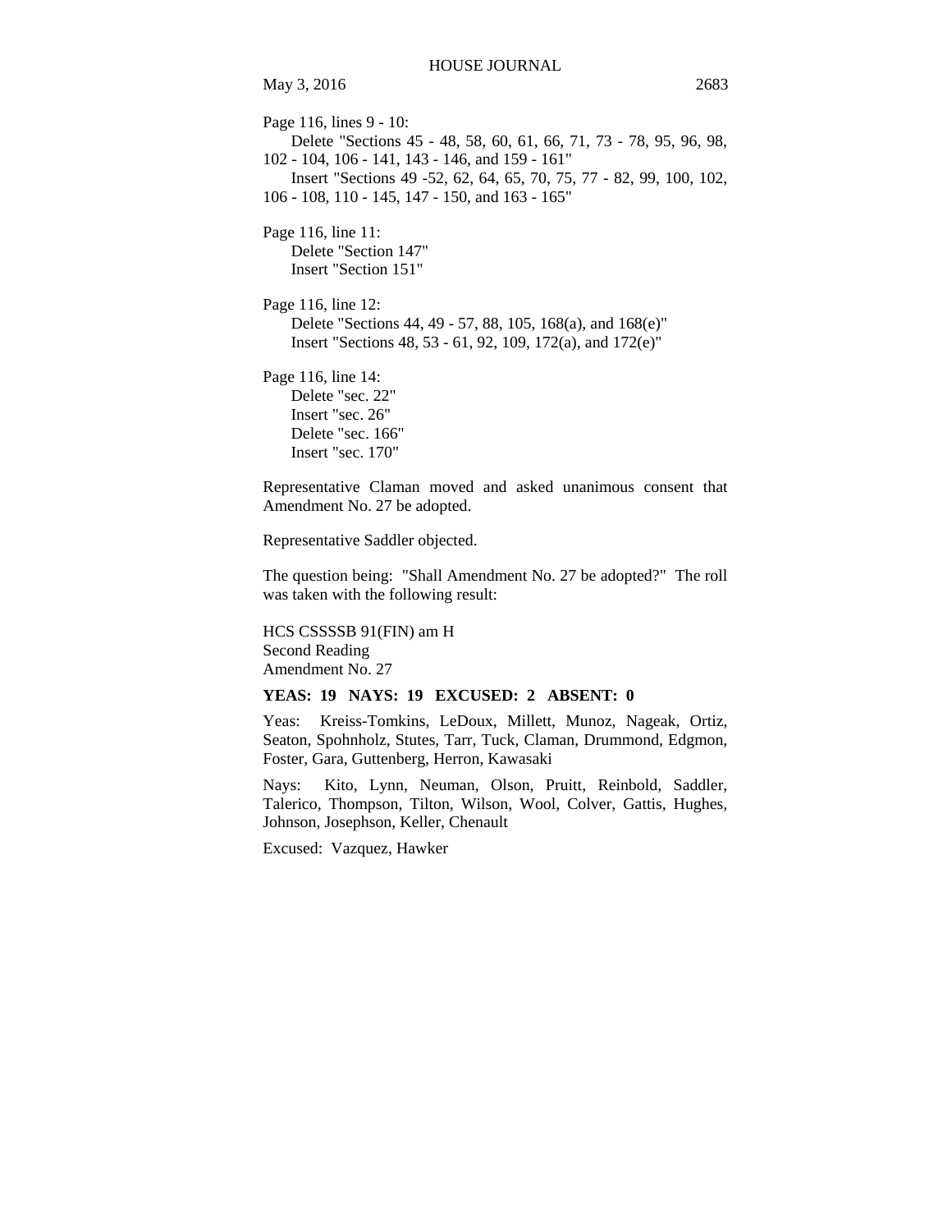Page 116, lines 9 - 10:

Delete "Sections 45 - 48, 58, 60, 61, 66, 71, 73 - 78, 95, 96, 98, 102 - 104, 106 - 141, 143 - 146, and 159 - 161"

Insert "Sections 49 -52, 62, 64, 65, 70, 75, 77 - 82, 99, 100, 102, 106 - 108, 110 - 145, 147 - 150, and 163 - 165"

Page 116, line 11:

Delete "Section 147"

Insert "Section 151"

Page 116, line 12:

Delete "Sections 44, 49 - 57, 88, 105, 168(a), and 168(e)"

Insert "Sections 48, 53 - 61, 92, 109, 172(a), and 172(e)"

Page 116, line 14:

Delete "sec. 22"

Insert "sec. 26"

Delete "sec. 166"

Insert "sec. 170"

Representative Claman moved and asked unanimous consent that Amendment No. 27 be adopted.

Representative Saddler objected.

The question being: "Shall Amendment No. 27 be adopted?" The roll was taken with the following result:

HCS CSSSSB 91(FIN) am H
Second Reading
Amendment No. 27

**YEAS: 19 NAYS: 19 EXCUSED: 2 ABSENT: 0**

Yeas: Kreiss-Tomkins, LeDoux, Millett, Munoz, Nageak, Ortiz, Seaton, Spohnholz, Stutes, Tarr, Tuck, Claman, Drummond, Edgmon, Foster, Gara, Guttenberg, Herron, Kawasaki

Nays: Kito, Lynn, Neuman, Olson, Pruitt, Reinbold, Saddler, Talerico, Thompson, Tilton, Wilson, Wool, Colver, Gattis, Hughes, Johnson, Josephson, Keller, Chenault

Excused: Vazquez, Hawker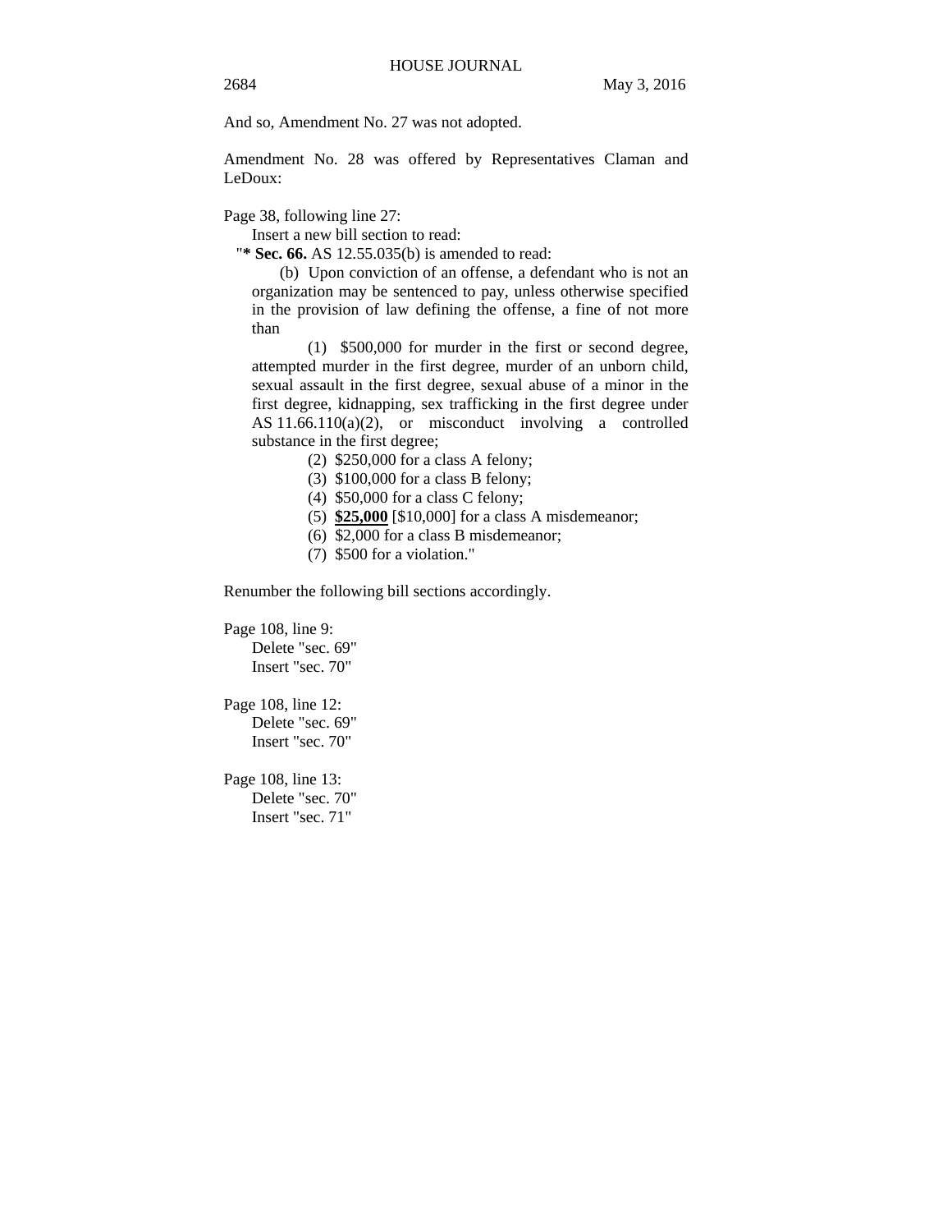And so, Amendment No. 27 was not adopted.

Amendment No. 28 was offered by Representatives Claman and LeDoux:

Page 38, following line 27:

Insert a new bill section to read:

"**\* Sec. 66.** AS 12.55.035(b) is amended to read:

(b) Upon conviction of an offense, a defendant who is not an organization may be sentenced to pay, unless otherwise specified in the provision of law defining the offense, a fine of not more than

(1) \$500,000 for murder in the first or second degree, attempted murder in the first degree, murder of an unborn child, sexual assault in the first degree, sexual abuse of a minor in the first degree, kidnapping, sex trafficking in the first degree under AS 11.66.110(a)(2), or misconduct involving a controlled substance in the first degree;

(2) \$250,000 for a class A felony;

(3) \$100,000 for a class B felony;

(4) \$50,000 for a class C felony;

(5) <u>**\$25,000**</u> [\$10,000] for a class A misdemeanor;

(6) \$2,000 for a class B misdemeanor;

(7) \$500 for a violation."

Renumber the following bill sections accordingly.

Page 108, line 9:

Delete "sec. 69"

Insert "sec. 70"

Page 108, line 12:

Delete "sec. 69"

Insert "sec. 70"

Page 108, line 13:

Delete "sec. 70"

Insert "sec. 71"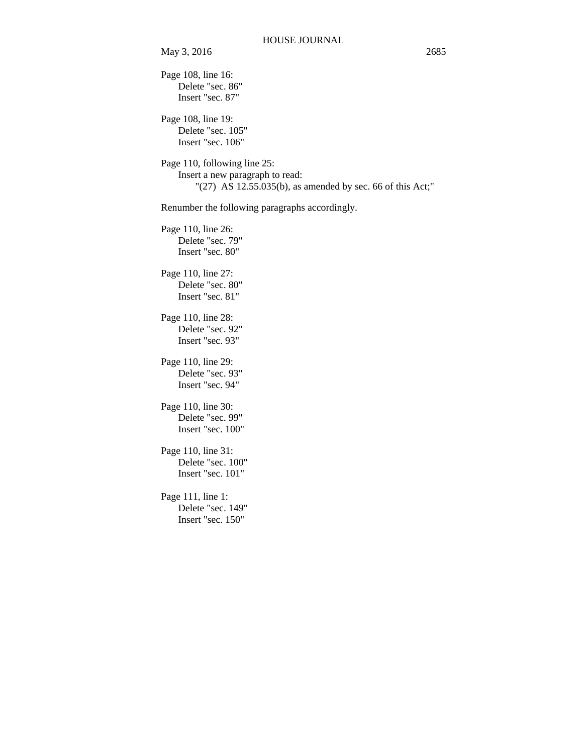Page 108, line 16:
Delete "sec. 86"
Insert "sec. 87"

Page 108, line 19:
Delete "sec. 105"
Insert "sec. 106"

Page 110, following line 25:
Insert a new paragraph to read:
"(27) AS 12.55.035(b), as amended by sec. 66 of this Act;"

Renumber the following paragraphs accordingly.

Page 110, line 26:
Delete "sec. 79"
Insert "sec. 80"

Page 110, line 27:
Delete "sec. 80"
Insert "sec. 81"

Page 110, line 28:
Delete "sec. 92"
Insert "sec. 93"

Page 110, line 29:
Delete "sec. 93"
Insert "sec. 94"

Page 110, line 30:
Delete "sec. 99"
Insert "sec. 100"

Page 110, line 31:
Delete "sec. 100"
Insert "sec. 101"

Page 111, line 1:
Delete "sec. 149"
Insert "sec. 150"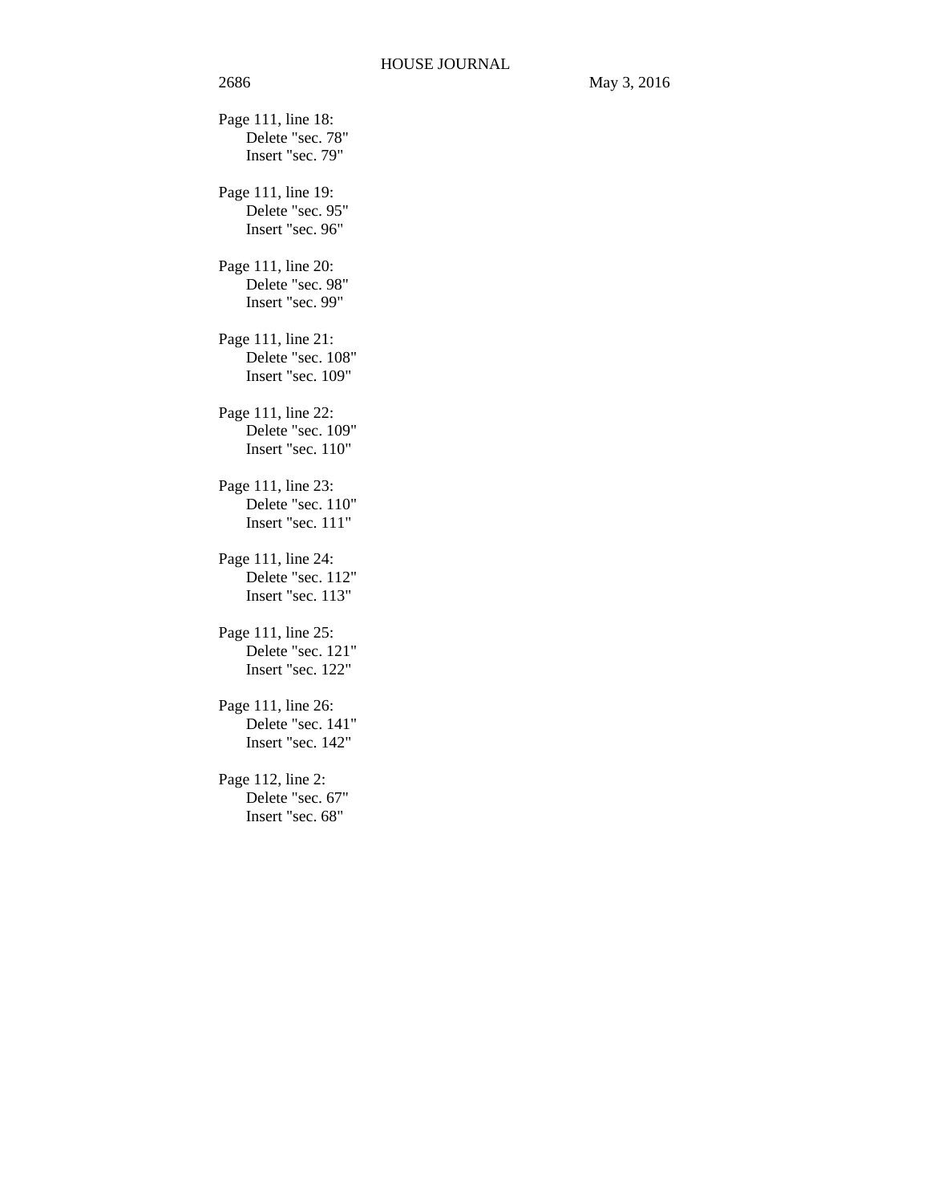Page 111, line 18:
    Delete "sec. 78"
    Insert "sec. 79"

Page 111, line 19:
    Delete "sec. 95"
    Insert "sec. 96"

Page 111, line 20:
    Delete "sec. 98"
    Insert "sec. 99"

Page 111, line 21:
    Delete "sec. 108"
    Insert "sec. 109"

Page 111, line 22:
    Delete "sec. 109"
    Insert "sec. 110"

Page 111, line 23:
    Delete "sec. 110"
    Insert "sec. 111"

Page 111, line 24:
    Delete "sec. 112"
    Insert "sec. 113"

Page 111, line 25:
    Delete "sec. 121"
    Insert "sec. 122"

Page 111, line 26:
    Delete "sec. 141"
    Insert "sec. 142"

Page 112, line 2:
    Delete "sec. 67"
    Insert "sec. 68"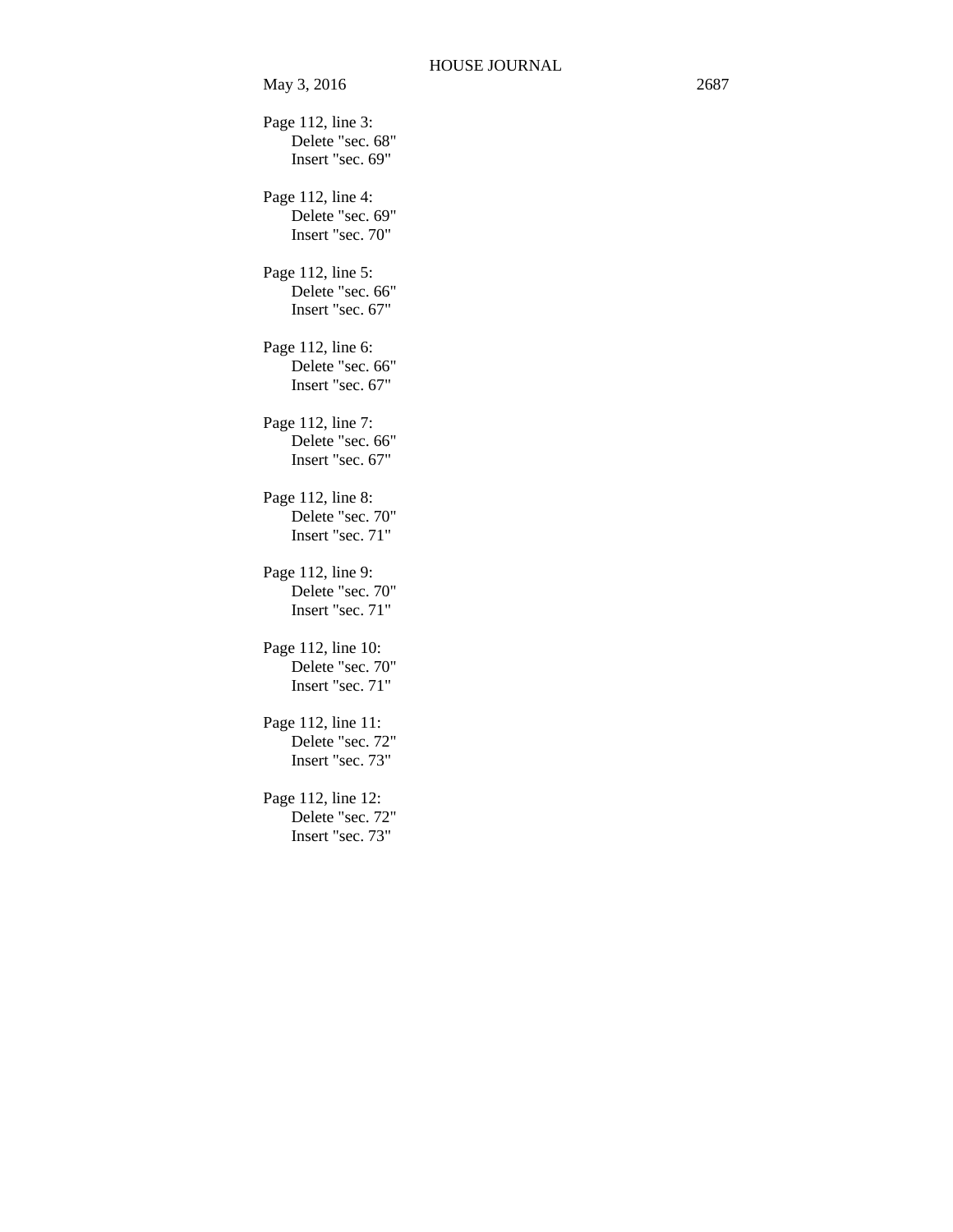Page 112, line 3:
 Delete "sec. 68"
 Insert "sec. 69"

Page 112, line 4:
 Delete "sec. 69"
 Insert "sec. 70"

Page 112, line 5:
 Delete "sec. 66"
 Insert "sec. 67"

Page 112, line 6:
 Delete "sec. 66"
 Insert "sec. 67"

Page 112, line 7:
 Delete "sec. 66"
 Insert "sec. 67"

Page 112, line 8:
 Delete "sec. 70"
 Insert "sec. 71"

Page 112, line 9:
 Delete "sec. 70"
 Insert "sec. 71"

Page 112, line 10:
 Delete "sec. 70"
 Insert "sec. 71"

Page 112, line 11:
 Delete "sec. 72"
 Insert "sec. 73"

Page 112, line 12:
 Delete "sec. 72"
 Insert "sec. 73"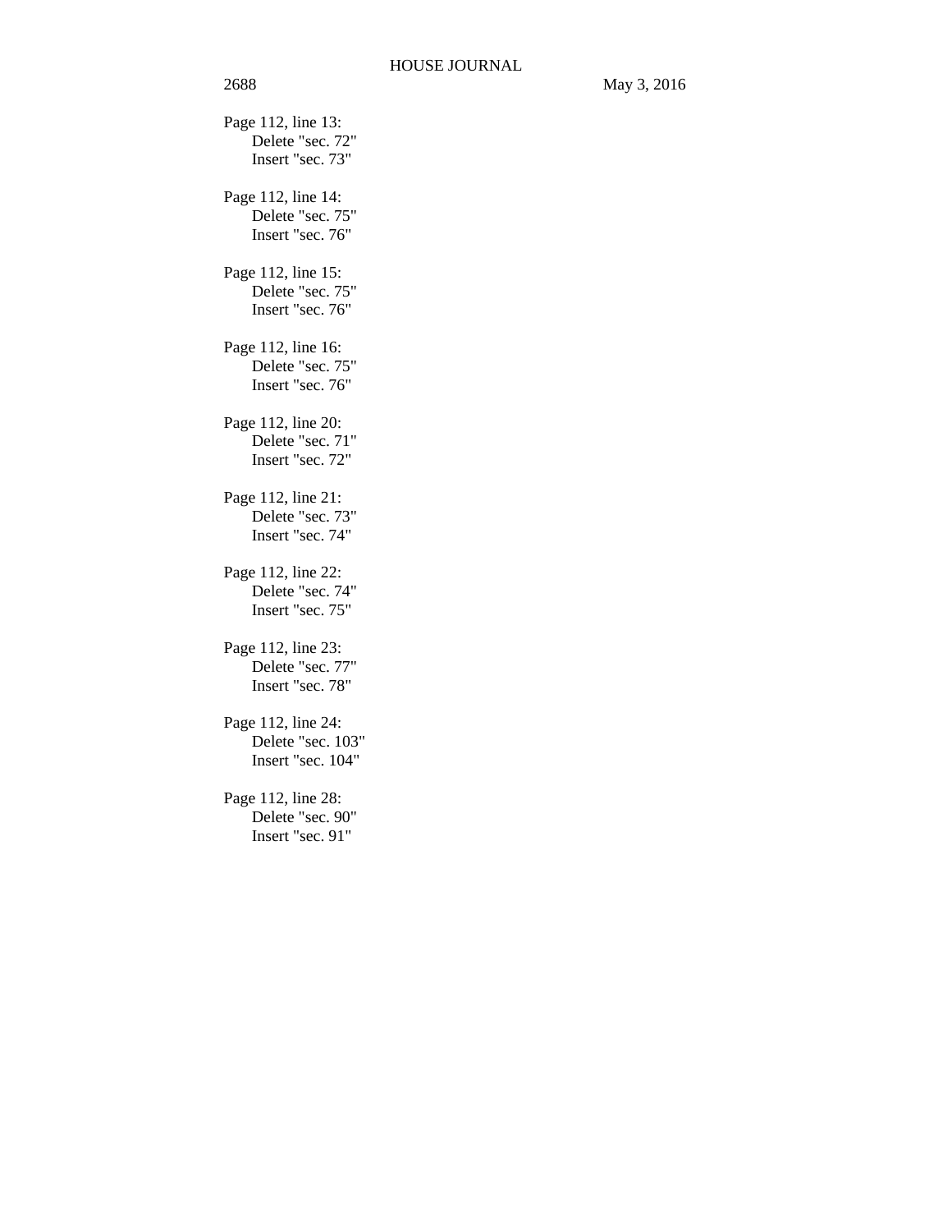Page 112, line 13:
  Delete "sec. 72"
  Insert "sec. 73"

Page 112, line 14:
  Delete "sec. 75"
  Insert "sec. 76"

Page 112, line 15:
  Delete "sec. 75"
  Insert "sec. 76"

Page 112, line 16:
  Delete "sec. 75"
  Insert "sec. 76"

Page 112, line 20:
  Delete "sec. 71"
  Insert "sec. 72"

Page 112, line 21:
  Delete "sec. 73"
  Insert "sec. 74"

Page 112, line 22:
  Delete "sec. 74"
  Insert "sec. 75"

Page 112, line 23:
  Delete "sec. 77"
  Insert "sec. 78"

Page 112, line 24:
  Delete "sec. 103"
  Insert "sec. 104"

Page 112, line 28:
  Delete "sec. 90"
  Insert "sec. 91"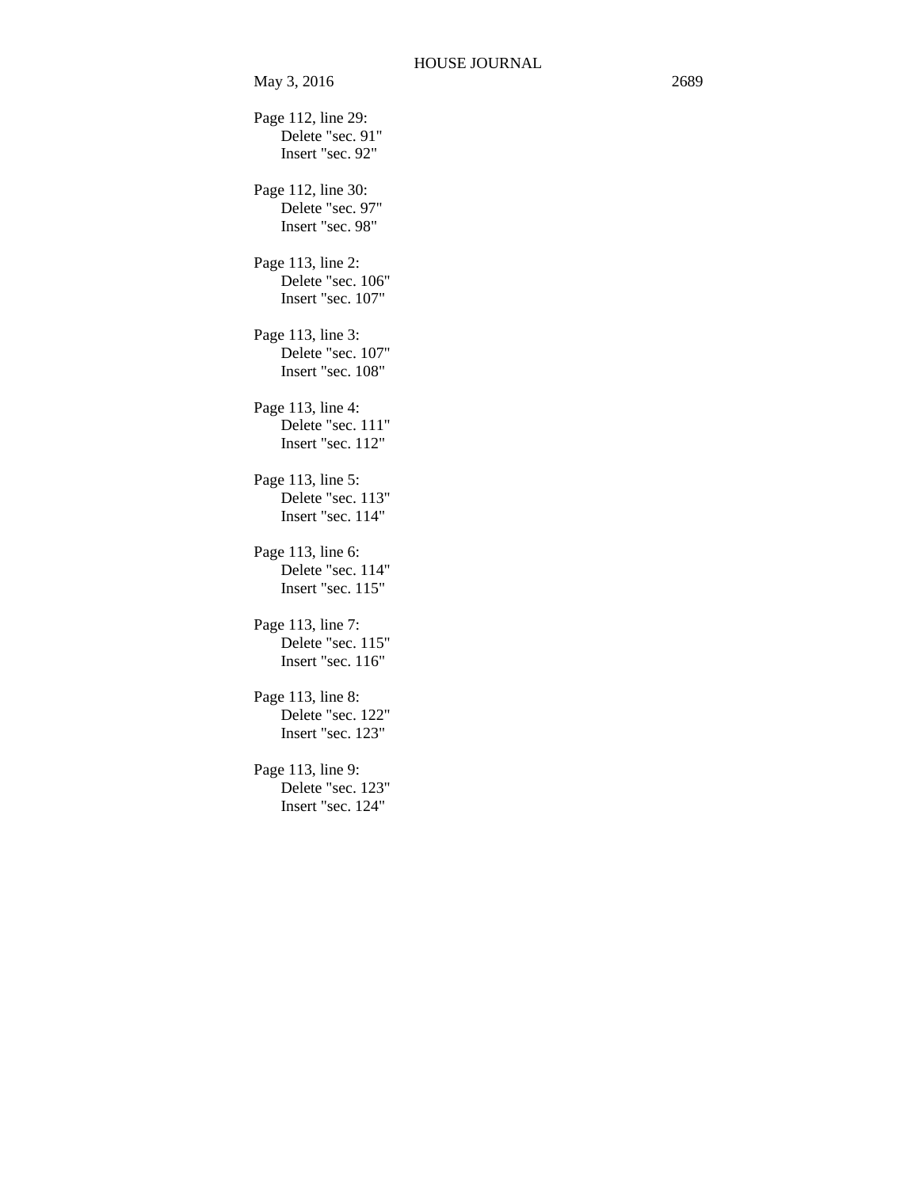Page 112, line 29:
Delete "sec. 91"
Insert "sec. 92"

Page 112, line 30:
Delete "sec. 97"
Insert "sec. 98"

Page 113, line 2:
Delete "sec. 106"
Insert "sec. 107"

Page 113, line 3:
Delete "sec. 107"
Insert "sec. 108"

Page 113, line 4:
Delete "sec. 111"
Insert "sec. 112"

Page 113, line 5:
Delete "sec. 113"
Insert "sec. 114"

Page 113, line 6:
Delete "sec. 114"
Insert "sec. 115"

Page 113, line 7:
Delete "sec. 115"
Insert "sec. 116"

Page 113, line 8:
Delete "sec. 122"
Insert "sec. 123"

Page 113, line 9:
Delete "sec. 123"
Insert "sec. 124"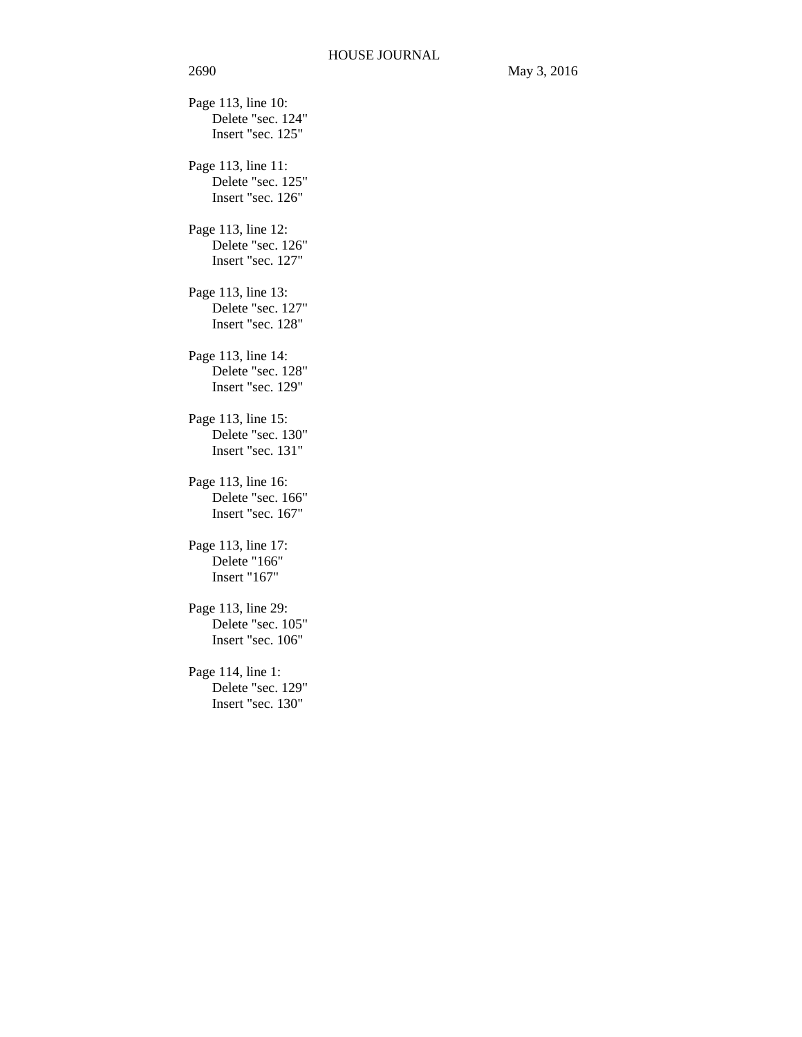Page 113, line 10:
    Delete "sec. 124"
    Insert "sec. 125"

Page 113, line 11:
    Delete "sec. 125"
    Insert "sec. 126"

Page 113, line 12:
    Delete "sec. 126"
    Insert "sec. 127"

Page 113, line 13:
    Delete "sec. 127"
    Insert "sec. 128"

Page 113, line 14:
    Delete "sec. 128"
    Insert "sec. 129"

Page 113, line 15:
    Delete "sec. 130"
    Insert "sec. 131"

Page 113, line 16:
    Delete "sec. 166"
    Insert "sec. 167"

Page 113, line 17:
    Delete "166"
    Insert "167"

Page 113, line 29:
    Delete "sec. 105"
    Insert "sec. 106"

Page 114, line 1:
    Delete "sec. 129"
    Insert "sec. 130"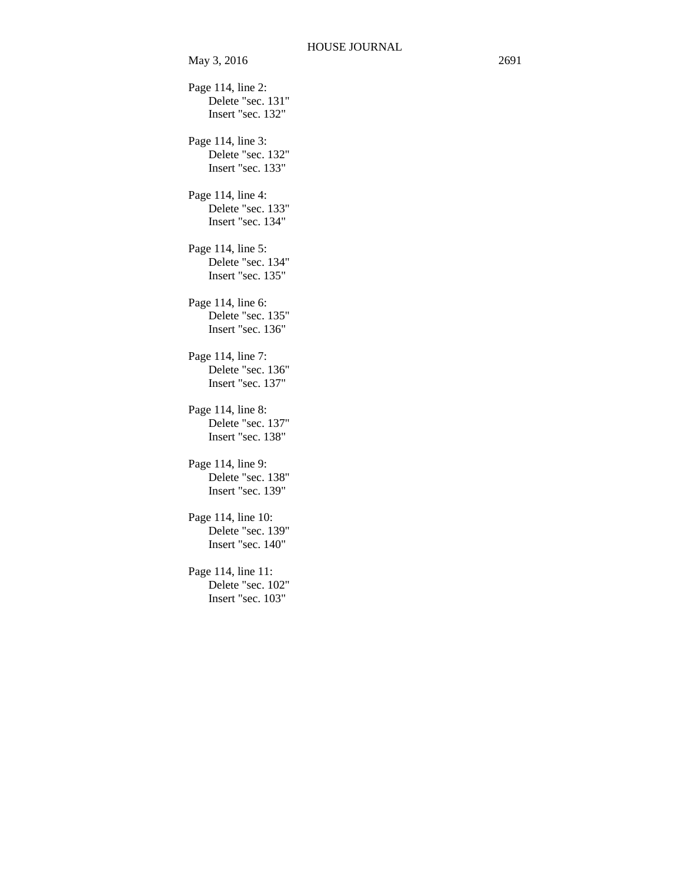Page 114, line 2:
Delete "sec. 131"
Insert "sec. 132"

Page 114, line 3:
Delete "sec. 132"
Insert "sec. 133"

Page 114, line 4:
Delete "sec. 133"
Insert "sec. 134"

Page 114, line 5:
Delete "sec. 134"
Insert "sec. 135"

Page 114, line 6:
Delete "sec. 135"
Insert "sec. 136"

Page 114, line 7:
Delete "sec. 136"
Insert "sec. 137"

Page 114, line 8:
Delete "sec. 137"
Insert "sec. 138"

Page 114, line 9:
Delete "sec. 138"
Insert "sec. 139"

Page 114, line 10:
Delete "sec. 139"
Insert "sec. 140"

Page 114, line 11:
Delete "sec. 102"
Insert "sec. 103"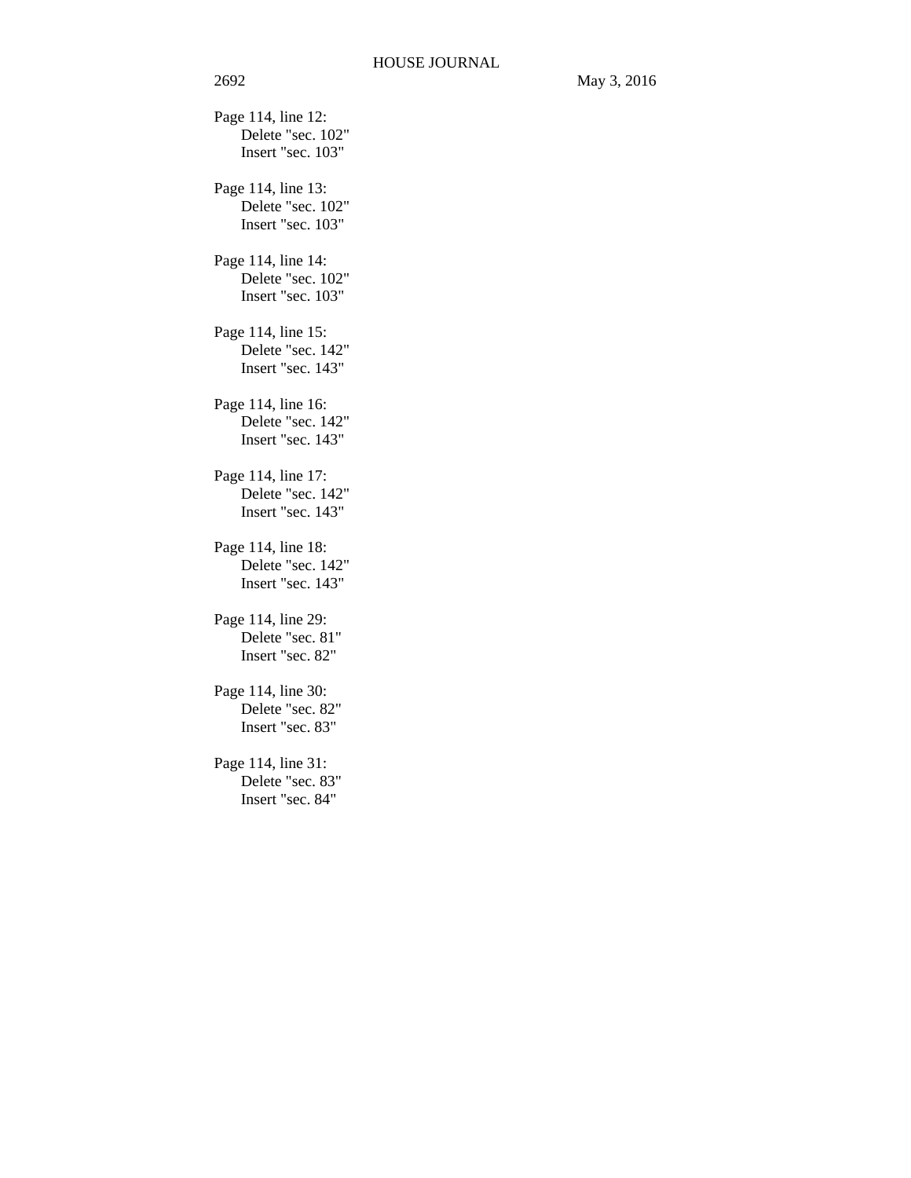Page 114, line 12:
Delete "sec. 102"
Insert "sec. 103"

Page 114, line 13:
Delete "sec. 102"
Insert "sec. 103"

Page 114, line 14:
Delete "sec. 102"
Insert "sec. 103"

Page 114, line 15:
Delete "sec. 142"
Insert "sec. 143"

Page 114, line 16:
Delete "sec. 142"
Insert "sec. 143"

Page 114, line 17:
Delete "sec. 142"
Insert "sec. 143"

Page 114, line 18:
Delete "sec. 142"
Insert "sec. 143"

Page 114, line 29:
Delete "sec. 81"
Insert "sec. 82"

Page 114, line 30:
Delete "sec. 82"
Insert "sec. 83"

Page 114, line 31:
Delete "sec. 83"
Insert "sec. 84"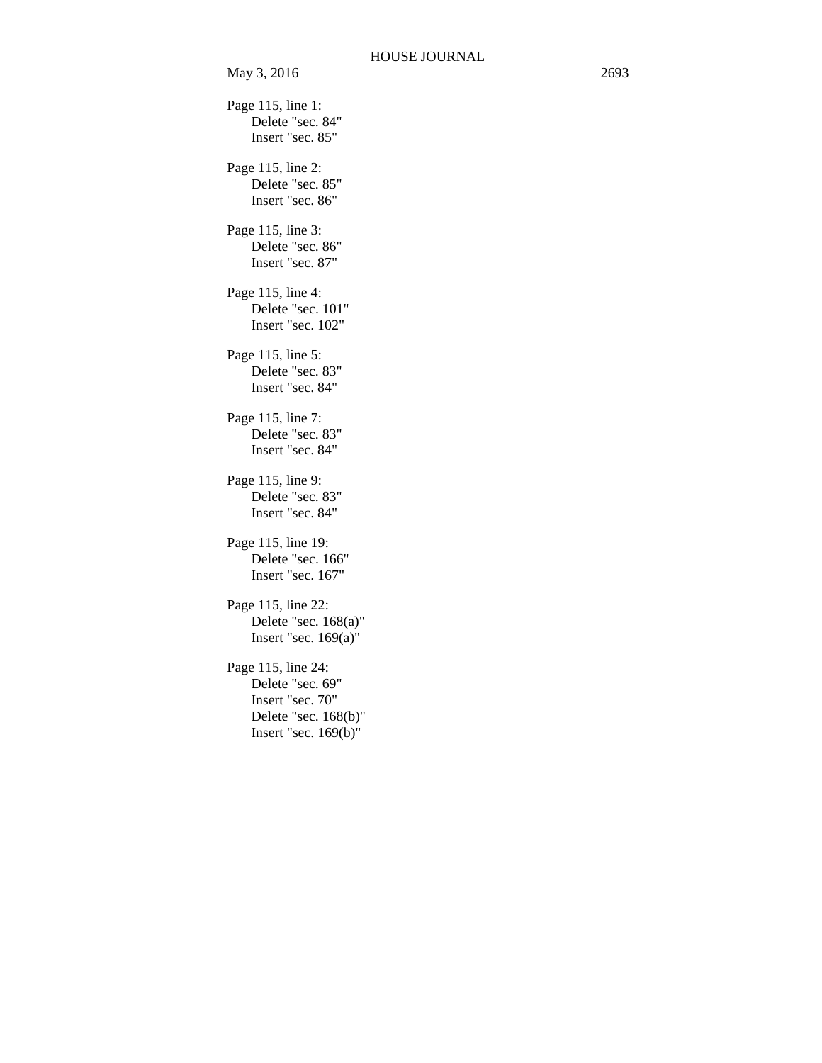Page 115, line 1:
    Delete "sec. 84"
    Insert "sec. 85"

Page 115, line 2:
    Delete "sec. 85"
    Insert "sec. 86"

Page 115, line 3:
    Delete "sec. 86"
    Insert "sec. 87"

Page 115, line 4:
    Delete "sec. 101"
    Insert "sec. 102"

Page 115, line 5:
    Delete "sec. 83"
    Insert "sec. 84"

Page 115, line 7:
    Delete "sec. 83"
    Insert "sec. 84"

Page 115, line 9:
    Delete "sec. 83"
    Insert "sec. 84"

Page 115, line 19:
    Delete "sec. 166"
    Insert "sec. 167"

Page 115, line 22:
    Delete "sec. 168(a)"
    Insert "sec. 169(a)"

Page 115, line 24:
    Delete "sec. 69"
    Insert "sec. 70"
    Delete "sec. 168(b)"
    Insert "sec. 169(b)"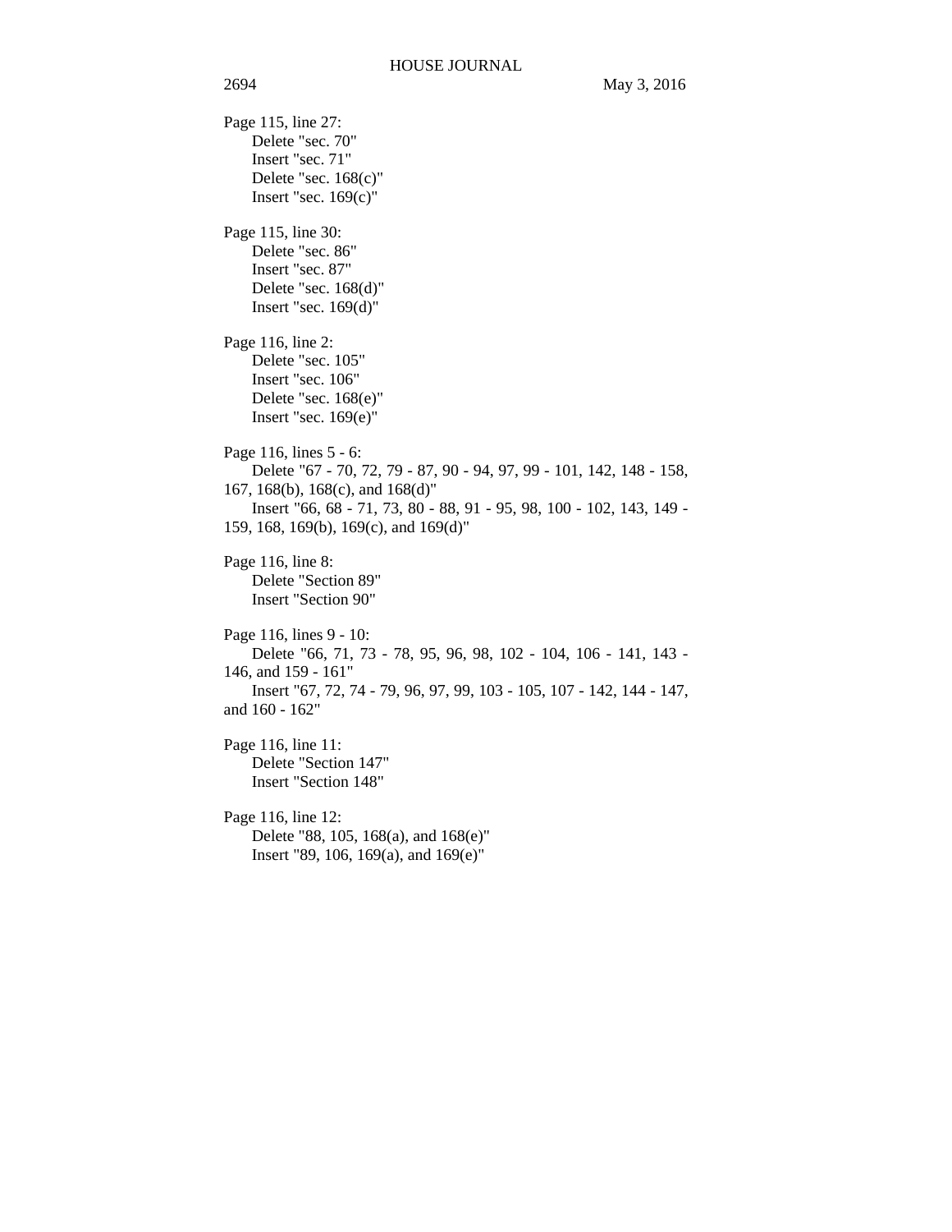Page 115, line 27:

Delete "sec. 70"
Insert "sec. 71"
Delete "sec. 168(c)"
Insert "sec. 169(c)"

Page 115, line 30:

Delete "sec. 86"
Insert "sec. 87"
Delete "sec. 168(d)"
Insert "sec. 169(d)"

Page 116, line 2:

Delete "sec. 105"
Insert "sec. 106"
Delete "sec. 168(e)"
Insert "sec. 169(e)"

Page 116, lines 5 - 6:

Delete "67 - 70, 72, 79 - 87, 90 - 94, 97, 99 - 101, 142, 148 - 158, 167, 168(b), 168(c), and 168(d)"
Insert "66, 68 - 71, 73, 80 - 88, 91 - 95, 98, 100 - 102, 143, 149 - 159, 168, 169(b), 169(c), and 169(d)"

Page 116, line 8:

Delete "Section 89"
Insert "Section 90"

Page 116, lines 9 - 10:

Delete "66, 71, 73 - 78, 95, 96, 98, 102 - 104, 106 - 141, 143 - 146, and 159 - 161"
Insert "67, 72, 74 - 79, 96, 97, 99, 103 - 105, 107 - 142, 144 - 147, and 160 - 162"

Page 116, line 11:

Delete "Section 147"
Insert "Section 148"

Page 116, line 12:

Delete "88, 105, 168(a), and 168(e)"
Insert "89, 106, 169(a), and 169(e)"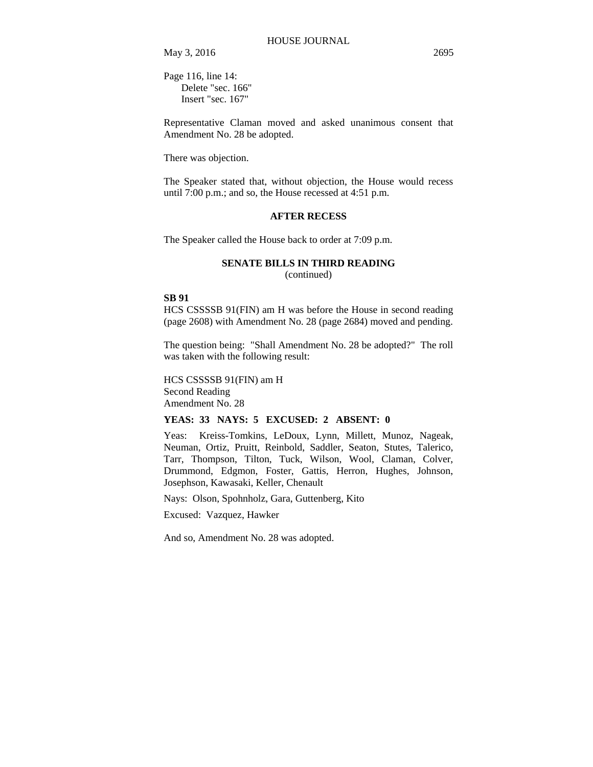Page 116, line 14:
Delete "sec. 166"
Insert "sec. 167"

Representative Claman moved and asked unanimous consent that Amendment No. 28 be adopted.

There was objection.

The Speaker stated that, without objection, the House would recess until 7:00 p.m.; and so, the House recessed at 4:51 p.m.

**AFTER RECESS**

The Speaker called the House back to order at 7:09 p.m.

**SENATE BILLS IN THIRD READING**
(continued)

**SB 91**
HCS CSSSSB 91(FIN) am H was before the House in second reading (page 2608) with Amendment No. 28 (page 2684) moved and pending.

The question being: "Shall Amendment No. 28 be adopted?" The roll was taken with the following result:

HCS CSSSSB 91(FIN) am H
Second Reading
Amendment No. 28

**YEAS: 33 NAYS: 5 EXCUSED: 2 ABSENT: 0**

Yeas: Kreiss-Tomkins, LeDoux, Lynn, Millett, Munoz, Nageak, Neuman, Ortiz, Pruitt, Reinbold, Saddler, Seaton, Stutes, Talerico, Tarr, Thompson, Tilton, Tuck, Wilson, Wool, Claman, Colver, Drummond, Edgmon, Foster, Gattis, Herron, Hughes, Johnson, Josephson, Kawasaki, Keller, Chenault

Nays: Olson, Spohnholz, Gara, Guttenberg, Kito

Excused: Vazquez, Hawker

And so, Amendment No. 28 was adopted.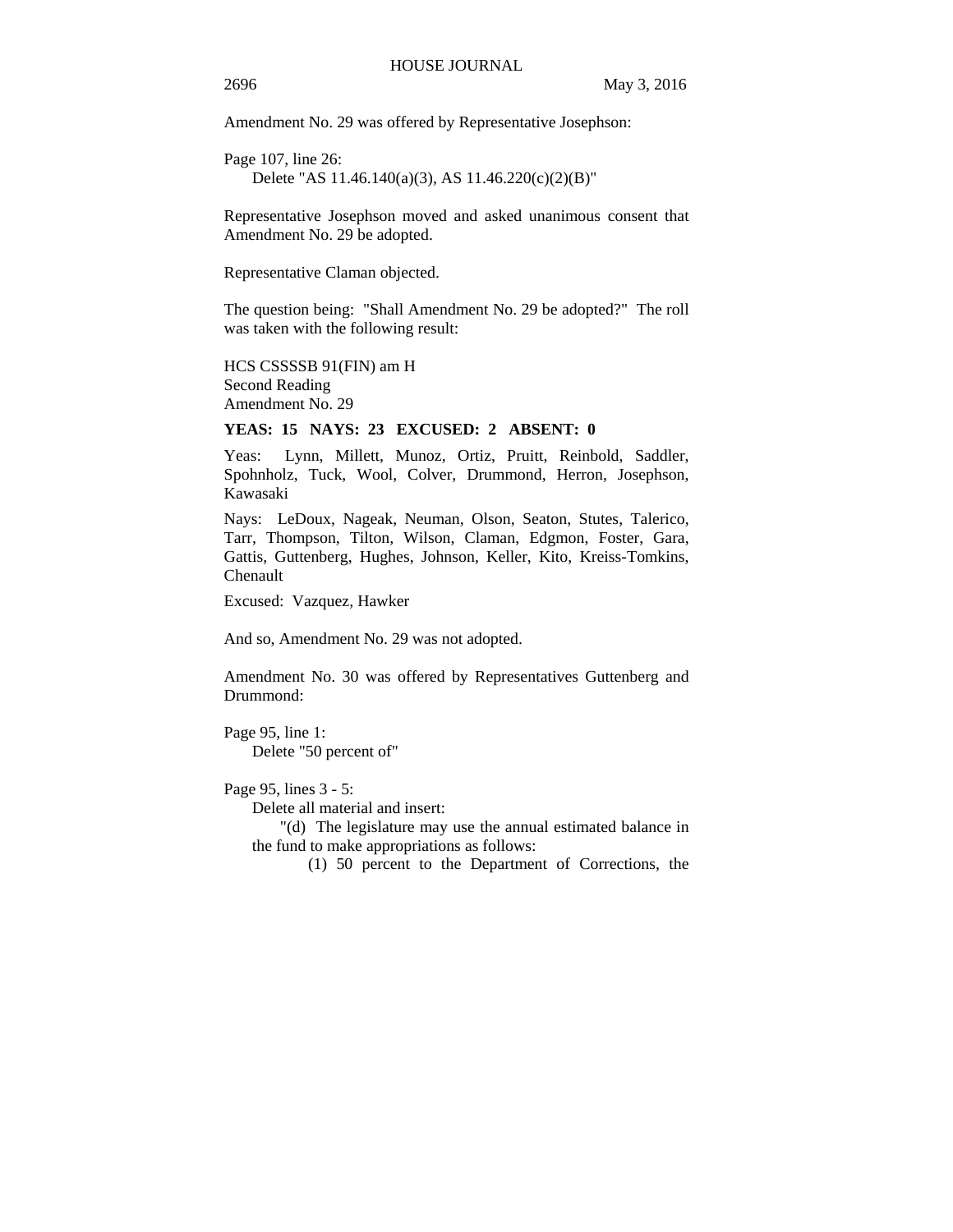Amendment No. 29 was offered by Representative Josephson:

Page 107, line 26:
    Delete "AS 11.46.140(a)(3), AS 11.46.220(c)(2)(B)"

Representative Josephson moved and asked unanimous consent that Amendment No. 29 be adopted.

Representative Claman objected.

The question being: "Shall Amendment No. 29 be adopted?" The roll was taken with the following result:

HCS CSSSSB 91(FIN) am H
Second Reading
Amendment No. 29

**YEAS: 15 NAYS: 23 EXCUSED: 2 ABSENT: 0**

Yeas: Lynn, Millett, Munoz, Ortiz, Pruitt, Reinbold, Saddler, Spohnholz, Tuck, Wool, Colver, Drummond, Herron, Josephson, Kawasaki

Nays: LeDoux, Nageak, Neuman, Olson, Seaton, Stutes, Talerico, Tarr, Thompson, Tilton, Wilson, Claman, Edgmon, Foster, Gara, Gattis, Guttenberg, Hughes, Johnson, Keller, Kito, Kreiss-Tomkins, Chenault

Excused: Vazquez, Hawker

And so, Amendment No. 29 was not adopted.

Amendment No. 30 was offered by Representatives Guttenberg and Drummond:

Page 95, line 1:
    Delete "50 percent of"

Page 95, lines 3 - 5:
    Delete all material and insert:
        "(d) The legislature may use the annual estimated balance in the fund to make appropriations as follows:
            (1) 50 percent to the Department of Corrections, the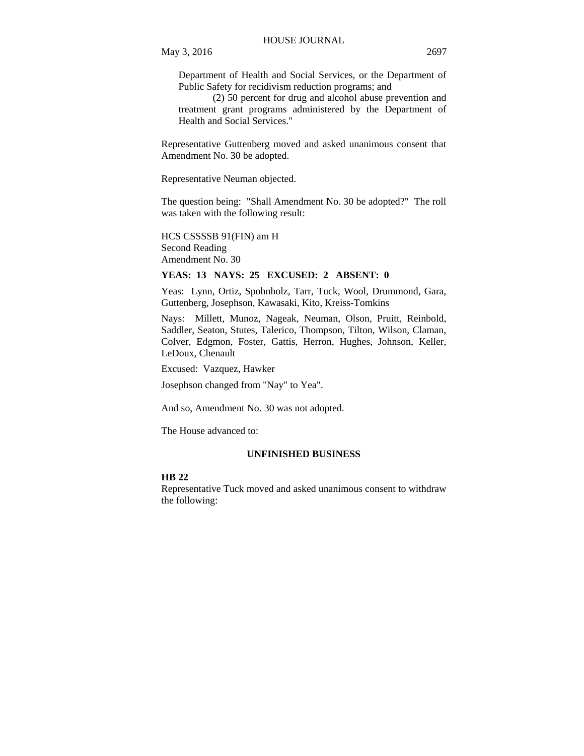Department of Health and Social Services, or the Department of Public Safety for recidivism reduction programs; and

(2) 50 percent for drug and alcohol abuse prevention and treatment grant programs administered by the Department of Health and Social Services."

Representative Guttenberg moved and asked unanimous consent that Amendment No. 30 be adopted.

Representative Neuman objected.

The question being: "Shall Amendment No. 30 be adopted?" The roll was taken with the following result:

HCS CSSSSB 91(FIN) am H
Second Reading
Amendment No. 30

**YEAS: 13 NAYS: 25 EXCUSED: 2 ABSENT: 0**

Yeas: Lynn, Ortiz, Spohnholz, Tarr, Tuck, Wool, Drummond, Gara, Guttenberg, Josephson, Kawasaki, Kito, Kreiss-Tomkins

Nays: Millett, Munoz, Nageak, Neuman, Olson, Pruitt, Reinbold, Saddler, Seaton, Stutes, Talerico, Thompson, Tilton, Wilson, Claman, Colver, Edgmon, Foster, Gattis, Herron, Hughes, Johnson, Keller, LeDoux, Chenault

Excused: Vazquez, Hawker

Josephson changed from "Nay" to Yea".

And so, Amendment No. 30 was not adopted.

The House advanced to:

## UNFINISHED BUSINESS

**HB 22**
Representative Tuck moved and asked unanimous consent to withdraw the following: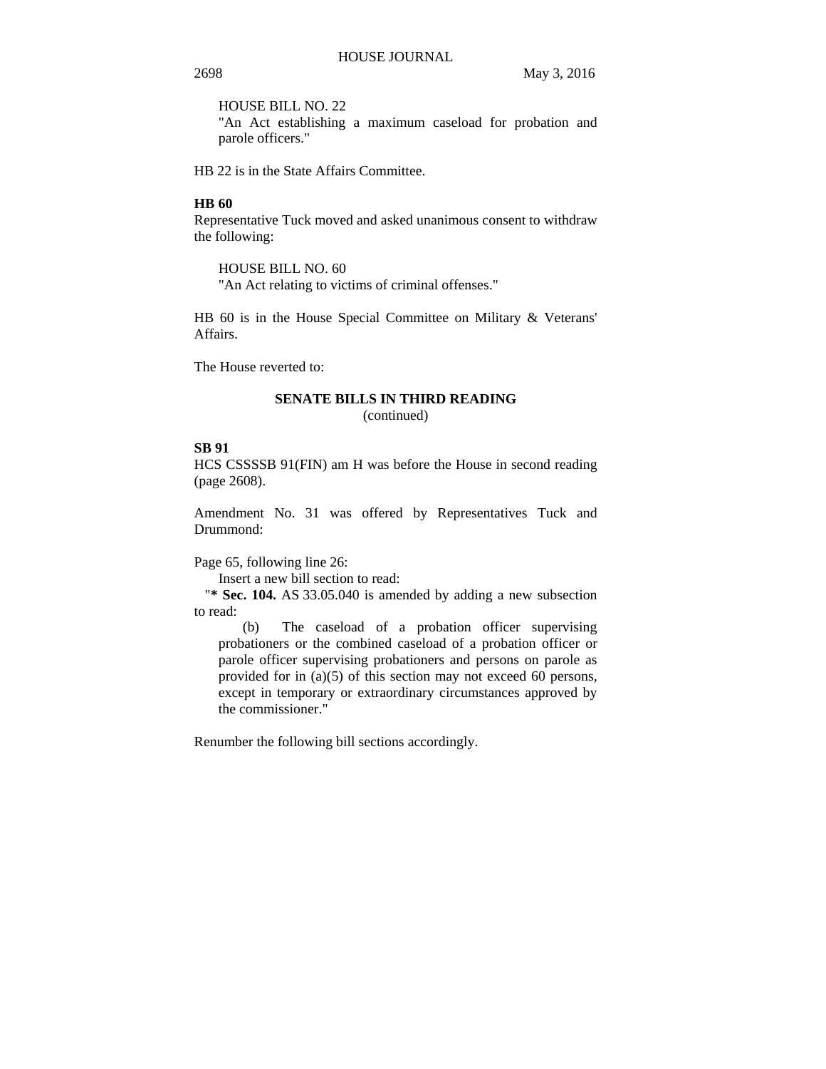HOUSE BILL NO. 22
"An Act establishing a maximum caseload for probation and parole officers."

HB 22 is in the State Affairs Committee.

**HB 60**

Representative Tuck moved and asked unanimous consent to withdraw the following:

HOUSE BILL NO. 60
"An Act relating to victims of criminal offenses."

HB 60 is in the House Special Committee on Military & Veterans' Affairs.

The House reverted to:

## SENATE BILLS IN THIRD READING
(continued)

**SB 91**

HCS CSSSSB 91(FIN) am H was before the House in second reading (page 2608).

Amendment No. 31 was offered by Representatives Tuck and Drummond:

Page 65, following line 26:
Insert a new bill section to read:
"**\* Sec. 104.** AS 33.05.040 is amended by adding a new subsection to read:

(b) The caseload of a probation officer supervising probationers or the combined caseload of a probation officer or parole officer supervising probationers and persons on parole as provided for in (a)(5) of this section may not exceed 60 persons, except in temporary or extraordinary circumstances approved by the commissioner."

Renumber the following bill sections accordingly.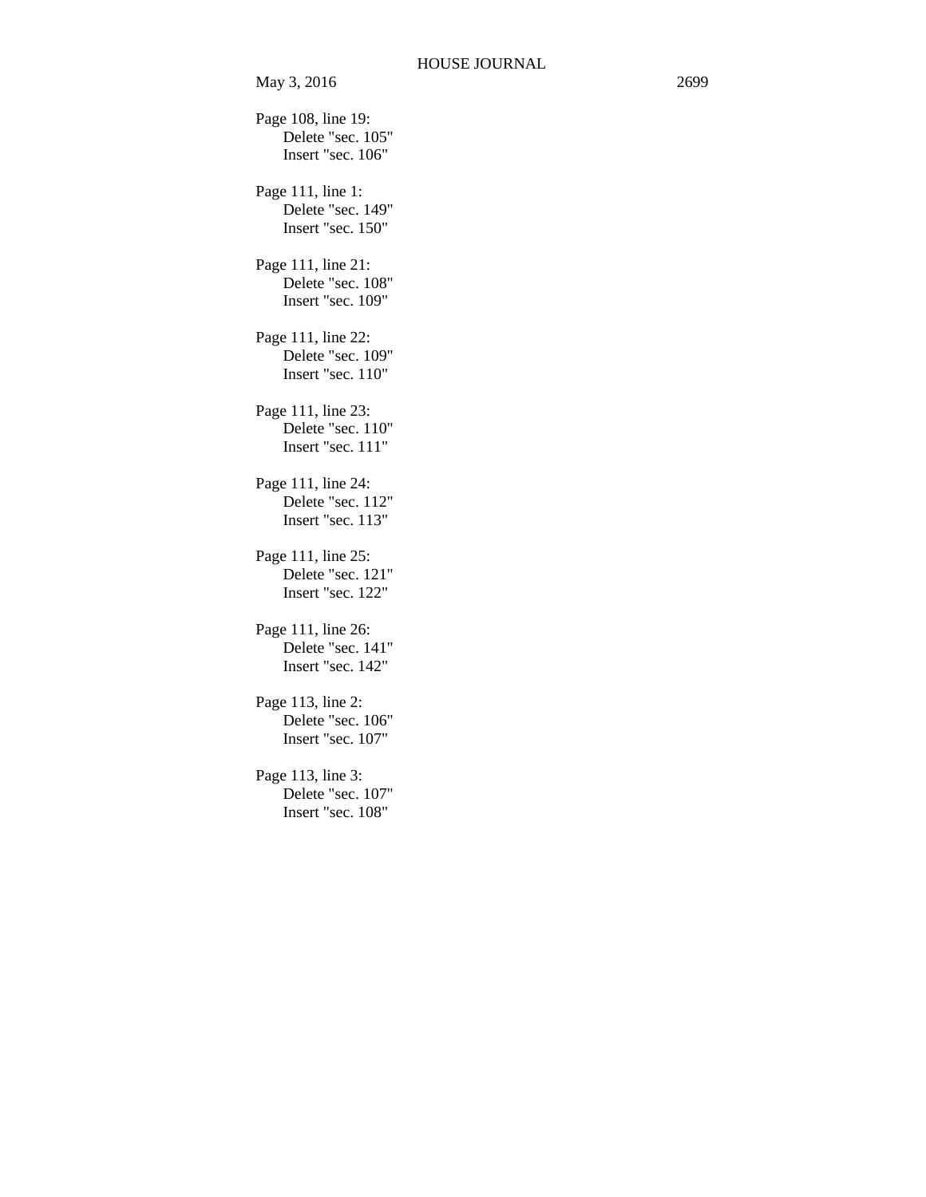Page 108, line 19:
Delete "sec. 105"
Insert "sec. 106"

Page 111, line 1:
Delete "sec. 149"
Insert "sec. 150"

Page 111, line 21:
Delete "sec. 108"
Insert "sec. 109"

Page 111, line 22:
Delete "sec. 109"
Insert "sec. 110"

Page 111, line 23:
Delete "sec. 110"
Insert "sec. 111"

Page 111, line 24:
Delete "sec. 112"
Insert "sec. 113"

Page 111, line 25:
Delete "sec. 121"
Insert "sec. 122"

Page 111, line 26:
Delete "sec. 141"
Insert "sec. 142"

Page 113, line 2:
Delete "sec. 106"
Insert "sec. 107"

Page 113, line 3:
Delete "sec. 107"
Insert "sec. 108"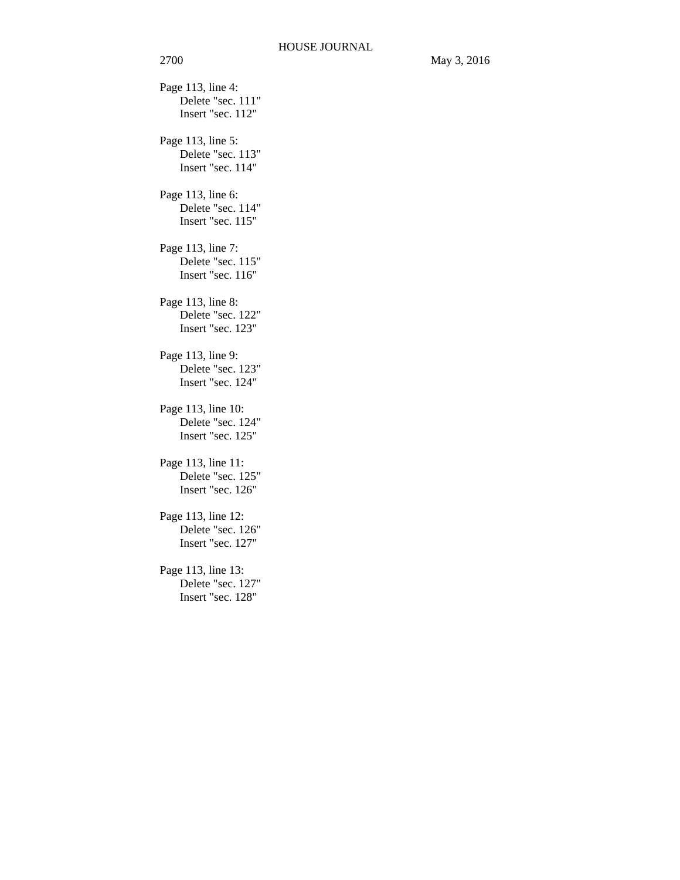Page 113, line 4:
Delete "sec. 111"
Insert "sec. 112"

Page 113, line 5:
Delete "sec. 113"
Insert "sec. 114"

Page 113, line 6:
Delete "sec. 114"
Insert "sec. 115"

Page 113, line 7:
Delete "sec. 115"
Insert "sec. 116"

Page 113, line 8:
Delete "sec. 122"
Insert "sec. 123"

Page 113, line 9:
Delete "sec. 123"
Insert "sec. 124"

Page 113, line 10:
Delete "sec. 124"
Insert "sec. 125"

Page 113, line 11:
Delete "sec. 125"
Insert "sec. 126"

Page 113, line 12:
Delete "sec. 126"
Insert "sec. 127"

Page 113, line 13:
Delete "sec. 127"
Insert "sec. 128"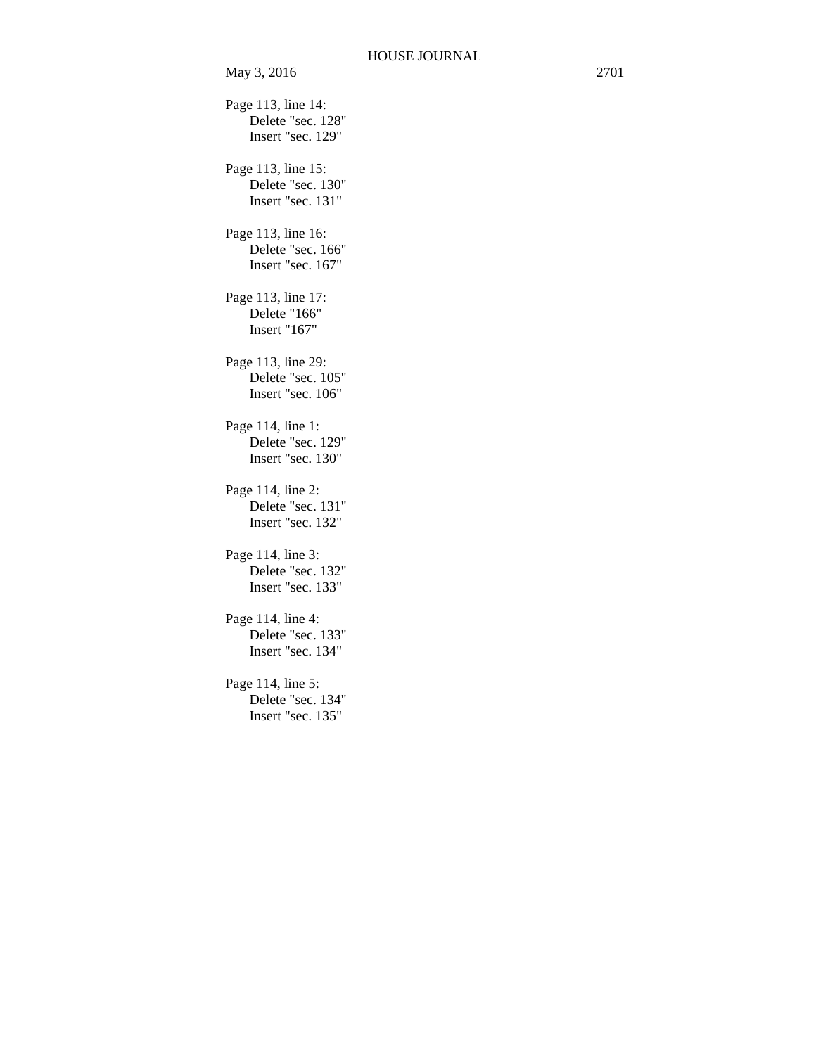Page 113, line 14:
Delete "sec. 128"
Insert "sec. 129"

Page 113, line 15:
Delete "sec. 130"
Insert "sec. 131"

Page 113, line 16:
Delete "sec. 166"
Insert "sec. 167"

Page 113, line 17:
Delete "166"
Insert "167"

Page 113, line 29:
Delete "sec. 105"
Insert "sec. 106"

Page 114, line 1:
Delete "sec. 129"
Insert "sec. 130"

Page 114, line 2:
Delete "sec. 131"
Insert "sec. 132"

Page 114, line 3:
Delete "sec. 132"
Insert "sec. 133"

Page 114, line 4:
Delete "sec. 133"
Insert "sec. 134"

Page 114, line 5:
Delete "sec. 134"
Insert "sec. 135"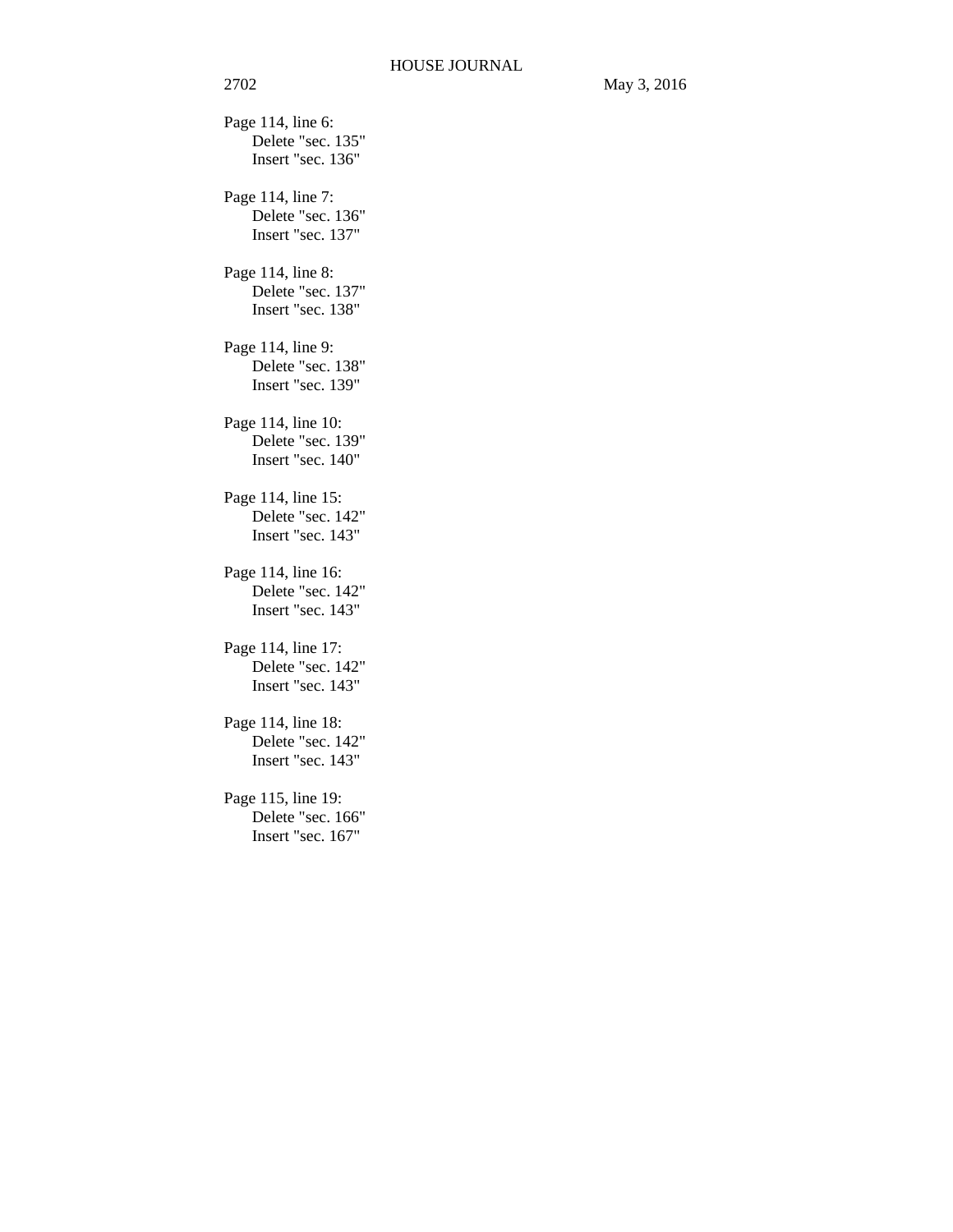Page 114, line 6:
Delete "sec. 135"
Insert "sec. 136"

Page 114, line 7:
Delete "sec. 136"
Insert "sec. 137"

Page 114, line 8:
Delete "sec. 137"
Insert "sec. 138"

Page 114, line 9:
Delete "sec. 138"
Insert "sec. 139"

Page 114, line 10:
Delete "sec. 139"
Insert "sec. 140"

Page 114, line 15:
Delete "sec. 142"
Insert "sec. 143"

Page 114, line 16:
Delete "sec. 142"
Insert "sec. 143"

Page 114, line 17:
Delete "sec. 142"
Insert "sec. 143"

Page 114, line 18:
Delete "sec. 142"
Insert "sec. 143"

Page 115, line 19:
Delete "sec. 166"
Insert "sec. 167"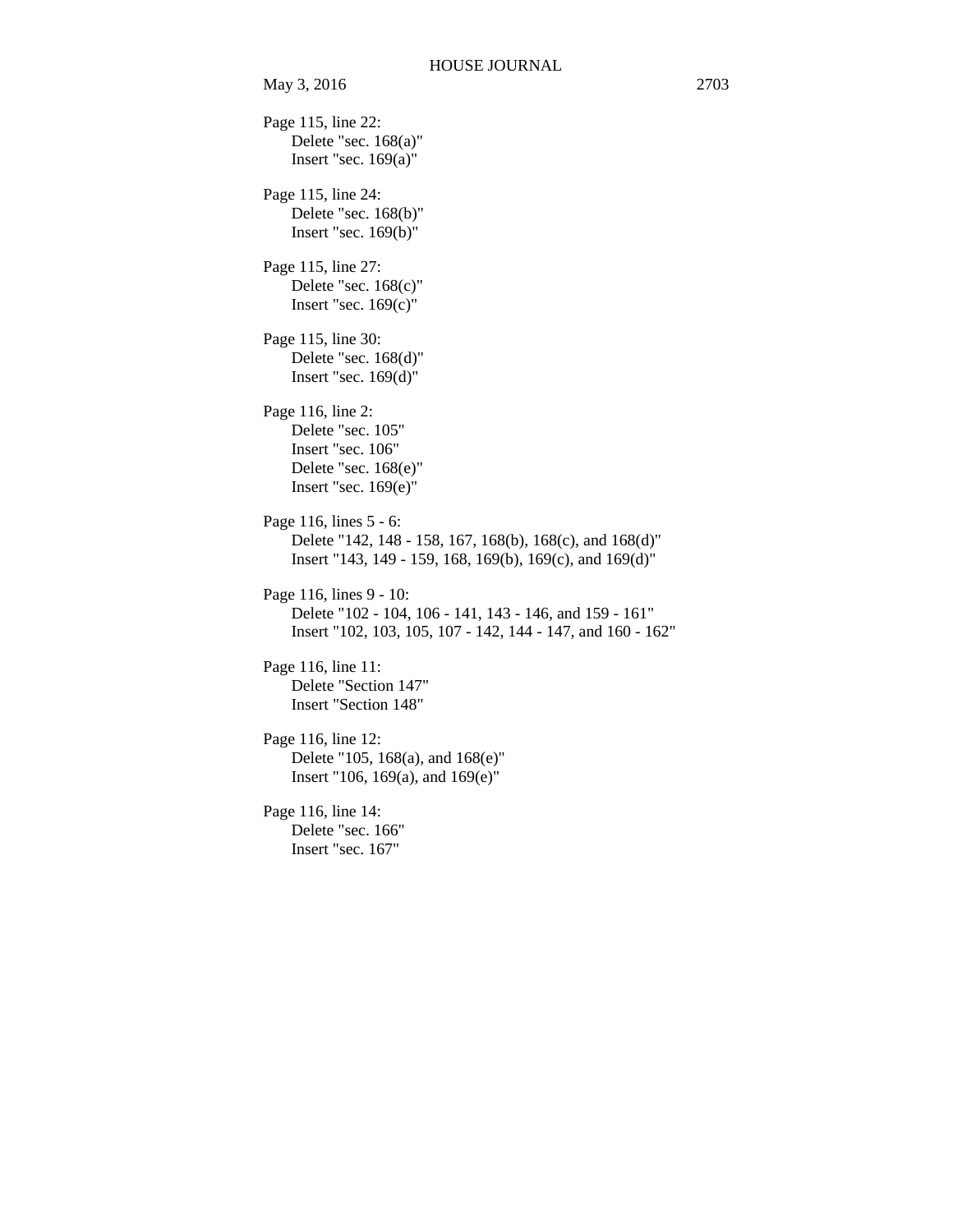Page 115, line 22:
Delete "sec. 168(a)"
Insert "sec. 169(a)"

Page 115, line 24:
Delete "sec. 168(b)"
Insert "sec. 169(b)"

Page 115, line 27:
Delete "sec. 168(c)"
Insert "sec. 169(c)"

Page 115, line 30:
Delete "sec. 168(d)"
Insert "sec. 169(d)"

Page 116, line 2:
Delete "sec. 105"
Insert "sec. 106"
Delete "sec. 168(e)"
Insert "sec. 169(e)"

Page 116, lines 5 - 6:
Delete "142, 148 - 158, 167, 168(b), 168(c), and 168(d)"
Insert "143, 149 - 159, 168, 169(b), 169(c), and 169(d)"

Page 116, lines 9 - 10:
Delete "102 - 104, 106 - 141, 143 - 146, and 159 - 161"
Insert "102, 103, 105, 107 - 142, 144 - 147, and 160 - 162"

Page 116, line 11:
Delete "Section 147"
Insert "Section 148"

Page 116, line 12:
Delete "105, 168(a), and 168(e)"
Insert "106, 169(a), and 169(e)"

Page 116, line 14:
Delete "sec. 166"
Insert "sec. 167"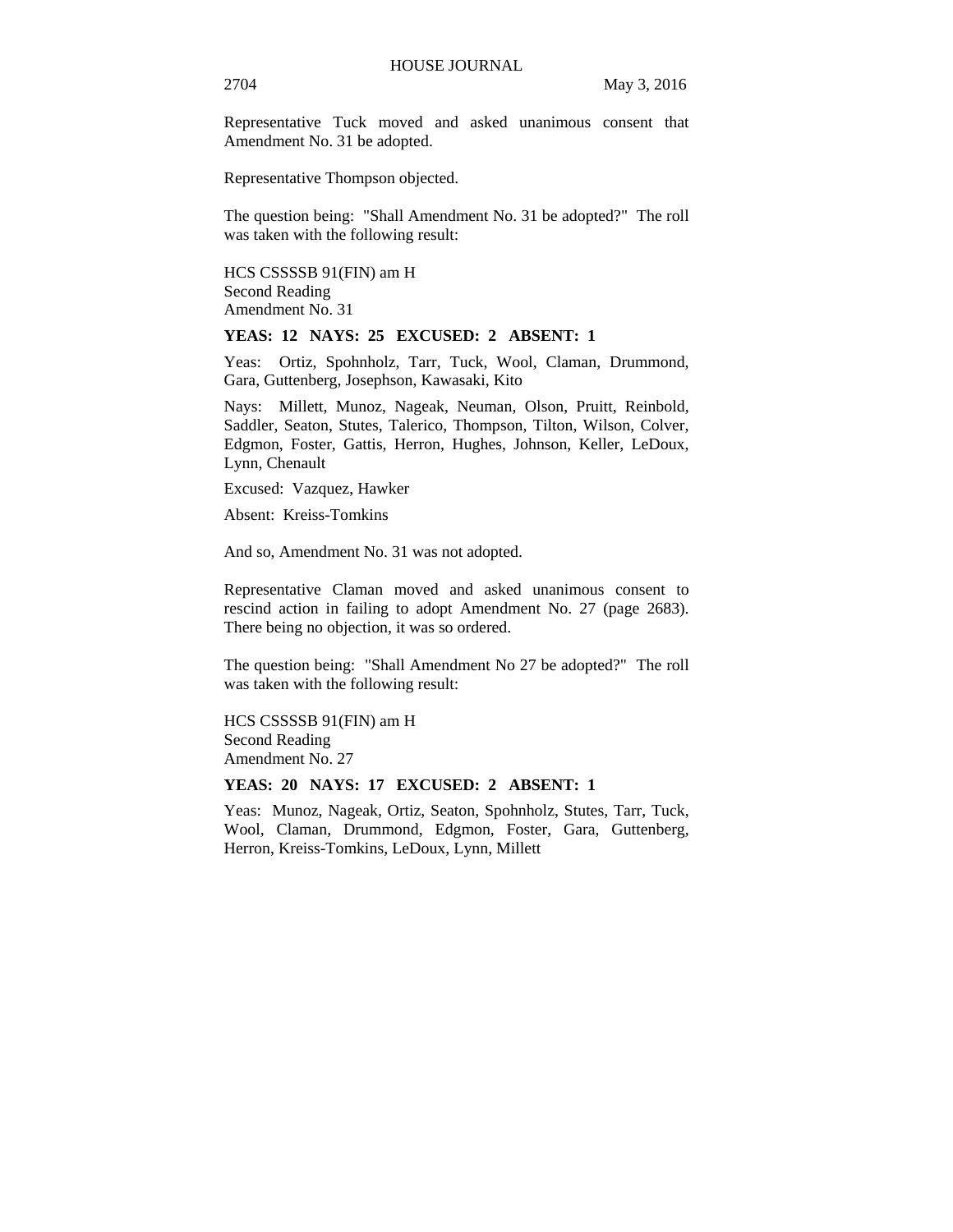Representative Tuck moved and asked unanimous consent that Amendment No. 31 be adopted.

Representative Thompson objected.

The question being: "Shall Amendment No. 31 be adopted?" The roll was taken with the following result:

HCS CSSSSB 91(FIN) am H
Second Reading
Amendment No. 31

**YEAS: 12 NAYS: 25 EXCUSED: 2 ABSENT: 1**

Yeas: Ortiz, Spohnholz, Tarr, Tuck, Wool, Claman, Drummond, Gara, Guttenberg, Josephson, Kawasaki, Kito

Nays: Millett, Munoz, Nageak, Neuman, Olson, Pruitt, Reinbold, Saddler, Seaton, Stutes, Talerico, Thompson, Tilton, Wilson, Colver, Edgmon, Foster, Gattis, Herron, Hughes, Johnson, Keller, LeDoux, Lynn, Chenault

Excused: Vazquez, Hawker

Absent: Kreiss-Tomkins

And so, Amendment No. 31 was not adopted.

Representative Claman moved and asked unanimous consent to rescind action in failing to adopt Amendment No. 27 (page 2683). There being no objection, it was so ordered.

The question being: "Shall Amendment No 27 be adopted?" The roll was taken with the following result:

HCS CSSSSB 91(FIN) am H
Second Reading
Amendment No. 27

**YEAS: 20 NAYS: 17 EXCUSED: 2 ABSENT: 1**

Yeas: Munoz, Nageak, Ortiz, Seaton, Spohnholz, Stutes, Tarr, Tuck, Wool, Claman, Drummond, Edgmon, Foster, Gara, Guttenberg, Herron, Kreiss-Tomkins, LeDoux, Lynn, Millett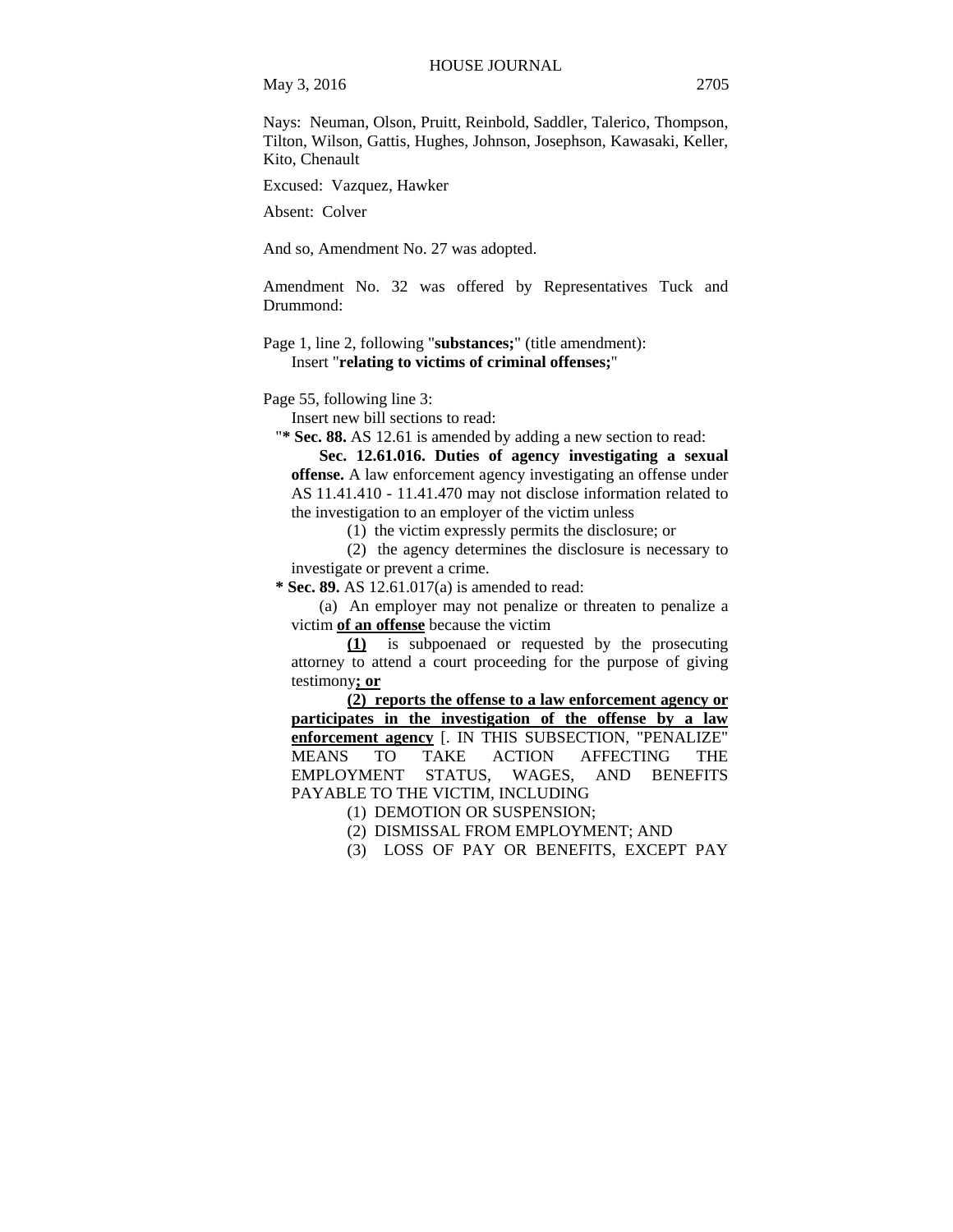Nays: Neuman, Olson, Pruitt, Reinbold, Saddler, Talerico, Thompson, Tilton, Wilson, Gattis, Hughes, Johnson, Josephson, Kawasaki, Keller, Kito, Chenault

Excused: Vazquez, Hawker

Absent: Colver

And so, Amendment No. 27 was adopted.

Amendment No. 32 was offered by Representatives Tuck and Drummond:

Page 1, line 2, following "**substances;**" (title amendment):
Insert "**relating to victims of criminal offenses;**"

Page 55, following line 3:
Insert new bill sections to read:
"**\* Sec. 88.** AS 12.61 is amended by adding a new section to read:

**Sec. 12.61.016. Duties of agency investigating a sexual offense.** A law enforcement agency investigating an offense under AS 11.41.410 - 11.41.470 may not disclose information related to the investigation to an employer of the victim unless

(1) the victim expressly permits the disclosure; or

(2) the agency determines the disclosure is necessary to investigate or prevent a crime.

**\* Sec. 89.** AS 12.61.017(a) is amended to read:

(a) An employer may not penalize or threaten to penalize a victim **<u>of an offense</u>** because the victim

**<u>(1)</u>** is subpoenaed or requested by the prosecuting attorney to attend a court proceeding for the purpose of giving testimony**<u>; or</u>**

**<u>(2) reports the offense to a law enforcement agency or participates in the investigation of the offense by a law enforcement agency</u>** [. IN THIS SUBSECTION, "PENALIZE" MEANS TO TAKE ACTION AFFECTING THE EMPLOYMENT STATUS, WAGES, AND BENEFITS PAYABLE TO THE VICTIM, INCLUDING

(1) DEMOTION OR SUSPENSION;

(2) DISMISSAL FROM EMPLOYMENT; AND

(3) LOSS OF PAY OR BENEFITS, EXCEPT PAY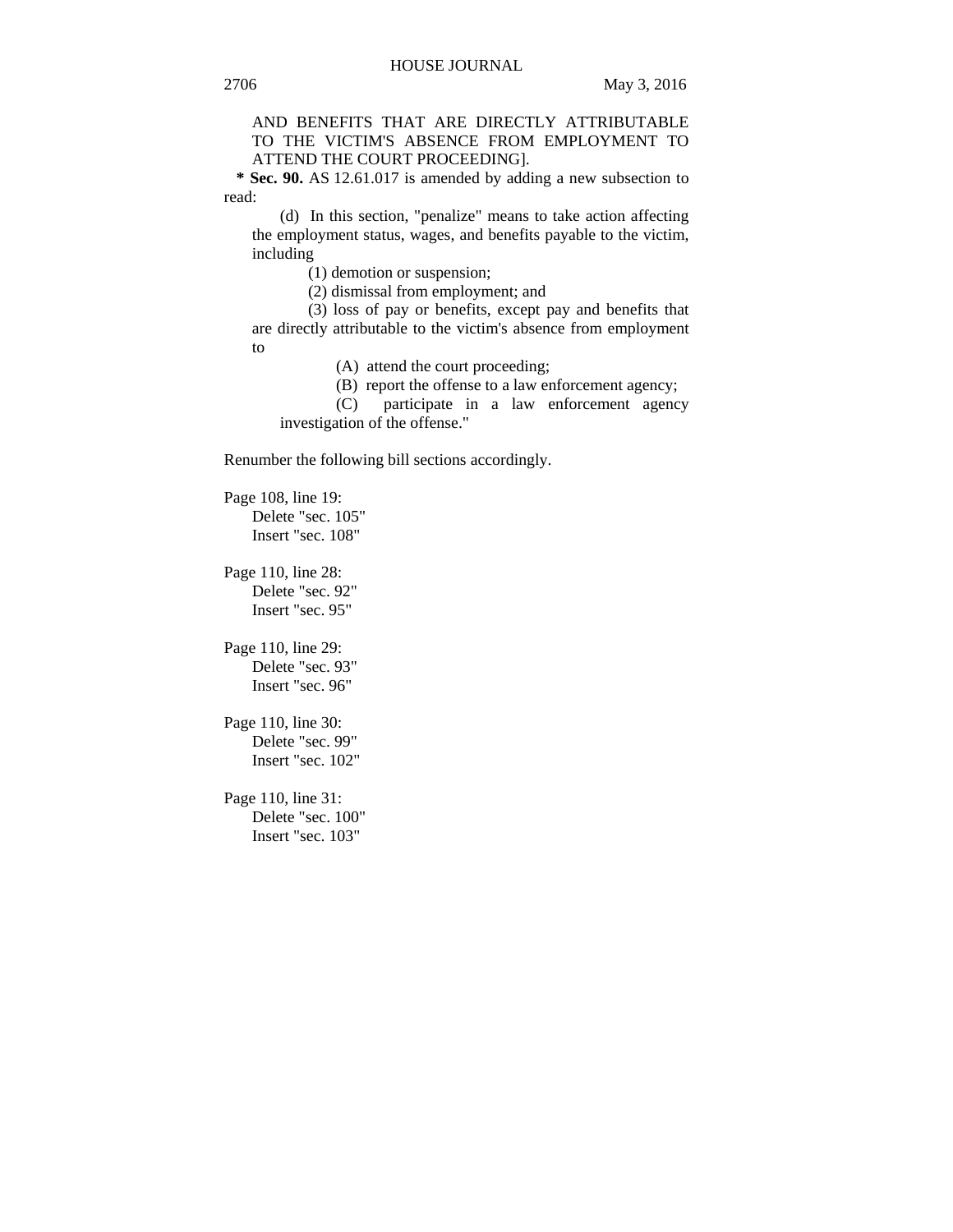AND BENEFITS THAT ARE DIRECTLY ATTRIBUTABLE TO THE VICTIM'S ABSENCE FROM EMPLOYMENT TO ATTEND THE COURT PROCEEDING].

**\* Sec. 90.** AS 12.61.017 is amended by adding a new subsection to read:

(d) In this section, "penalize" means to take action affecting the employment status, wages, and benefits payable to the victim, including

(1) demotion or suspension;

(2) dismissal from employment; and

(3) loss of pay or benefits, except pay and benefits that are directly attributable to the victim's absence from employment to

(A) attend the court proceeding;

(B) report the offense to a law enforcement agency;

(C) participate in a law enforcement agency investigation of the offense."

Renumber the following bill sections accordingly.

Page 108, line 19:
Delete "sec. 105"
Insert "sec. 108"

Page 110, line 28:
Delete "sec. 92"
Insert "sec. 95"

Page 110, line 29:
Delete "sec. 93"
Insert "sec. 96"

Page 110, line 30:
Delete "sec. 99"
Insert "sec. 102"

Page 110, line 31:
Delete "sec. 100"
Insert "sec. 103"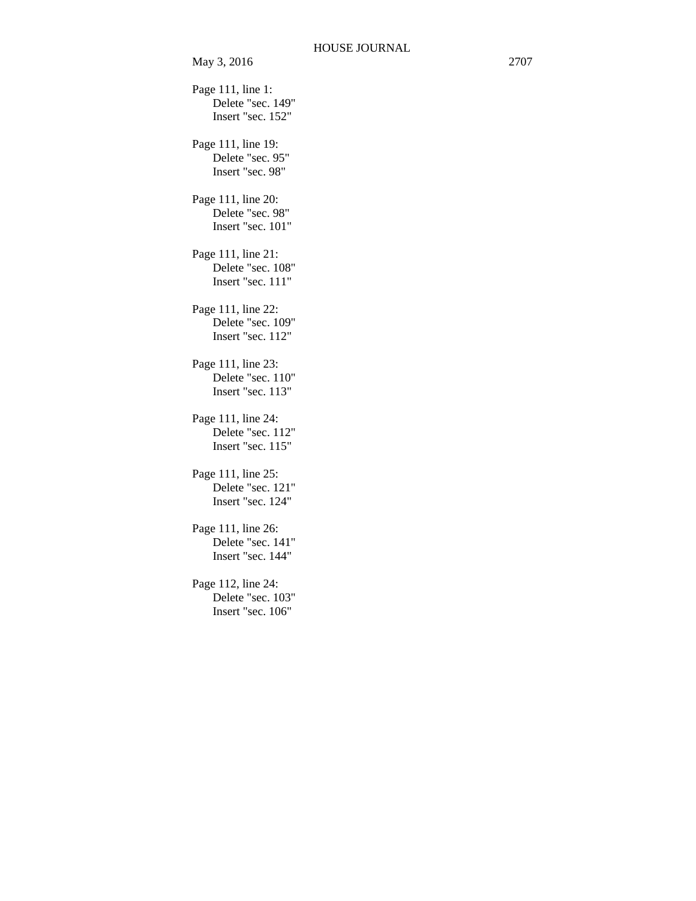Page 111, line 1:
Delete "sec. 149"
Insert "sec. 152"

Page 111, line 19:
Delete "sec. 95"
Insert "sec. 98"

Page 111, line 20:
Delete "sec. 98"
Insert "sec. 101"

Page 111, line 21:
Delete "sec. 108"
Insert "sec. 111"

Page 111, line 22:
Delete "sec. 109"
Insert "sec. 112"

Page 111, line 23:
Delete "sec. 110"
Insert "sec. 113"

Page 111, line 24:
Delete "sec. 112"
Insert "sec. 115"

Page 111, line 25:
Delete "sec. 121"
Insert "sec. 124"

Page 111, line 26:
Delete "sec. 141"
Insert "sec. 144"

Page 112, line 24:
Delete "sec. 103"
Insert "sec. 106"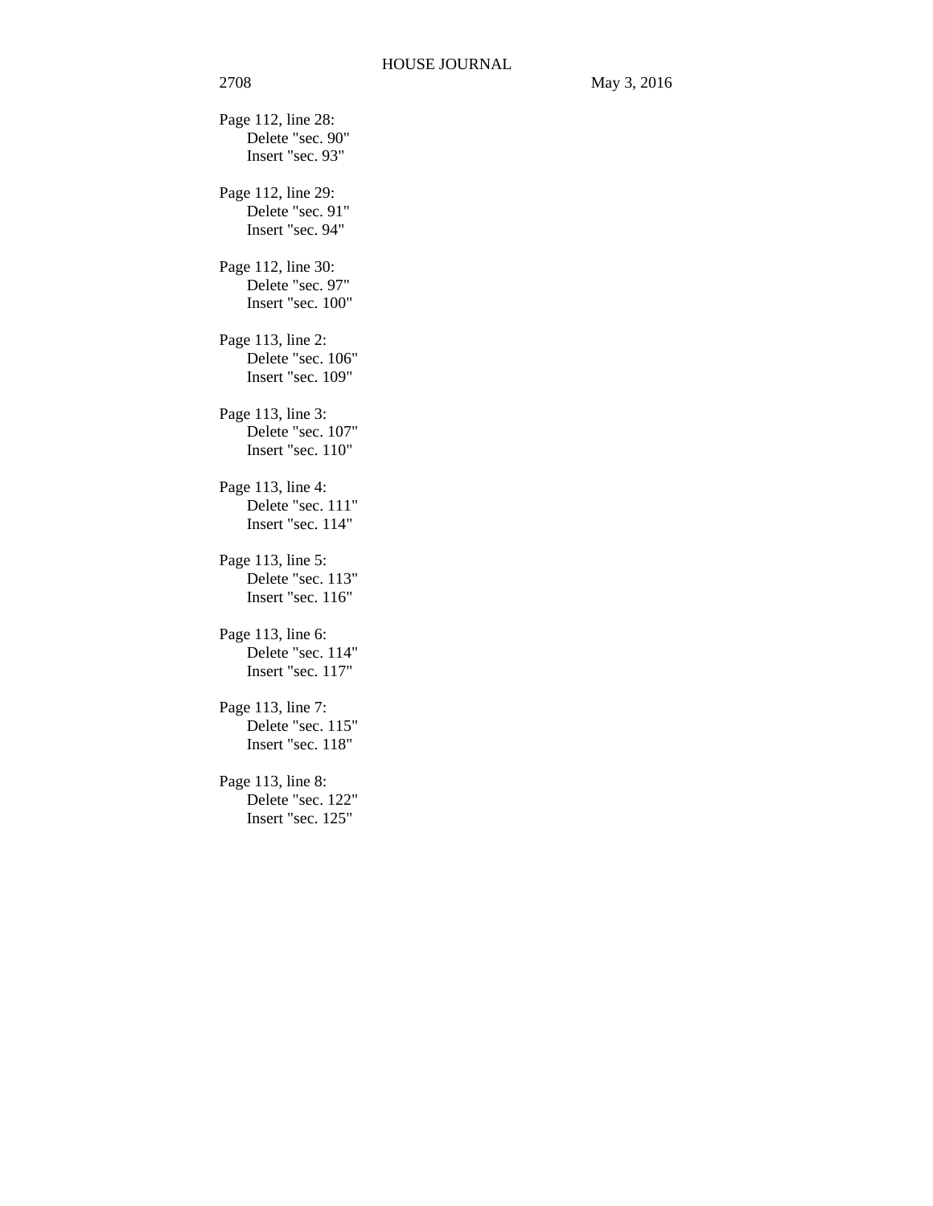Page 112, line 28:
  Delete "sec. 90"
  Insert "sec. 93"

Page 112, line 29:
  Delete "sec. 91"
  Insert "sec. 94"

Page 112, line 30:
  Delete "sec. 97"
  Insert "sec. 100"

Page 113, line 2:
  Delete "sec. 106"
  Insert "sec. 109"

Page 113, line 3:
  Delete "sec. 107"
  Insert "sec. 110"

Page 113, line 4:
  Delete "sec. 111"
  Insert "sec. 114"

Page 113, line 5:
  Delete "sec. 113"
  Insert "sec. 116"

Page 113, line 6:
  Delete "sec. 114"
  Insert "sec. 117"

Page 113, line 7:
  Delete "sec. 115"
  Insert "sec. 118"

Page 113, line 8:
  Delete "sec. 122"
  Insert "sec. 125"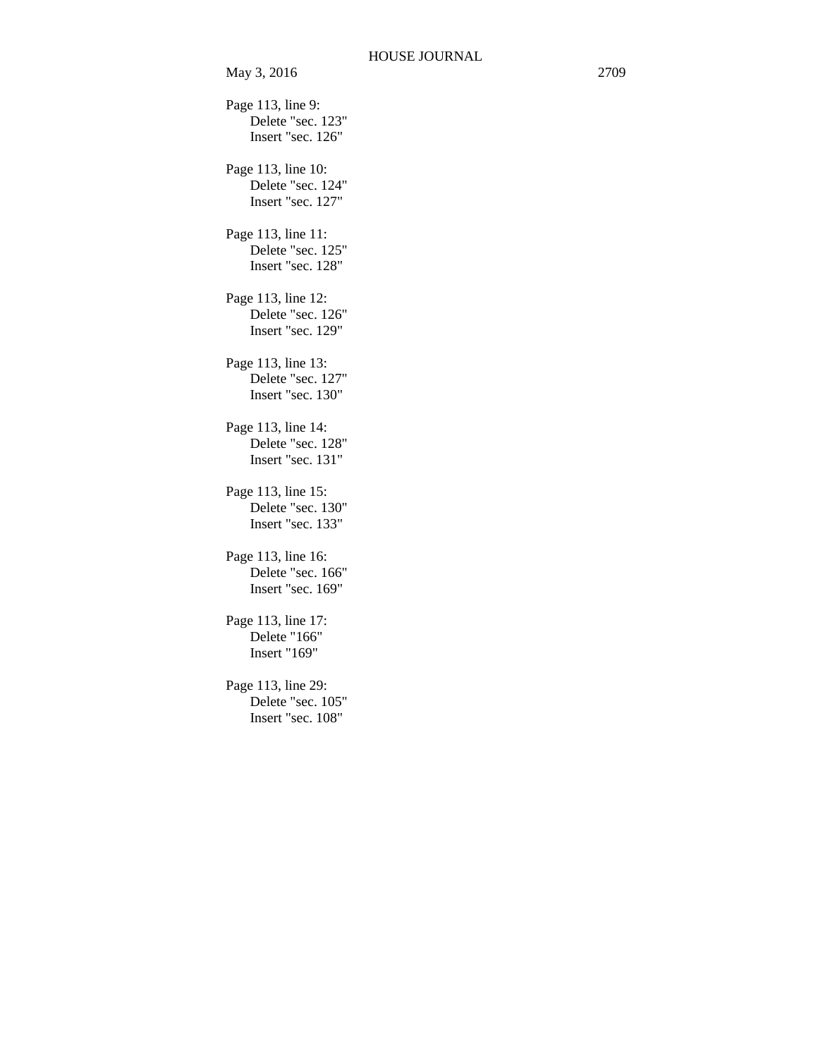Page 113, line 9:
Delete "sec. 123"
Insert "sec. 126"

Page 113, line 10:
Delete "sec. 124"
Insert "sec. 127"

Page 113, line 11:
Delete "sec. 125"
Insert "sec. 128"

Page 113, line 12:
Delete "sec. 126"
Insert "sec. 129"

Page 113, line 13:
Delete "sec. 127"
Insert "sec. 130"

Page 113, line 14:
Delete "sec. 128"
Insert "sec. 131"

Page 113, line 15:
Delete "sec. 130"
Insert "sec. 133"

Page 113, line 16:
Delete "sec. 166"
Insert "sec. 169"

Page 113, line 17:
Delete "166"
Insert "169"

Page 113, line 29:
Delete "sec. 105"
Insert "sec. 108"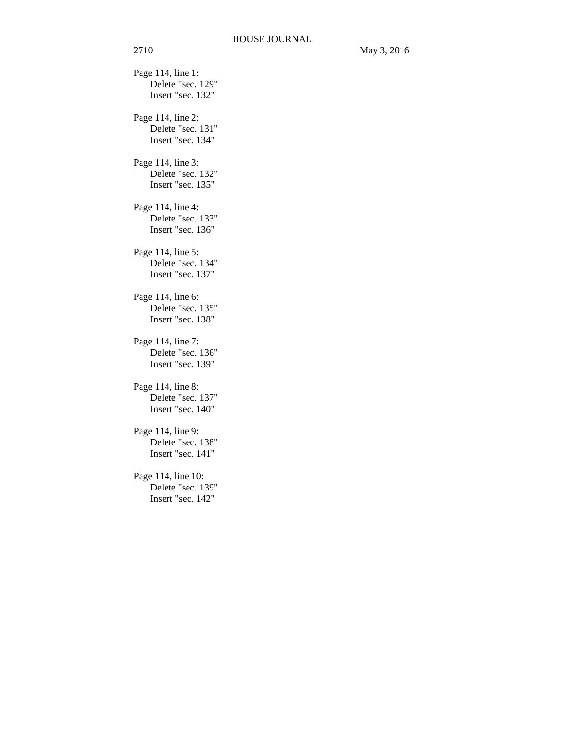Page 114, line 1:
    Delete "sec. 129"
    Insert "sec. 132"

Page 114, line 2:
    Delete "sec. 131"
    Insert "sec. 134"

Page 114, line 3:
    Delete "sec. 132"
    Insert "sec. 135"

Page 114, line 4:
    Delete "sec. 133"
    Insert "sec. 136"

Page 114, line 5:
    Delete "sec. 134"
    Insert "sec. 137"

Page 114, line 6:
    Delete "sec. 135"
    Insert "sec. 138"

Page 114, line 7:
    Delete "sec. 136"
    Insert "sec. 139"

Page 114, line 8:
    Delete "sec. 137"
    Insert "sec. 140"

Page 114, line 9:
    Delete "sec. 138"
    Insert "sec. 141"

Page 114, line 10:
    Delete "sec. 139"
    Insert "sec. 142"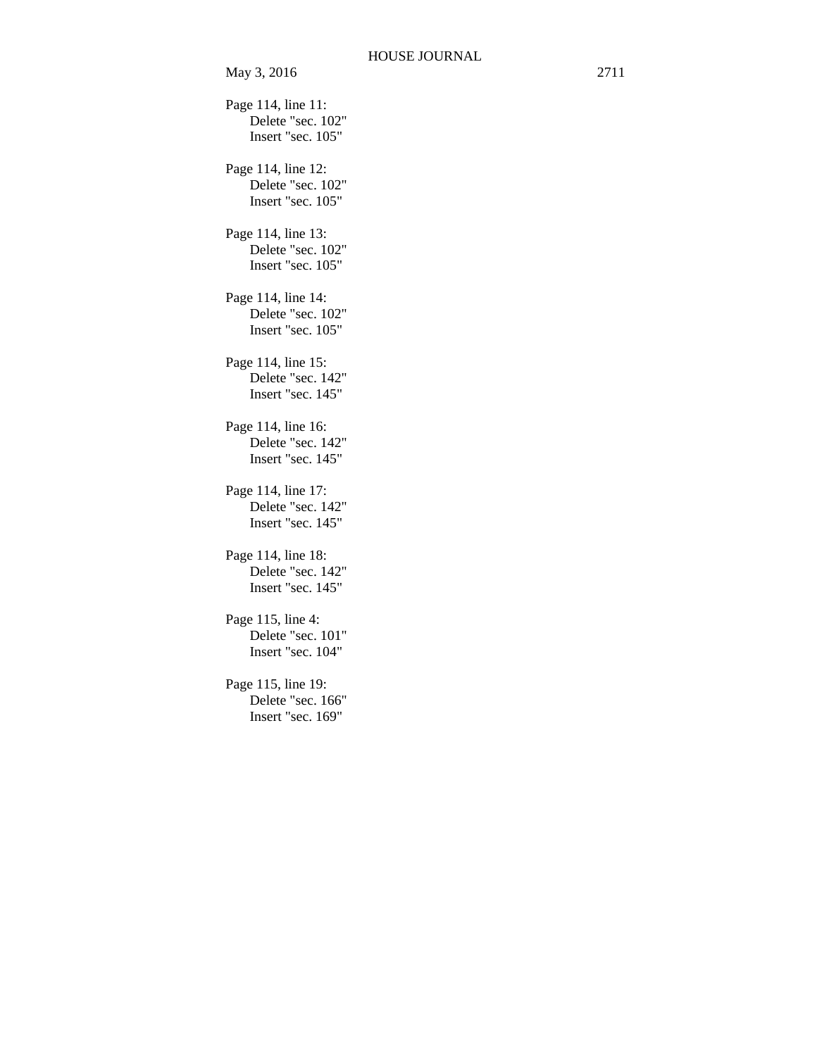Page 114, line 11:
Delete "sec. 102"
Insert "sec. 105"

Page 114, line 12:
Delete "sec. 102"
Insert "sec. 105"

Page 114, line 13:
Delete "sec. 102"
Insert "sec. 105"

Page 114, line 14:
Delete "sec. 102"
Insert "sec. 105"

Page 114, line 15:
Delete "sec. 142"
Insert "sec. 145"

Page 114, line 16:
Delete "sec. 142"
Insert "sec. 145"

Page 114, line 17:
Delete "sec. 142"
Insert "sec. 145"

Page 114, line 18:
Delete "sec. 142"
Insert "sec. 145"

Page 115, line 4:
Delete "sec. 101"
Insert "sec. 104"

Page 115, line 19:
Delete "sec. 166"
Insert "sec. 169"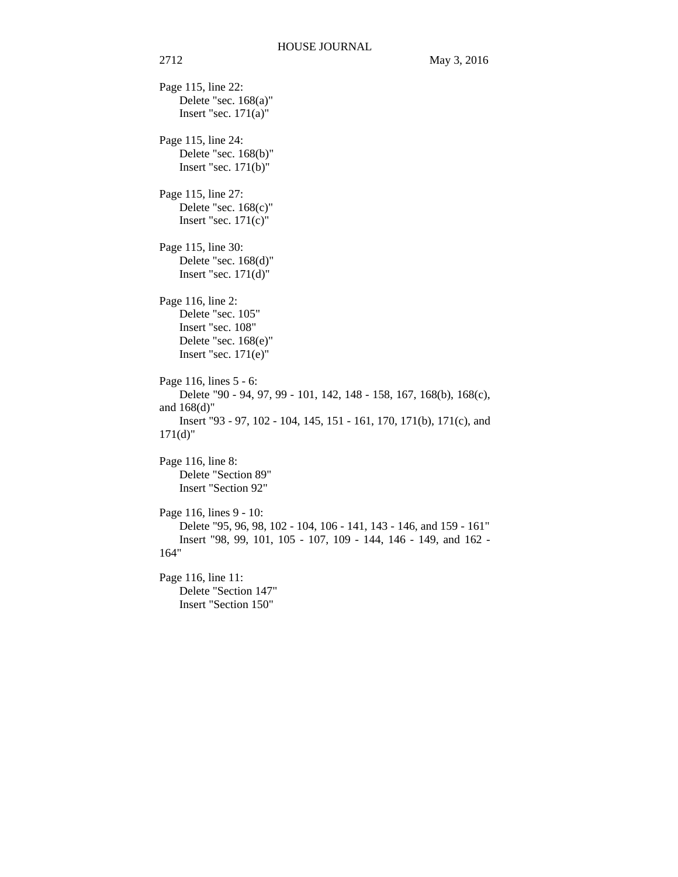Page 115, line 22:
Delete "sec. 168(a)"
Insert "sec. 171(a)"

Page 115, line 24:
Delete "sec. 168(b)"
Insert "sec. 171(b)"

Page 115, line 27:
Delete "sec. 168(c)"
Insert "sec. 171(c)"

Page 115, line 30:
Delete "sec. 168(d)"
Insert "sec. 171(d)"

Page 116, line 2:
Delete "sec. 105"
Insert "sec. 108"
Delete "sec. 168(e)"
Insert "sec. 171(e)"

Page 116, lines 5 - 6:
Delete "90 - 94, 97, 99 - 101, 142, 148 - 158, 167, 168(b), 168(c), and 168(d)"
Insert "93 - 97, 102 - 104, 145, 151 - 161, 170, 171(b), 171(c), and 171(d)"

Page 116, line 8:
Delete "Section 89"
Insert "Section 92"

Page 116, lines 9 - 10:
Delete "95, 96, 98, 102 - 104, 106 - 141, 143 - 146, and 159 - 161"
Insert "98, 99, 101, 105 - 107, 109 - 144, 146 - 149, and 162 - 164"

Page 116, line 11:
Delete "Section 147"
Insert "Section 150"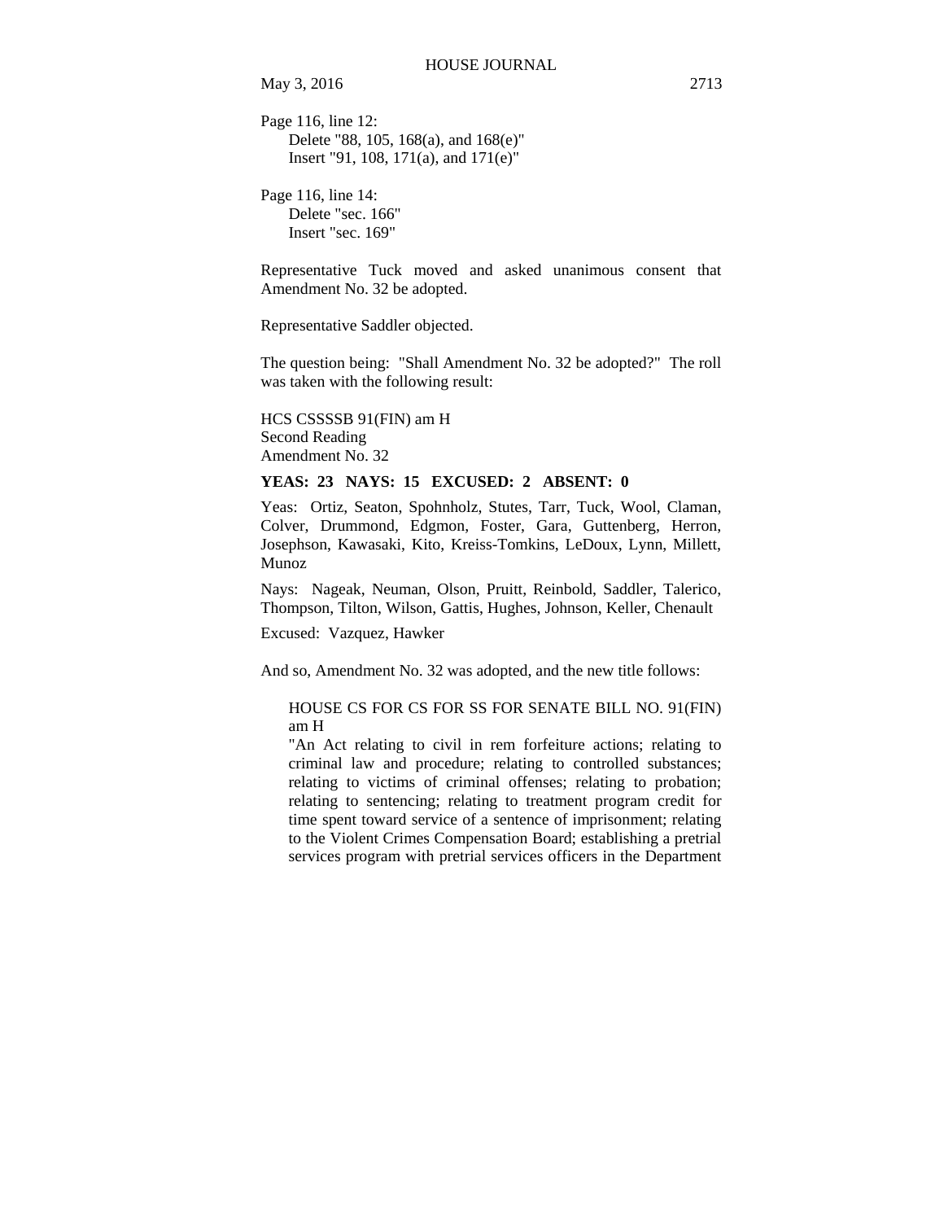Page 116, line 12:
Delete "88, 105, 168(a), and 168(e)"
Insert "91, 108, 171(a), and 171(e)"

Page 116, line 14:
Delete "sec. 166"
Insert "sec. 169"

Representative Tuck moved and asked unanimous consent that Amendment No. 32 be adopted.

Representative Saddler objected.

The question being: "Shall Amendment No. 32 be adopted?" The roll was taken with the following result:

HCS CSSSSB 91(FIN) am H
Second Reading
Amendment No. 32

**YEAS: 23 NAYS: 15 EXCUSED: 2 ABSENT: 0**

Yeas: Ortiz, Seaton, Spohnholz, Stutes, Tarr, Tuck, Wool, Claman, Colver, Drummond, Edgmon, Foster, Gara, Guttenberg, Herron, Josephson, Kawasaki, Kito, Kreiss-Tomkins, LeDoux, Lynn, Millett, Munoz

Nays: Nageak, Neuman, Olson, Pruitt, Reinbold, Saddler, Talerico, Thompson, Tilton, Wilson, Gattis, Hughes, Johnson, Keller, Chenault

Excused: Vazquez, Hawker

And so, Amendment No. 32 was adopted, and the new title follows:

HOUSE CS FOR CS FOR SS FOR SENATE BILL NO. 91(FIN) am H
"An Act relating to civil in rem forfeiture actions; relating to criminal law and procedure; relating to controlled substances; relating to victims of criminal offenses; relating to probation; relating to sentencing; relating to treatment program credit for time spent toward service of a sentence of imprisonment; relating to the Violent Crimes Compensation Board; establishing a pretrial services program with pretrial services officers in the Department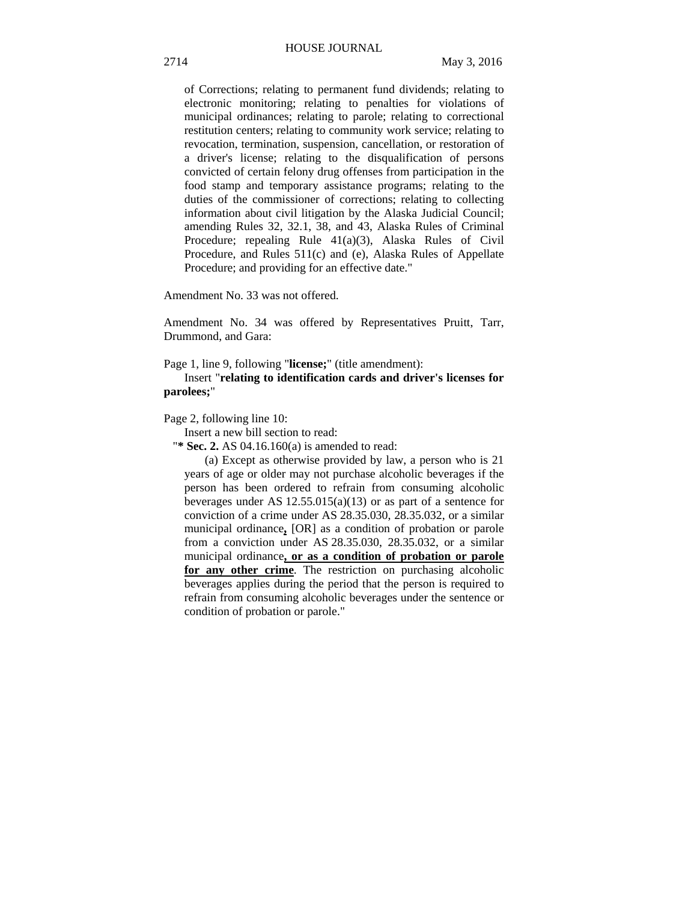of Corrections; relating to permanent fund dividends; relating to electronic monitoring; relating to penalties for violations of municipal ordinances; relating to parole; relating to correctional restitution centers; relating to community work service; relating to revocation, termination, suspension, cancellation, or restoration of a driver's license; relating to the disqualification of persons convicted of certain felony drug offenses from participation in the food stamp and temporary assistance programs; relating to the duties of the commissioner of corrections; relating to collecting information about civil litigation by the Alaska Judicial Council; amending Rules 32, 32.1, 38, and 43, Alaska Rules of Criminal Procedure; repealing Rule 41(a)(3), Alaska Rules of Civil Procedure, and Rules 511(c) and (e), Alaska Rules of Appellate Procedure; and providing for an effective date."

Amendment No. 33 was not offered.

Amendment No. 34 was offered by Representatives Pruitt, Tarr, Drummond, and Gara:

Page 1, line 9, following "**license;**" (title amendment):

Insert "**relating to identification cards and driver's licenses for parolees;**"

Page 2, following line 10:

Insert a new bill section to read:

"**\* Sec. 2.** AS 04.16.160(a) is amended to read:

(a) Except as otherwise provided by law, a person who is 21 years of age or older may not purchase alcoholic beverages if the person has been ordered to refrain from consuming alcoholic beverages under AS 12.55.015(a)(13) or as part of a sentence for conviction of a crime under AS 28.35.030, 28.35.032, or a similar municipal ordinance<u>**,**</u> [OR] as a condition of probation or parole from a conviction under AS 28.35.030, 28.35.032, or a similar municipal ordinance<u>**, or as a condition of probation or parole for any other crime**</u>. The restriction on purchasing alcoholic beverages applies during the period that the person is required to refrain from consuming alcoholic beverages under the sentence or condition of probation or parole."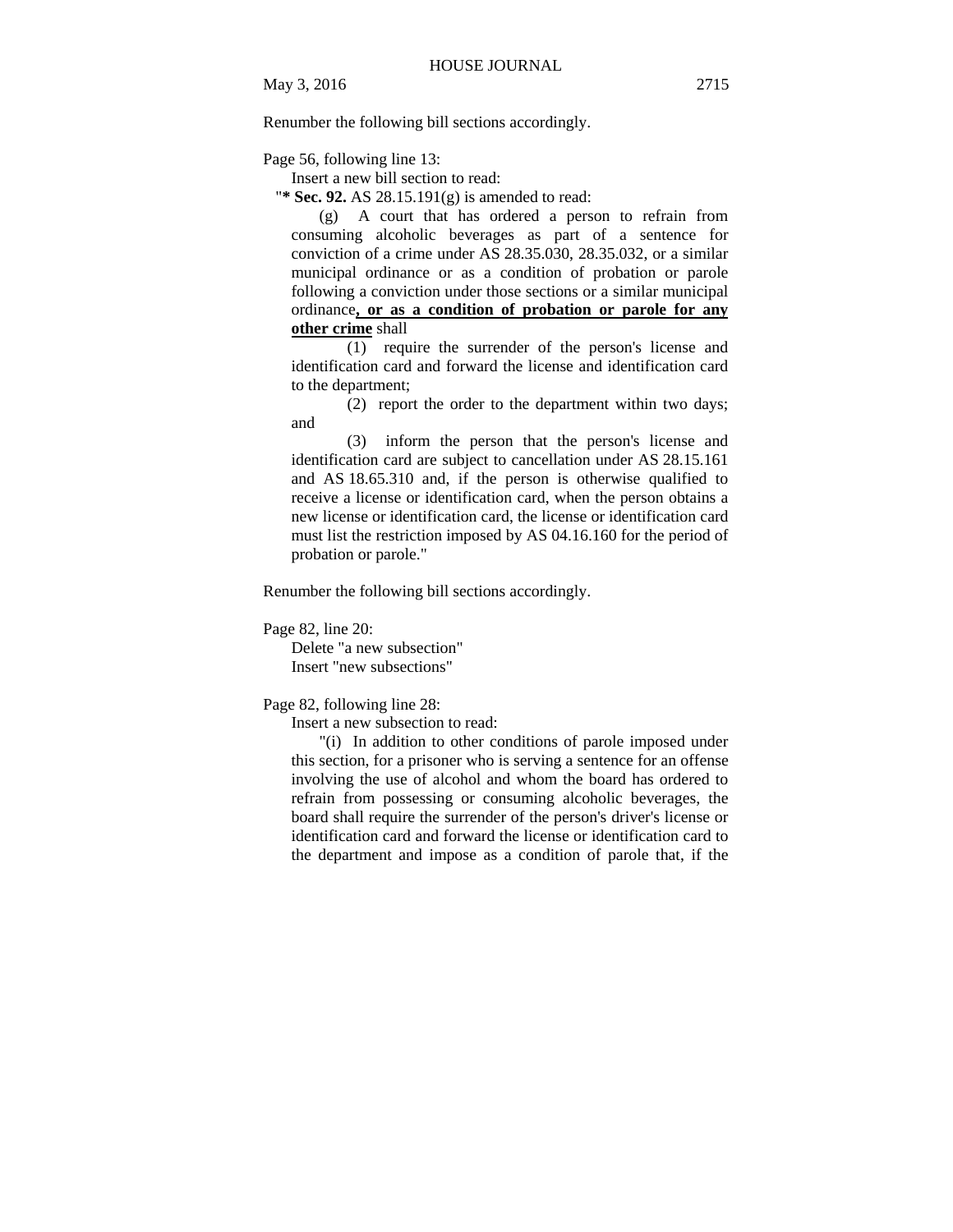Renumber the following bill sections accordingly.

Page 56, following line 13:

Insert a new bill section to read:

"**\* Sec. 92.** AS 28.15.191(g) is amended to read:

(g) A court that has ordered a person to refrain from consuming alcoholic beverages as part of a sentence for conviction of a crime under AS 28.35.030, 28.35.032, or a similar municipal ordinance or as a condition of probation or parole following a conviction under those sections or a similar municipal ordinance**, or as a condition of probation or parole for any other crime** shall

(1) require the surrender of the person's license and identification card and forward the license and identification card to the department;

(2) report the order to the department within two days; and

(3) inform the person that the person's license and identification card are subject to cancellation under AS 28.15.161 and AS 18.65.310 and, if the person is otherwise qualified to receive a license or identification card, when the person obtains a new license or identification card, the license or identification card must list the restriction imposed by AS 04.16.160 for the period of probation or parole."

Renumber the following bill sections accordingly.

Page 82, line 20:

Delete "a new subsection"

Insert "new subsections"

Page 82, following line 28:

Insert a new subsection to read:

"(i) In addition to other conditions of parole imposed under this section, for a prisoner who is serving a sentence for an offense involving the use of alcohol and whom the board has ordered to refrain from possessing or consuming alcoholic beverages, the board shall require the surrender of the person's driver's license or identification card and forward the license or identification card to the department and impose as a condition of parole that, if the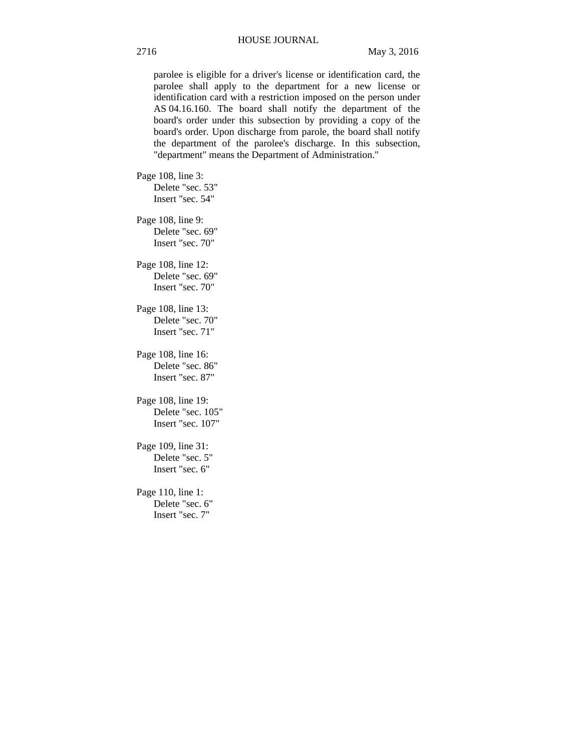parolee is eligible for a driver's license or identification card, the parolee shall apply to the department for a new license or identification card with a restriction imposed on the person under AS 04.16.160. The board shall notify the department of the board's order under this subsection by providing a copy of the board's order. Upon discharge from parole, the board shall notify the department of the parolee's discharge. In this subsection, "department" means the Department of Administration."

Page 108, line 3:
Delete "sec. 53"
Insert "sec. 54"

Page 108, line 9:
Delete "sec. 69"
Insert "sec. 70"

Page 108, line 12:
Delete "sec. 69"
Insert "sec. 70"

Page 108, line 13:
Delete "sec. 70"
Insert "sec. 71"

Page 108, line 16:
Delete "sec. 86"
Insert "sec. 87"

Page 108, line 19:
Delete "sec. 105"
Insert "sec. 107"

Page 109, line 31:
Delete "sec. 5"
Insert "sec. 6"

Page 110, line 1:
Delete "sec. 6"
Insert "sec. 7"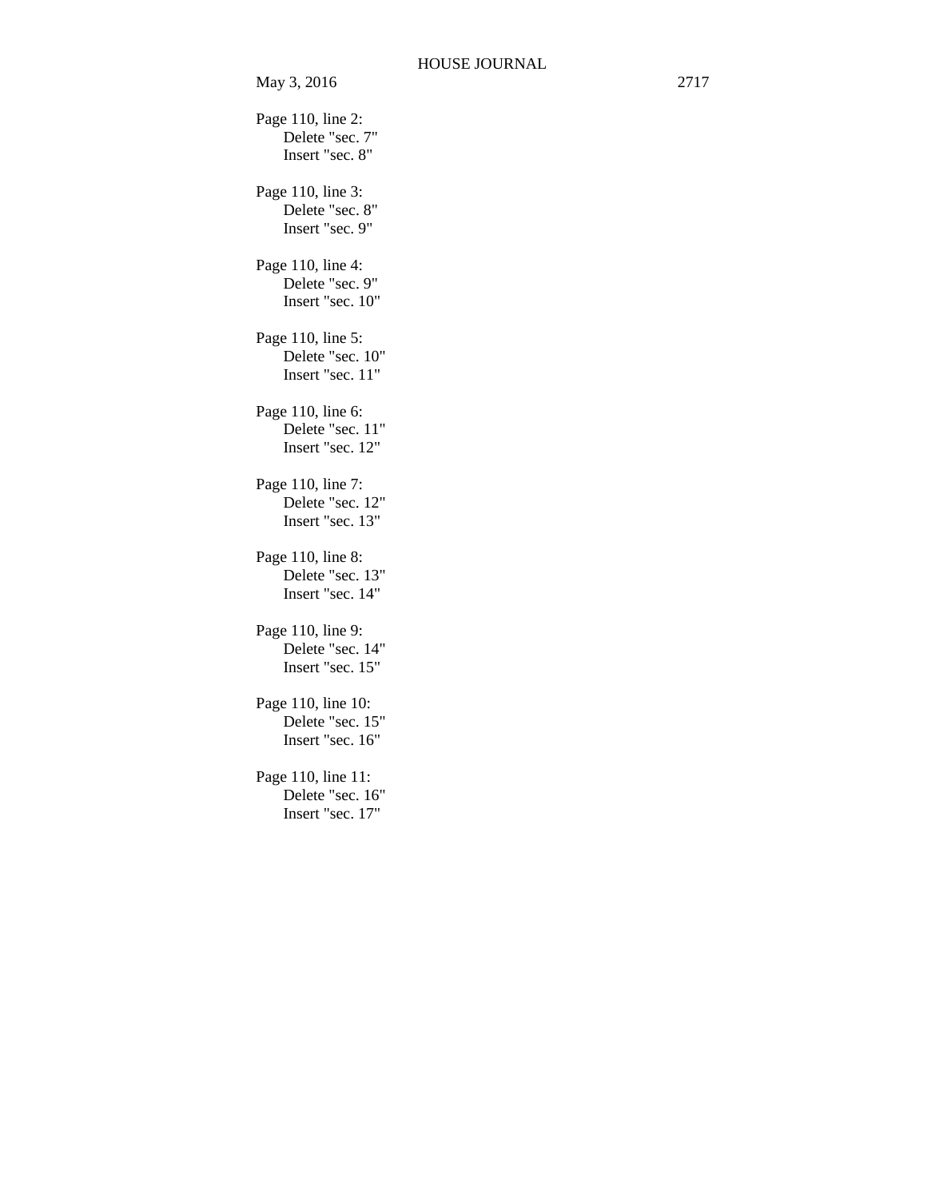Page 110, line 2:
Delete "sec. 7"
Insert "sec. 8"

Page 110, line 3:
Delete "sec. 8"
Insert "sec. 9"

Page 110, line 4:
Delete "sec. 9"
Insert "sec. 10"

Page 110, line 5:
Delete "sec. 10"
Insert "sec. 11"

Page 110, line 6:
Delete "sec. 11"
Insert "sec. 12"

Page 110, line 7:
Delete "sec. 12"
Insert "sec. 13"

Page 110, line 8:
Delete "sec. 13"
Insert "sec. 14"

Page 110, line 9:
Delete "sec. 14"
Insert "sec. 15"

Page 110, line 10:
Delete "sec. 15"
Insert "sec. 16"

Page 110, line 11:
Delete "sec. 16"
Insert "sec. 17"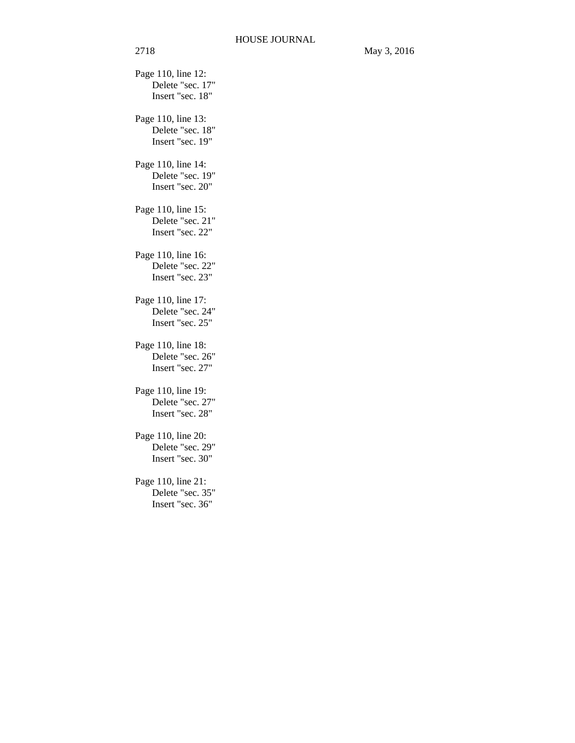Page 110, line 12:
Delete "sec. 17"
Insert "sec. 18"

Page 110, line 13:
Delete "sec. 18"
Insert "sec. 19"

Page 110, line 14:
Delete "sec. 19"
Insert "sec. 20"

Page 110, line 15:
Delete "sec. 21"
Insert "sec. 22"

Page 110, line 16:
Delete "sec. 22"
Insert "sec. 23"

Page 110, line 17:
Delete "sec. 24"
Insert "sec. 25"

Page 110, line 18:
Delete "sec. 26"
Insert "sec. 27"

Page 110, line 19:
Delete "sec. 27"
Insert "sec. 28"

Page 110, line 20:
Delete "sec. 29"
Insert "sec. 30"

Page 110, line 21:
Delete "sec. 35"
Insert "sec. 36"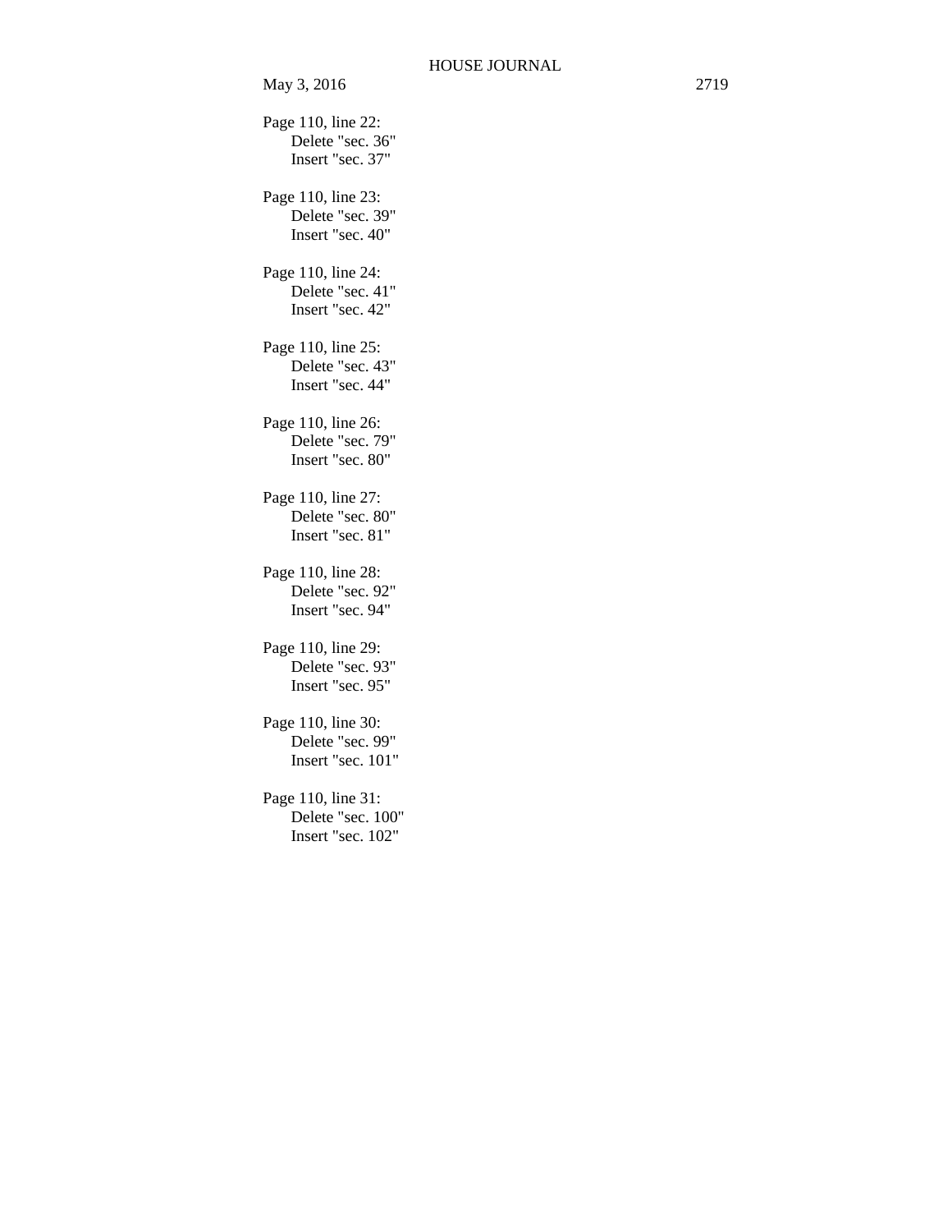Page 110, line 22:
Delete "sec. 36"
Insert "sec. 37"

Page 110, line 23:
Delete "sec. 39"
Insert "sec. 40"

Page 110, line 24:
Delete "sec. 41"
Insert "sec. 42"

Page 110, line 25:
Delete "sec. 43"
Insert "sec. 44"

Page 110, line 26:
Delete "sec. 79"
Insert "sec. 80"

Page 110, line 27:
Delete "sec. 80"
Insert "sec. 81"

Page 110, line 28:
Delete "sec. 92"
Insert "sec. 94"

Page 110, line 29:
Delete "sec. 93"
Insert "sec. 95"

Page 110, line 30:
Delete "sec. 99"
Insert "sec. 101"

Page 110, line 31:
Delete "sec. 100"
Insert "sec. 102"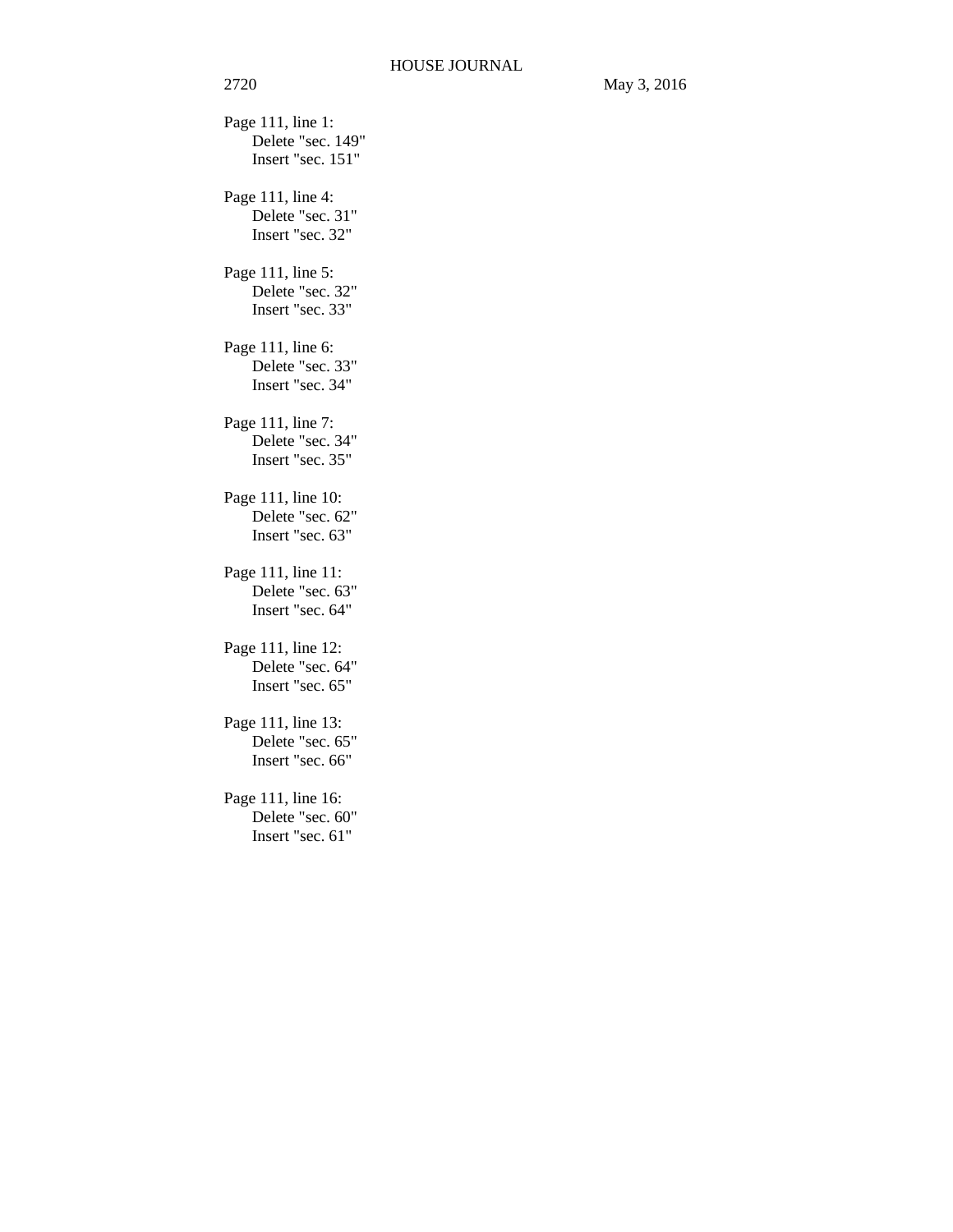Page 111, line 1:
Delete "sec. 149"
Insert "sec. 151"

Page 111, line 4:
Delete "sec. 31"
Insert "sec. 32"

Page 111, line 5:
Delete "sec. 32"
Insert "sec. 33"

Page 111, line 6:
Delete "sec. 33"
Insert "sec. 34"

Page 111, line 7:
Delete "sec. 34"
Insert "sec. 35"

Page 111, line 10:
Delete "sec. 62"
Insert "sec. 63"

Page 111, line 11:
Delete "sec. 63"
Insert "sec. 64"

Page 111, line 12:
Delete "sec. 64"
Insert "sec. 65"

Page 111, line 13:
Delete "sec. 65"
Insert "sec. 66"

Page 111, line 16:
Delete "sec. 60"
Insert "sec. 61"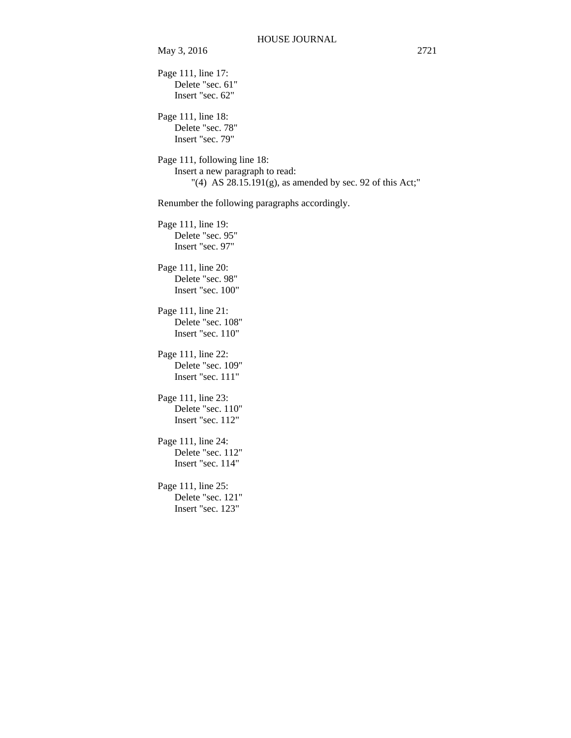Page 111, line 17:
Delete "sec. 61"
Insert "sec. 62"

Page 111, line 18:
Delete "sec. 78"
Insert "sec. 79"

Page 111, following line 18:
Insert a new paragraph to read:
"(4) AS 28.15.191(g), as amended by sec. 92 of this Act;"

Renumber the following paragraphs accordingly.

Page 111, line 19:
Delete "sec. 95"
Insert "sec. 97"

Page 111, line 20:
Delete "sec. 98"
Insert "sec. 100"

Page 111, line 21:
Delete "sec. 108"
Insert "sec. 110"

Page 111, line 22:
Delete "sec. 109"
Insert "sec. 111"

Page 111, line 23:
Delete "sec. 110"
Insert "sec. 112"

Page 111, line 24:
Delete "sec. 112"
Insert "sec. 114"

Page 111, line 25:
Delete "sec. 121"
Insert "sec. 123"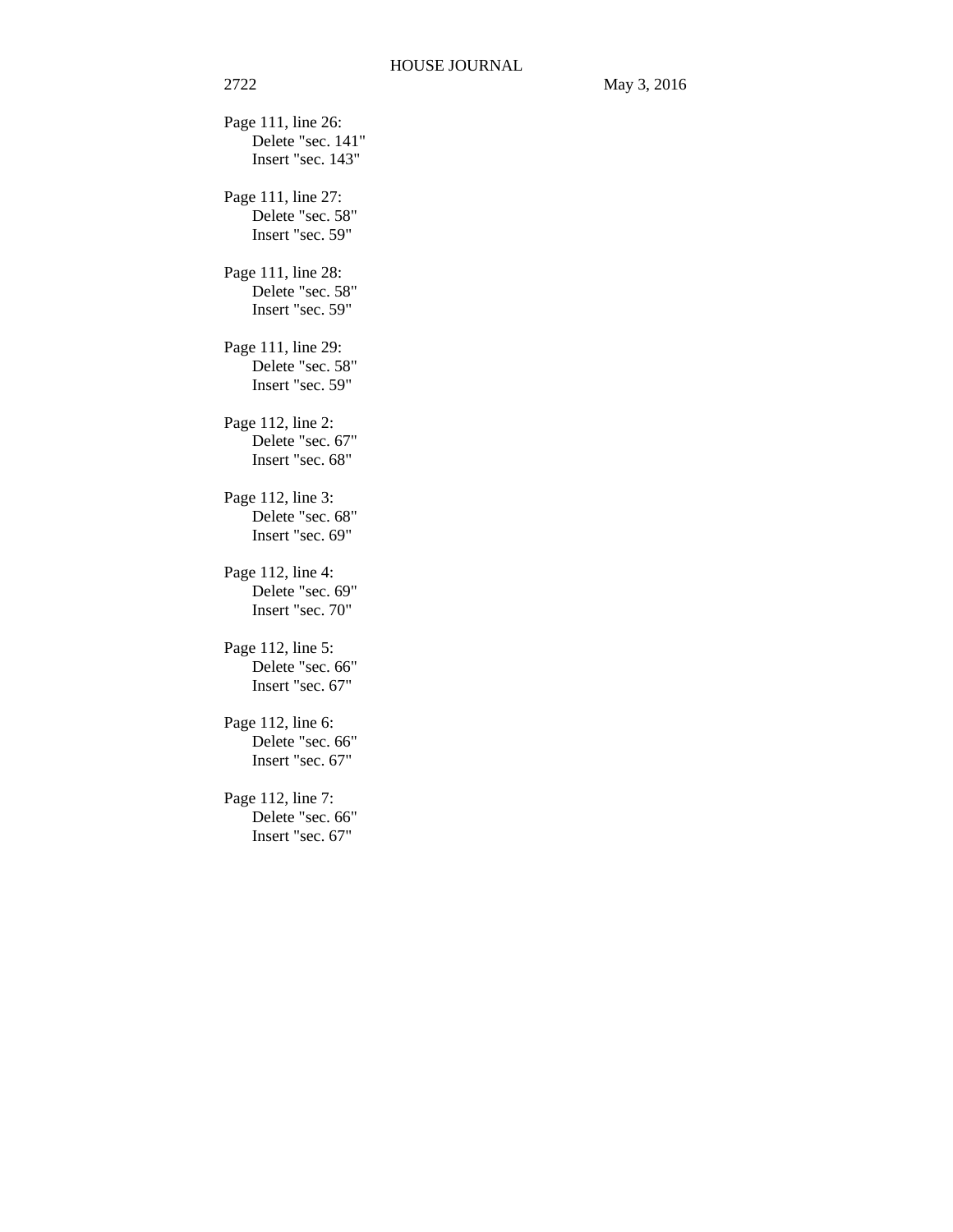Page 111, line 26:
Delete "sec. 141"
Insert "sec. 143"

Page 111, line 27:
Delete "sec. 58"
Insert "sec. 59"

Page 111, line 28:
Delete "sec. 58"
Insert "sec. 59"

Page 111, line 29:
Delete "sec. 58"
Insert "sec. 59"

Page 112, line 2:
Delete "sec. 67"
Insert "sec. 68"

Page 112, line 3:
Delete "sec. 68"
Insert "sec. 69"

Page 112, line 4:
Delete "sec. 69"
Insert "sec. 70"

Page 112, line 5:
Delete "sec. 66"
Insert "sec. 67"

Page 112, line 6:
Delete "sec. 66"
Insert "sec. 67"

Page 112, line 7:
Delete "sec. 66"
Insert "sec. 67"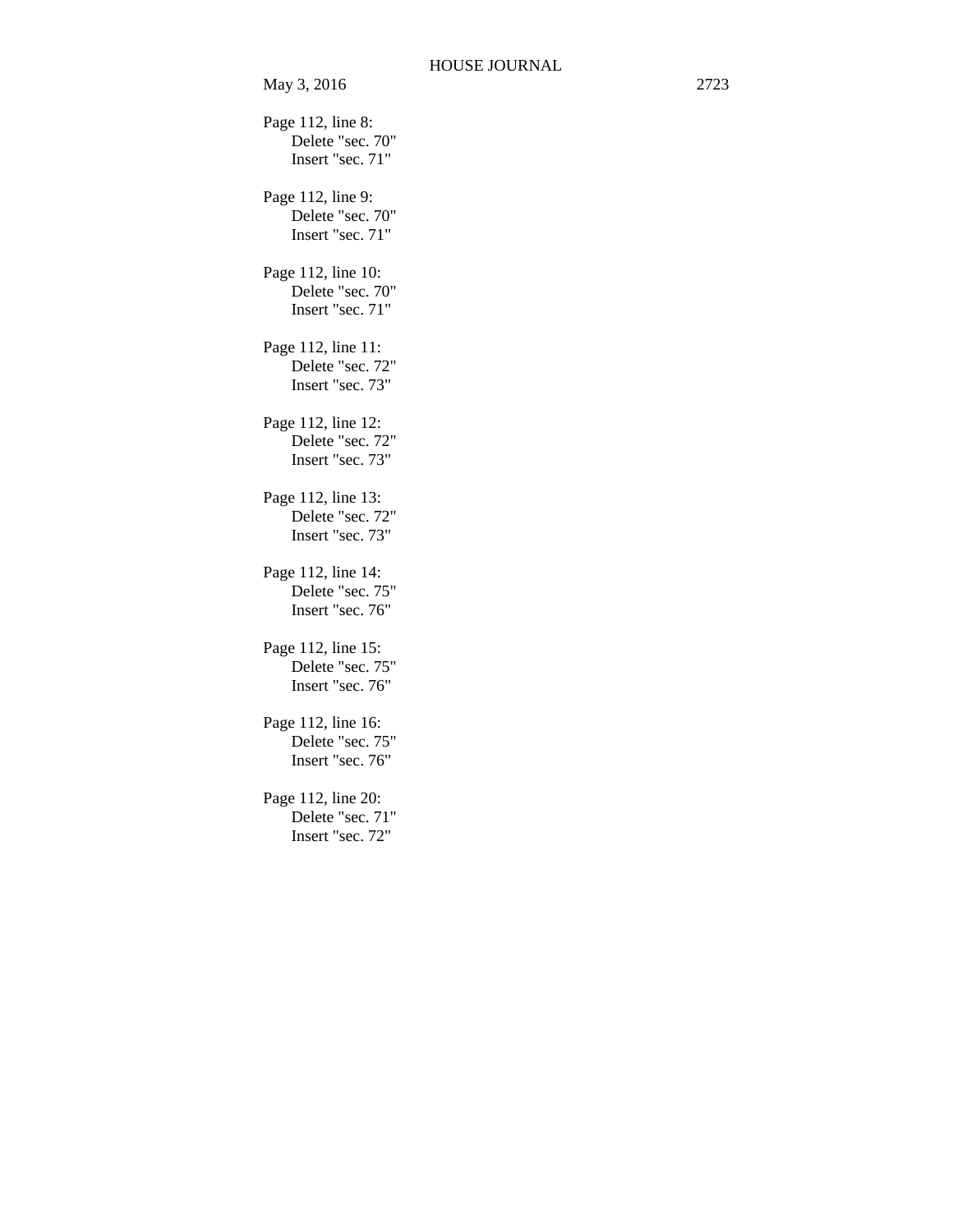Page 112, line 8:
    Delete "sec. 70"
    Insert "sec. 71"

Page 112, line 9:
    Delete "sec. 70"
    Insert "sec. 71"

Page 112, line 10:
    Delete "sec. 70"
    Insert "sec. 71"

Page 112, line 11:
    Delete "sec. 72"
    Insert "sec. 73"

Page 112, line 12:
    Delete "sec. 72"
    Insert "sec. 73"

Page 112, line 13:
    Delete "sec. 72"
    Insert "sec. 73"

Page 112, line 14:
    Delete "sec. 75"
    Insert "sec. 76"

Page 112, line 15:
    Delete "sec. 75"
    Insert "sec. 76"

Page 112, line 16:
    Delete "sec. 75"
    Insert "sec. 76"

Page 112, line 20:
    Delete "sec. 71"
    Insert "sec. 72"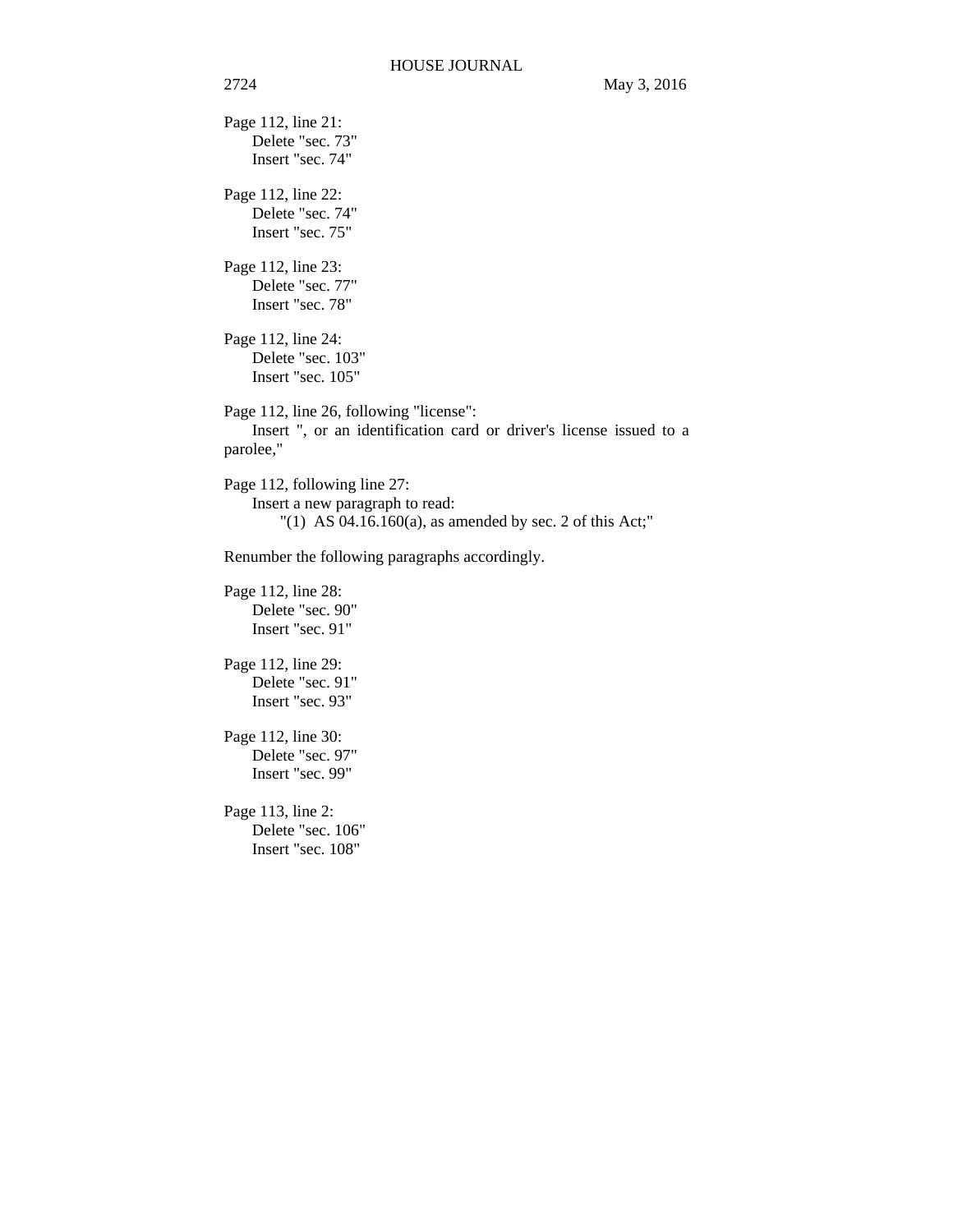Page 112, line 21:
Delete "sec. 73"
Insert "sec. 74"

Page 112, line 22:
Delete "sec. 74"
Insert "sec. 75"

Page 112, line 23:
Delete "sec. 77"
Insert "sec. 78"

Page 112, line 24:
Delete "sec. 103"
Insert "sec. 105"

Page 112, line 26, following "license":
Insert ", or an identification card or driver's license issued to a parolee,"

Page 112, following line 27:
Insert a new paragraph to read:
"(1) AS 04.16.160(a), as amended by sec. 2 of this Act;"

Renumber the following paragraphs accordingly.

Page 112, line 28:
Delete "sec. 90"
Insert "sec. 91"

Page 112, line 29:
Delete "sec. 91"
Insert "sec. 93"

Page 112, line 30:
Delete "sec. 97"
Insert "sec. 99"

Page 113, line 2:
Delete "sec. 106"
Insert "sec. 108"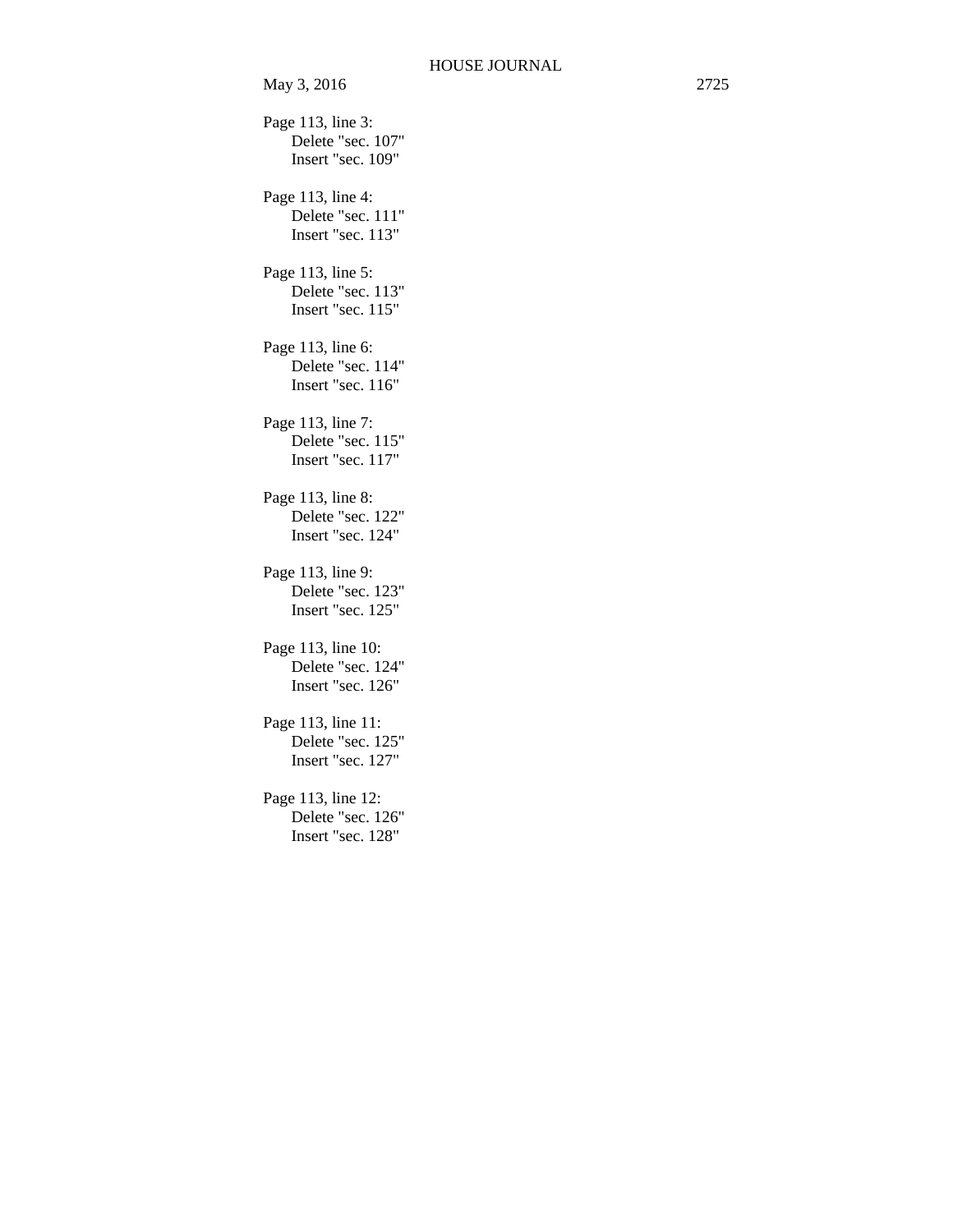Page 113, line 3:
  Delete "sec. 107"
  Insert "sec. 109"

Page 113, line 4:
  Delete "sec. 111"
  Insert "sec. 113"

Page 113, line 5:
  Delete "sec. 113"
  Insert "sec. 115"

Page 113, line 6:
  Delete "sec. 114"
  Insert "sec. 116"

Page 113, line 7:
  Delete "sec. 115"
  Insert "sec. 117"

Page 113, line 8:
  Delete "sec. 122"
  Insert "sec. 124"

Page 113, line 9:
  Delete "sec. 123"
  Insert "sec. 125"

Page 113, line 10:
  Delete "sec. 124"
  Insert "sec. 126"

Page 113, line 11:
  Delete "sec. 125"
  Insert "sec. 127"

Page 113, line 12:
  Delete "sec. 126"
  Insert "sec. 128"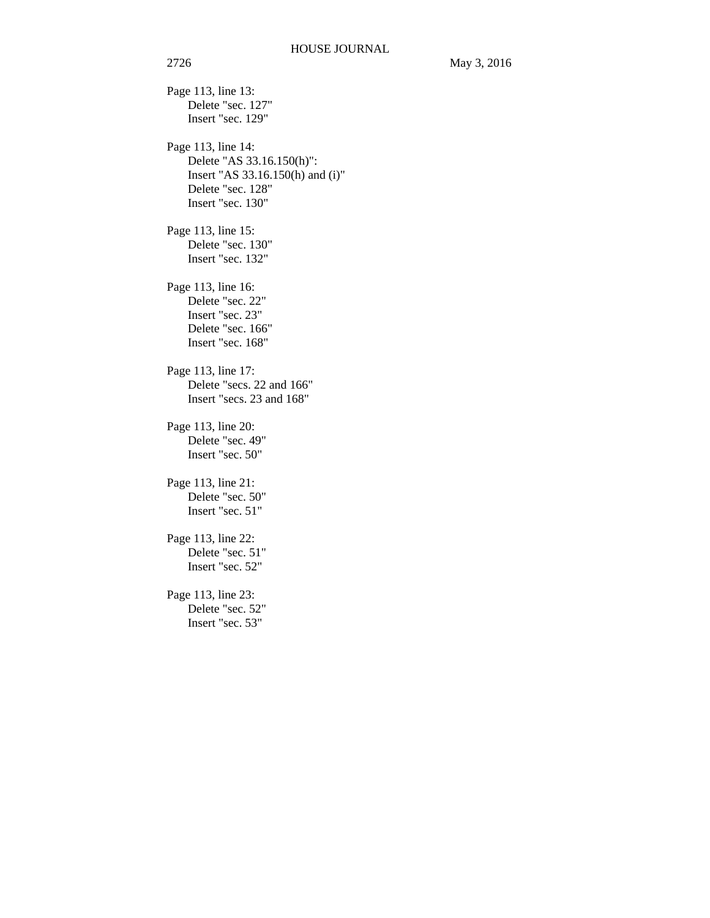Page 113, line 13:
Delete "sec. 127"
Insert "sec. 129"

Page 113, line 14:
Delete "AS 33.16.150(h)":
Insert "AS 33.16.150(h) and (i)"
Delete "sec. 128"
Insert "sec. 130"

Page 113, line 15:
Delete "sec. 130"
Insert "sec. 132"

Page 113, line 16:
Delete "sec. 22"
Insert "sec. 23"
Delete "sec. 166"
Insert "sec. 168"

Page 113, line 17:
Delete "secs. 22 and 166"
Insert "secs. 23 and 168"

Page 113, line 20:
Delete "sec. 49"
Insert "sec. 50"

Page 113, line 21:
Delete "sec. 50"
Insert "sec. 51"

Page 113, line 22:
Delete "sec. 51"
Insert "sec. 52"

Page 113, line 23:
Delete "sec. 52"
Insert "sec. 53"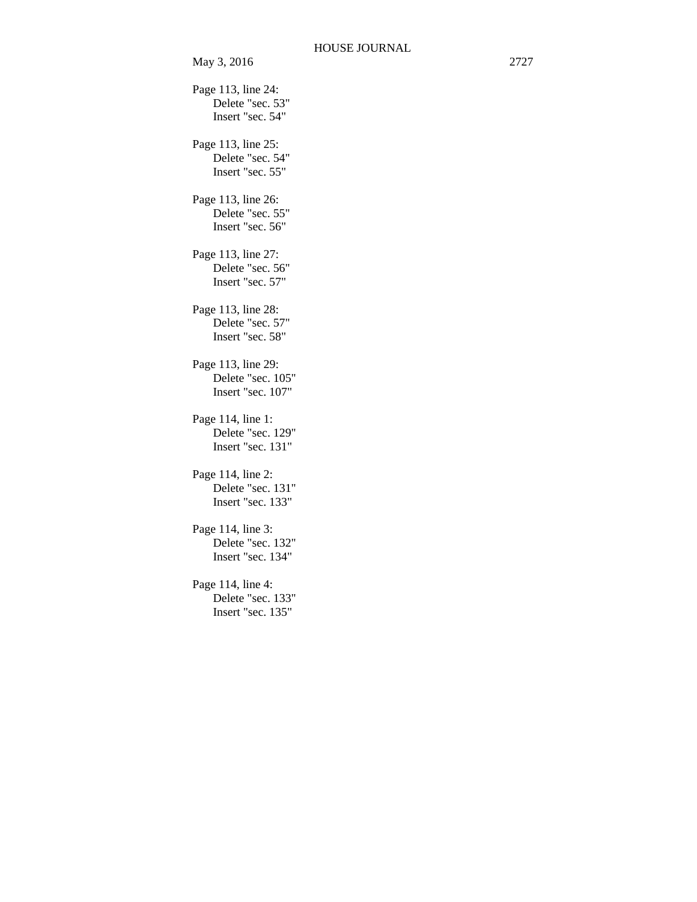Page 113, line 24:
Delete "sec. 53"
Insert "sec. 54"

Page 113, line 25:
Delete "sec. 54"
Insert "sec. 55"

Page 113, line 26:
Delete "sec. 55"
Insert "sec. 56"

Page 113, line 27:
Delete "sec. 56"
Insert "sec. 57"

Page 113, line 28:
Delete "sec. 57"
Insert "sec. 58"

Page 113, line 29:
Delete "sec. 105"
Insert "sec. 107"

Page 114, line 1:
Delete "sec. 129"
Insert "sec. 131"

Page 114, line 2:
Delete "sec. 131"
Insert "sec. 133"

Page 114, line 3:
Delete "sec. 132"
Insert "sec. 134"

Page 114, line 4:
Delete "sec. 133"
Insert "sec. 135"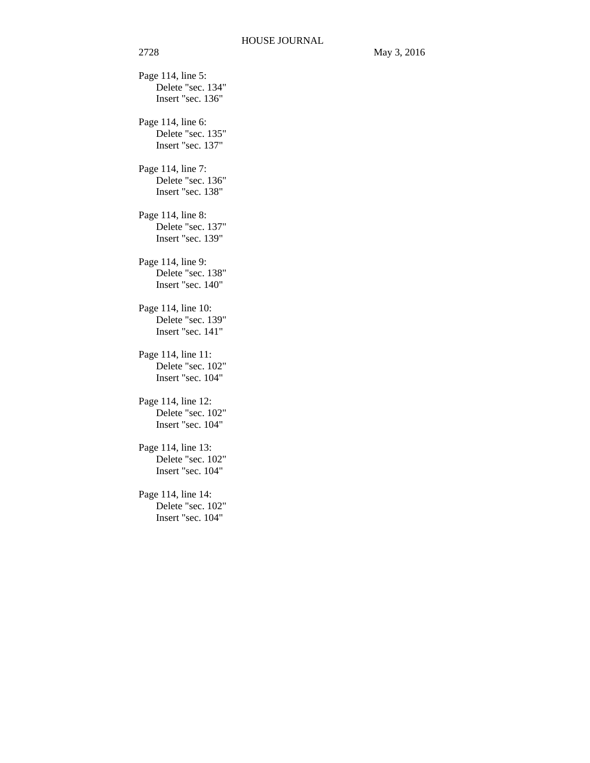Page 114, line 5:
Delete "sec. 134"
Insert "sec. 136"

Page 114, line 6:
Delete "sec. 135"
Insert "sec. 137"

Page 114, line 7:
Delete "sec. 136"
Insert "sec. 138"

Page 114, line 8:
Delete "sec. 137"
Insert "sec. 139"

Page 114, line 9:
Delete "sec. 138"
Insert "sec. 140"

Page 114, line 10:
Delete "sec. 139"
Insert "sec. 141"

Page 114, line 11:
Delete "sec. 102"
Insert "sec. 104"

Page 114, line 12:
Delete "sec. 102"
Insert "sec. 104"

Page 114, line 13:
Delete "sec. 102"
Insert "sec. 104"

Page 114, line 14:
Delete "sec. 102"
Insert "sec. 104"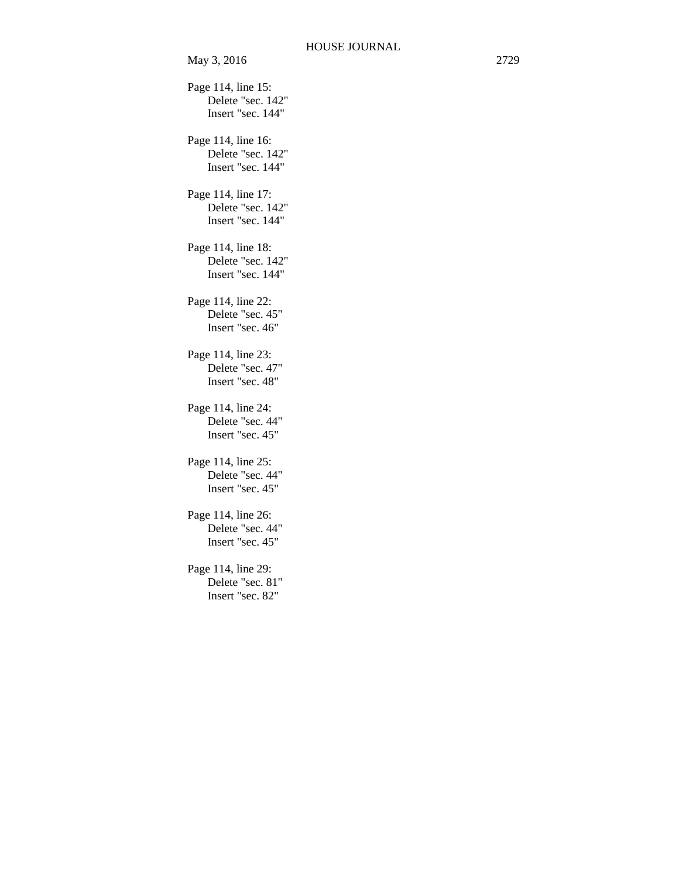Page 114, line 15:
Delete "sec. 142"
Insert "sec. 144"

Page 114, line 16:
Delete "sec. 142"
Insert "sec. 144"

Page 114, line 17:
Delete "sec. 142"
Insert "sec. 144"

Page 114, line 18:
Delete "sec. 142"
Insert "sec. 144"

Page 114, line 22:
Delete "sec. 45"
Insert "sec. 46"

Page 114, line 23:
Delete "sec. 47"
Insert "sec. 48"

Page 114, line 24:
Delete "sec. 44"
Insert "sec. 45"

Page 114, line 25:
Delete "sec. 44"
Insert "sec. 45"

Page 114, line 26:
Delete "sec. 44"
Insert "sec. 45"

Page 114, line 29:
Delete "sec. 81"
Insert "sec. 82"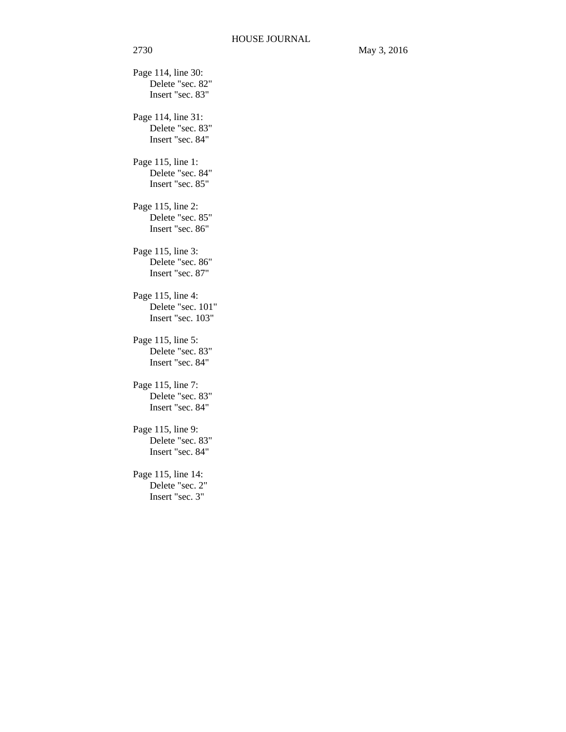Page 114, line 30:
Delete "sec. 82"
Insert "sec. 83"

Page 114, line 31:
Delete "sec. 83"
Insert "sec. 84"

Page 115, line 1:
Delete "sec. 84"
Insert "sec. 85"

Page 115, line 2:
Delete "sec. 85"
Insert "sec. 86"

Page 115, line 3:
Delete "sec. 86"
Insert "sec. 87"

Page 115, line 4:
Delete "sec. 101"
Insert "sec. 103"

Page 115, line 5:
Delete "sec. 83"
Insert "sec. 84"

Page 115, line 7:
Delete "sec. 83"
Insert "sec. 84"

Page 115, line 9:
Delete "sec. 83"
Insert "sec. 84"

Page 115, line 14:
Delete "sec. 2"
Insert "sec. 3"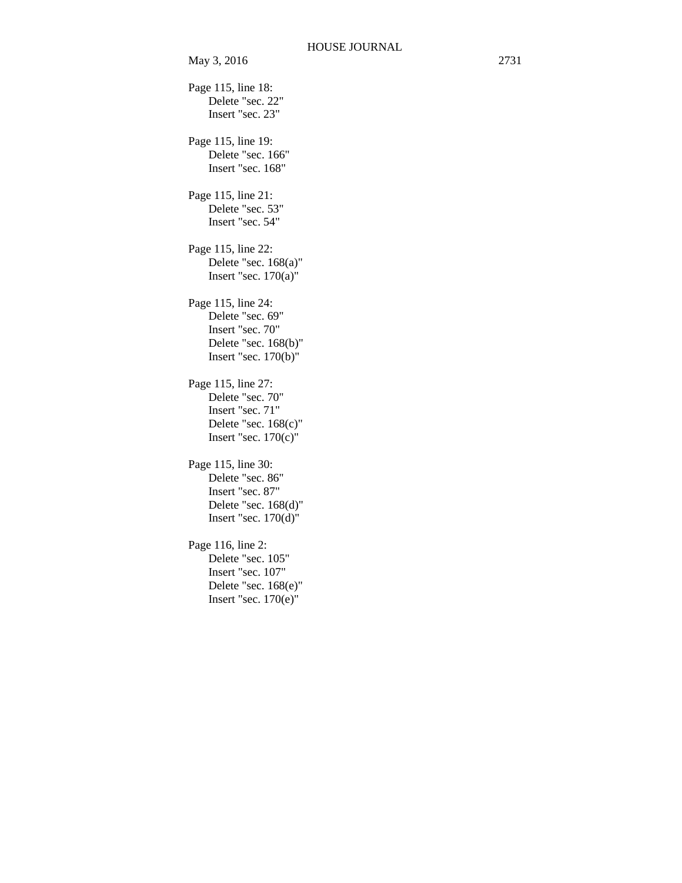Page 115, line 18:
Delete "sec. 22"
Insert "sec. 23"

Page 115, line 19:
Delete "sec. 166"
Insert "sec. 168"

Page 115, line 21:
Delete "sec. 53"
Insert "sec. 54"

Page 115, line 22:
Delete "sec. 168(a)"
Insert "sec. 170(a)"

Page 115, line 24:
Delete "sec. 69"
Insert "sec. 70"
Delete "sec. 168(b)"
Insert "sec. 170(b)"

Page 115, line 27:
Delete "sec. 70"
Insert "sec. 71"
Delete "sec. 168(c)"
Insert "sec. 170(c)"

Page 115, line 30:
Delete "sec. 86"
Insert "sec. 87"
Delete "sec. 168(d)"
Insert "sec. 170(d)"

Page 116, line 2:
Delete "sec. 105"
Insert "sec. 107"
Delete "sec. 168(e)"
Insert "sec. 170(e)"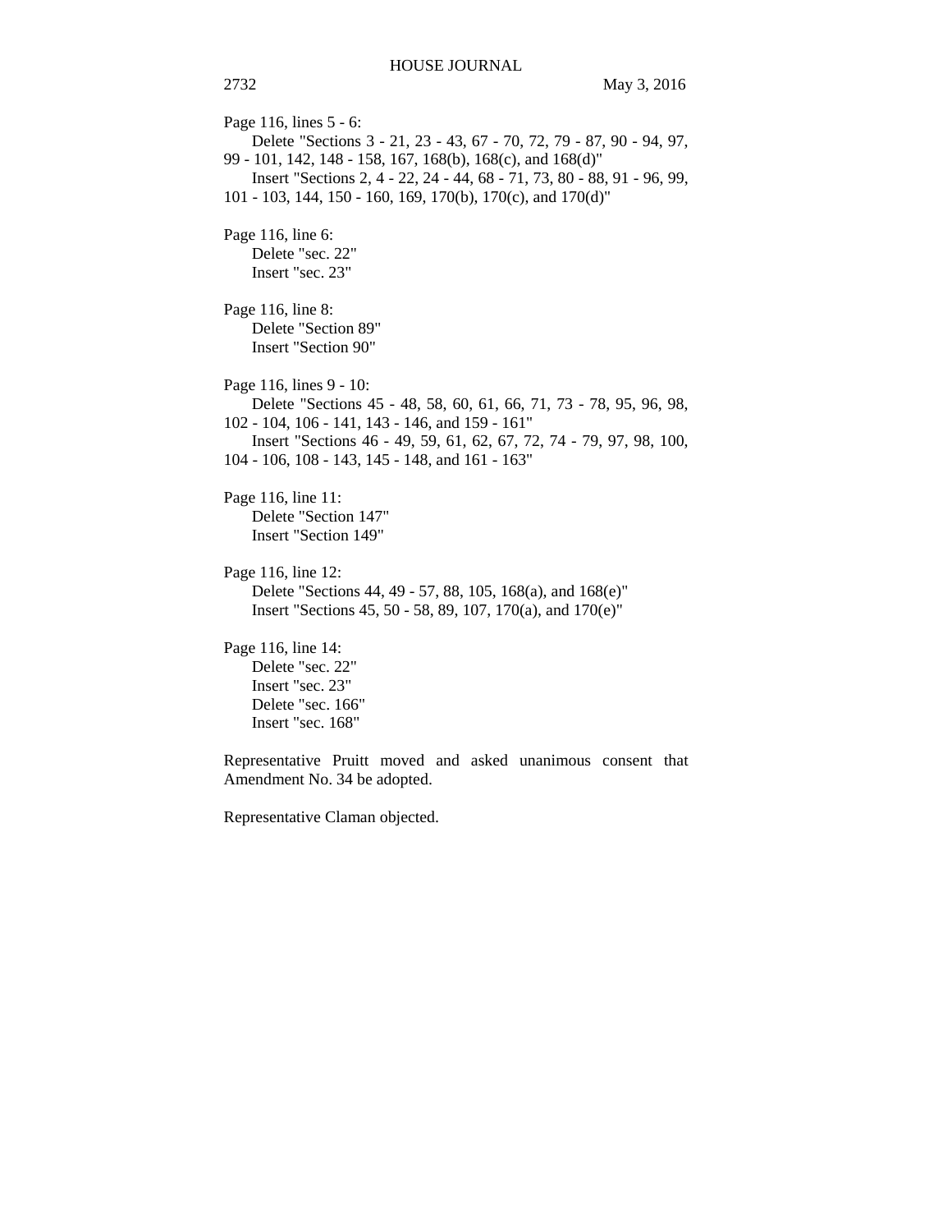Page 116, lines 5 - 6:

Delete "Sections 3 - 21, 23 - 43, 67 - 70, 72, 79 - 87, 90 - 94, 97, 99 - 101, 142, 148 - 158, 167, 168(b), 168(c), and 168(d)"

Insert "Sections 2, 4 - 22, 24 - 44, 68 - 71, 73, 80 - 88, 91 - 96, 99, 101 - 103, 144, 150 - 160, 169, 170(b), 170(c), and 170(d)"

Page 116, line 6:

Delete "sec. 22"

Insert "sec. 23"

Page 116, line 8:

Delete "Section 89"

Insert "Section 90"

Page 116, lines 9 - 10:

Delete "Sections 45 - 48, 58, 60, 61, 66, 71, 73 - 78, 95, 96, 98, 102 - 104, 106 - 141, 143 - 146, and 159 - 161"

Insert "Sections 46 - 49, 59, 61, 62, 67, 72, 74 - 79, 97, 98, 100, 104 - 106, 108 - 143, 145 - 148, and 161 - 163"

Page 116, line 11:

Delete "Section 147"

Insert "Section 149"

Page 116, line 12:

Delete "Sections 44, 49 - 57, 88, 105, 168(a), and 168(e)"

Insert "Sections 45, 50 - 58, 89, 107, 170(a), and 170(e)"

Page 116, line 14:

Delete "sec. 22"

Insert "sec. 23"

Delete "sec. 166"

Insert "sec. 168"

Representative Pruitt moved and asked unanimous consent that Amendment No. 34 be adopted.

Representative Claman objected.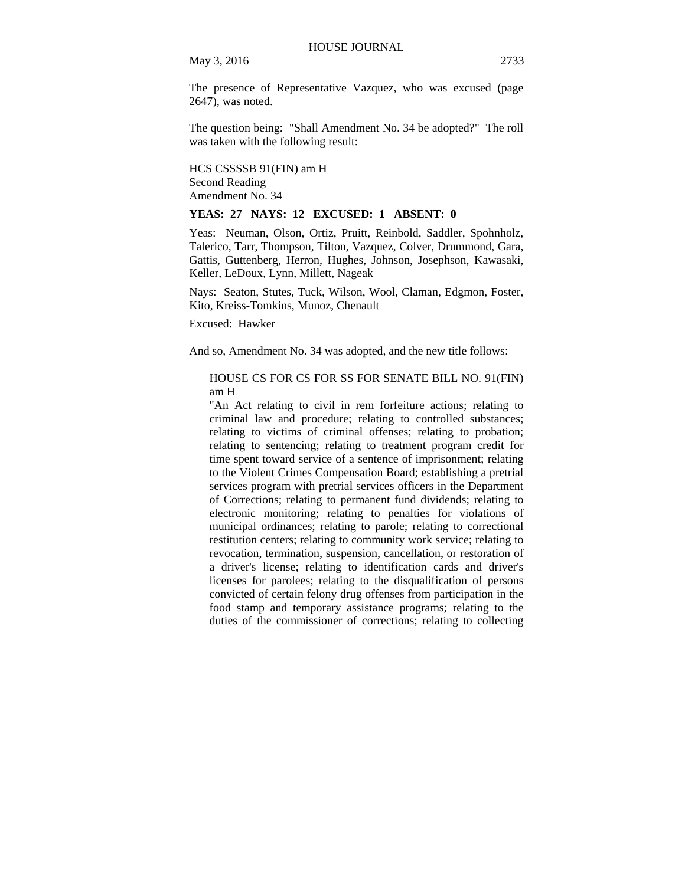The presence of Representative Vazquez, who was excused (page 2647), was noted.

The question being: "Shall Amendment No. 34 be adopted?" The roll was taken with the following result:

HCS CSSSSB 91(FIN) am H
Second Reading
Amendment No. 34

**YEAS: 27 NAYS: 12 EXCUSED: 1 ABSENT: 0**

Yeas: Neuman, Olson, Ortiz, Pruitt, Reinbold, Saddler, Spohnholz, Talerico, Tarr, Thompson, Tilton, Vazquez, Colver, Drummond, Gara, Gattis, Guttenberg, Herron, Hughes, Johnson, Josephson, Kawasaki, Keller, LeDoux, Lynn, Millett, Nageak

Nays: Seaton, Stutes, Tuck, Wilson, Wool, Claman, Edgmon, Foster, Kito, Kreiss-Tomkins, Munoz, Chenault

Excused: Hawker

And so, Amendment No. 34 was adopted, and the new title follows:

> HOUSE CS FOR CS FOR SS FOR SENATE BILL NO. 91(FIN) am H
> "An Act relating to civil in rem forfeiture actions; relating to criminal law and procedure; relating to controlled substances; relating to victims of criminal offenses; relating to probation; relating to sentencing; relating to treatment program credit for time spent toward service of a sentence of imprisonment; relating to the Violent Crimes Compensation Board; establishing a pretrial services program with pretrial services officers in the Department of Corrections; relating to permanent fund dividends; relating to electronic monitoring; relating to penalties for violations of municipal ordinances; relating to parole; relating to correctional restitution centers; relating to community work service; relating to revocation, termination, suspension, cancellation, or restoration of a driver's license; relating to identification cards and driver's licenses for parolees; relating to the disqualification of persons convicted of certain felony drug offenses from participation in the food stamp and temporary assistance programs; relating to the duties of the commissioner of corrections; relating to collecting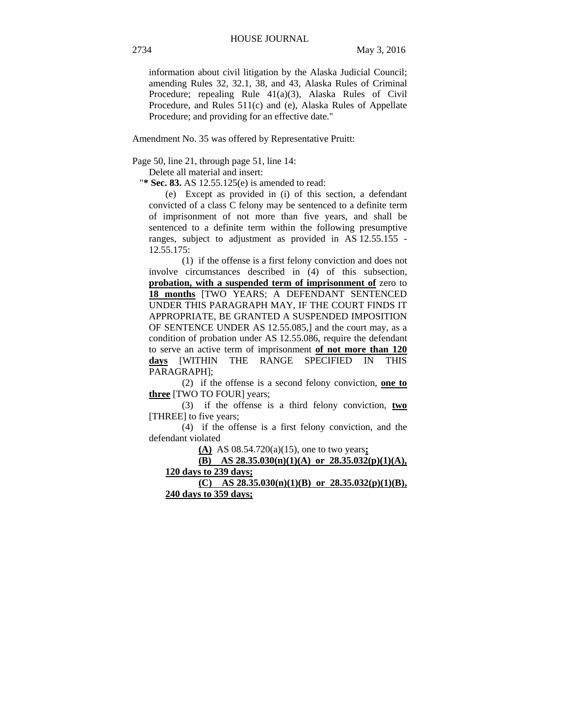information about civil litigation by the Alaska Judicial Council; amending Rules 32, 32.1, 38, and 43, Alaska Rules of Criminal Procedure; repealing Rule 41(a)(3), Alaska Rules of Civil Procedure, and Rules 511(c) and (e), Alaska Rules of Appellate Procedure; and providing for an effective date."

Amendment No. 35 was offered by Representative Pruitt:

Page 50, line 21, through page 51, line 14:

Delete all material and insert:

"**\* Sec. 83.** AS 12.55.125(e) is amended to read:

(e) Except as provided in (i) of this section, a defendant convicted of a class C felony may be sentenced to a definite term of imprisonment of not more than five years, and shall be sentenced to a definite term within the following presumptive ranges, subject to adjustment as provided in AS 12.55.155 - 12.55.175:

(1) if the offense is a first felony conviction and does not involve circumstances described in (4) of this subsection, **probation, with a suspended term of imprisonment of** zero to **18 months** [TWO YEARS; A DEFENDANT SENTENCED UNDER THIS PARAGRAPH MAY, IF THE COURT FINDS IT APPROPRIATE, BE GRANTED A SUSPENDED IMPOSITION OF SENTENCE UNDER AS 12.55.085,] and the court may, as a condition of probation under AS 12.55.086, require the defendant to serve an active term of imprisonment **of not more than 120 days** [WITHIN THE RANGE SPECIFIED IN THIS PARAGRAPH];

(2) if the offense is a second felony conviction, **one to three** [TWO TO FOUR] years;

(3) if the offense is a third felony conviction, **two** [THREE] to five years;

(4) if the offense is a first felony conviction, and the defendant violated

**(A)** AS 08.54.720(a)(15), one to two years**;**

**(B) AS 28.35.030(n)(1)(A) or 28.35.032(p)(1)(A), 120 days to 239 days;**

**(C) AS 28.35.030(n)(1)(B) or 28.35.032(p)(1)(B), 240 days to 359 days;**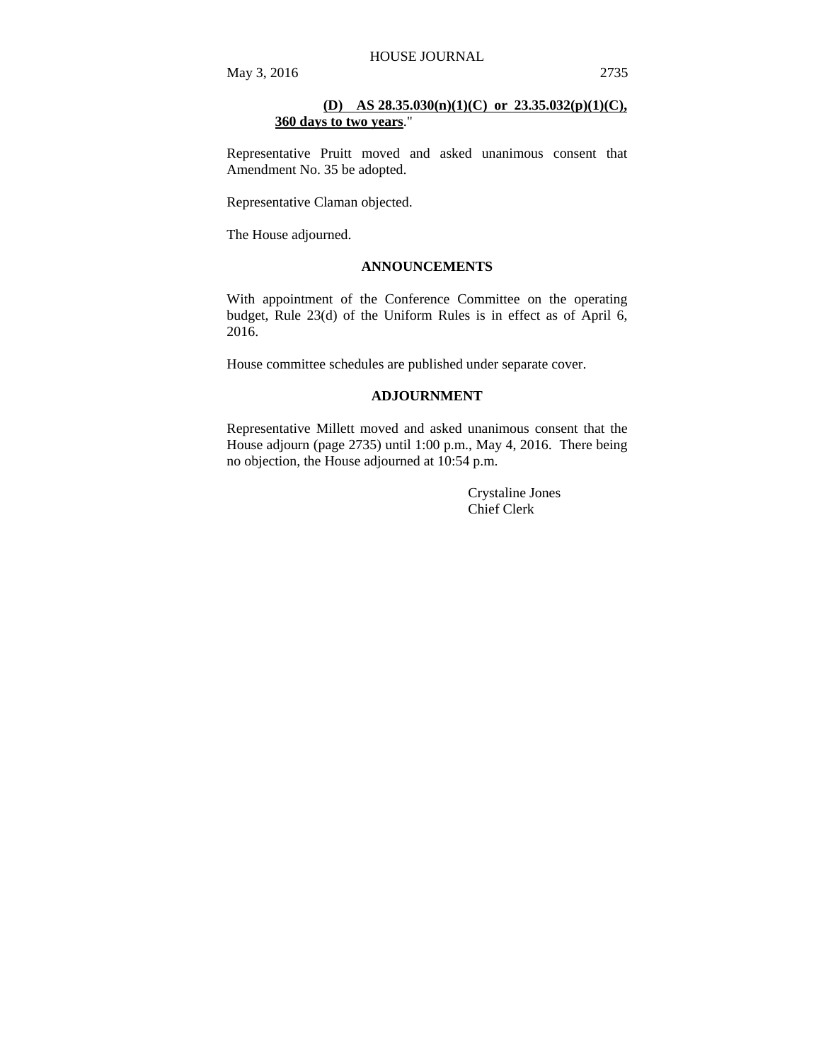**<u>(D) AS 28.35.030(n)(1)(C) or 23.35.032(p)(1)(C), 360 days to two years</u>**."

Representative Pruitt moved and asked unanimous consent that Amendment No. 35 be adopted.

Representative Claman objected.

The House adjourned.

## ANNOUNCEMENTS

With appointment of the Conference Committee on the operating budget, Rule 23(d) of the Uniform Rules is in effect as of April 6, 2016.

House committee schedules are published under separate cover.

## ADJOURNMENT

Representative Millett moved and asked unanimous consent that the House adjourn (page 2735) until 1:00 p.m., May 4, 2016. There being no objection, the House adjourned at 10:54 p.m.

Crystaline Jones
Chief Clerk